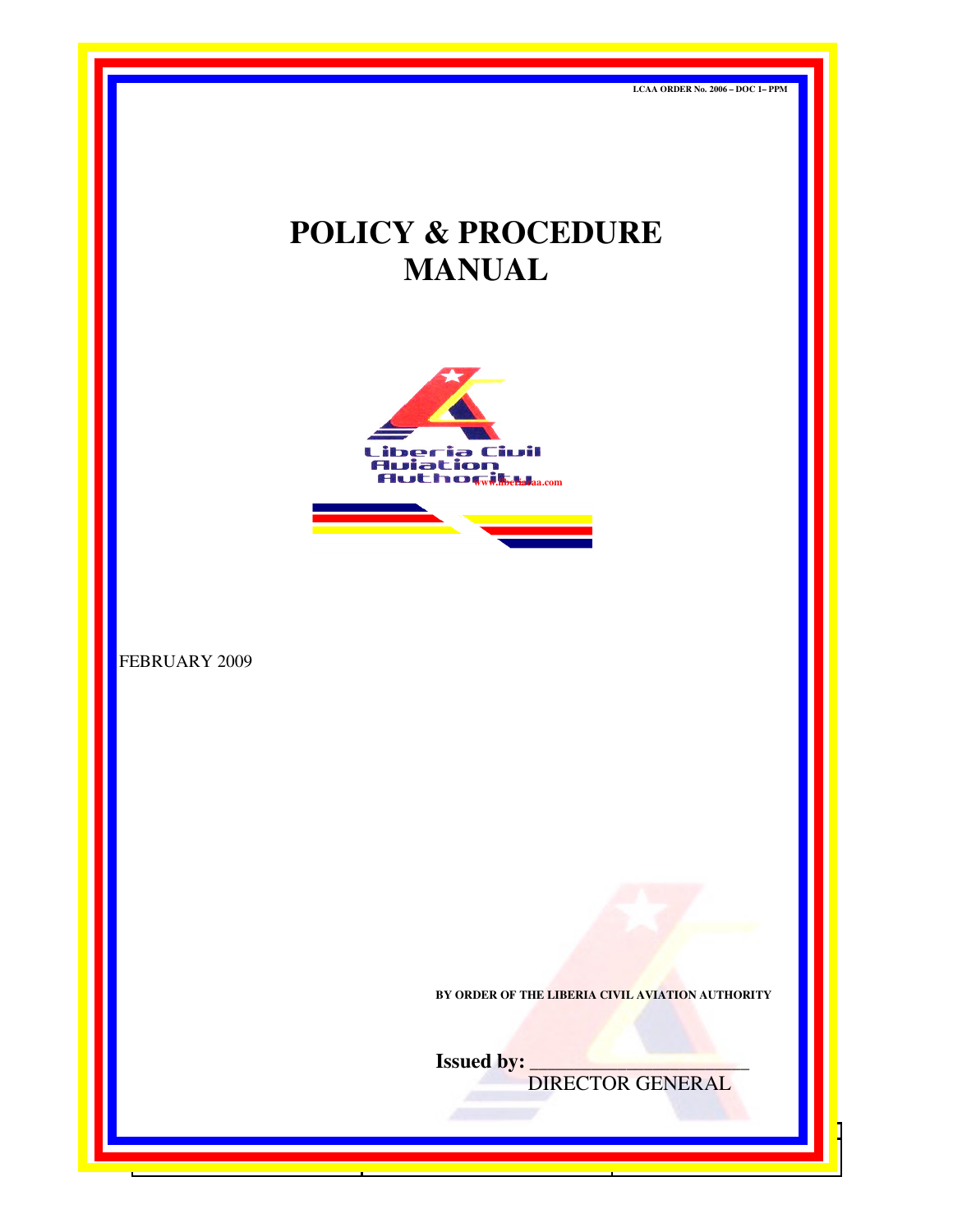LCAA ORDER No. 2006 – DOC I– PPM

# POLICY & PROCEDURE MANUAL

Liberia Civil Aviation Authority

www.liberiacaa.com

FEBRUARY 2009

**BY ORDER OF THE LIBERIA CIVIL AVIATION AUTHORITY**

**Issued by:** \_\_\_\_\_\_\_\_\_\_\_\_\_\_\_\_\_\_\_\_\_\_

DIRECTOR GENERAL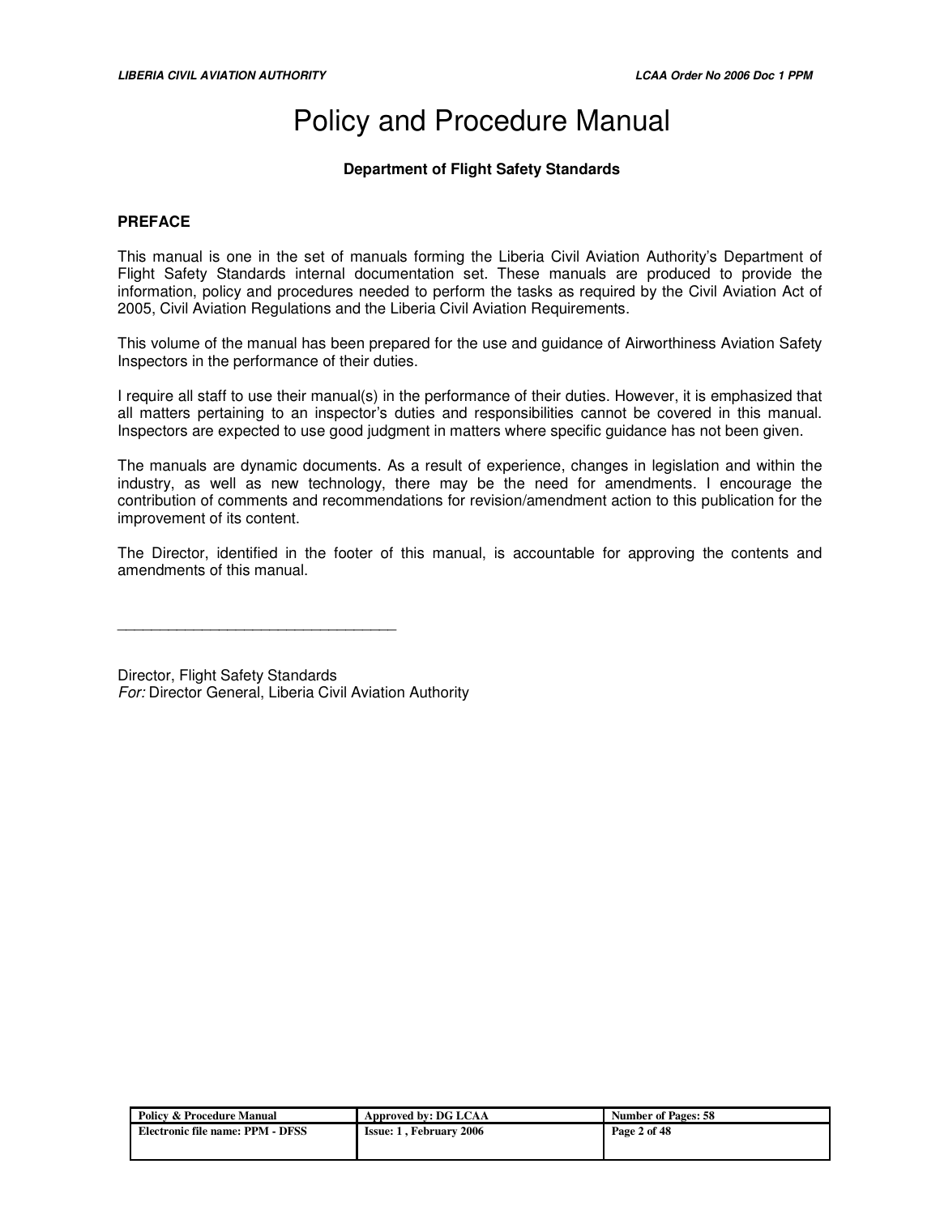# Policy and Procedure Manual

**Department of Flight Safety Standards**

## PREFACE

This manual is one in the set of manuals forming the Liberia Civil Aviation Authority's Department of Flight Safety Standards internal documentation set. These manuals are produced to provide the information, policy and procedures needed to perform the tasks as required by the Civil Aviation Act of 2005, Civil Aviation Regulations and the Liberia Civil Aviation Requirements.

This volume of the manual has been prepared for the use and guidance of Airworthiness Aviation Safety Inspectors in the performance of their duties.

I require all staff to use their manual(s) in the performance of their duties. However, it is emphasized that all matters pertaining to an inspector's duties and responsibilities cannot be covered in this manual. Inspectors are expected to use good judgment in matters where specific guidance has not been given.

The manuals are dynamic documents. As a result of experience, changes in legislation and within the industry, as well as new technology, there may be the need for amendments. I encourage the contribution of comments and recommendations for revision/amendment action to this publication for the improvement of its content.

The Director, identified in the footer of this manual, is accountable for approving the contents and amendments of this manual.

\_\_\_\_\_\_\_\_\_\_\_\_\_\_\_\_\_\_\_\_\_\_\_\_\_\_\_\_\_\_\_\_\_\_\_

Director, Flight Safety Standards
*For:* Director General, Liberia Civil Aviation Authority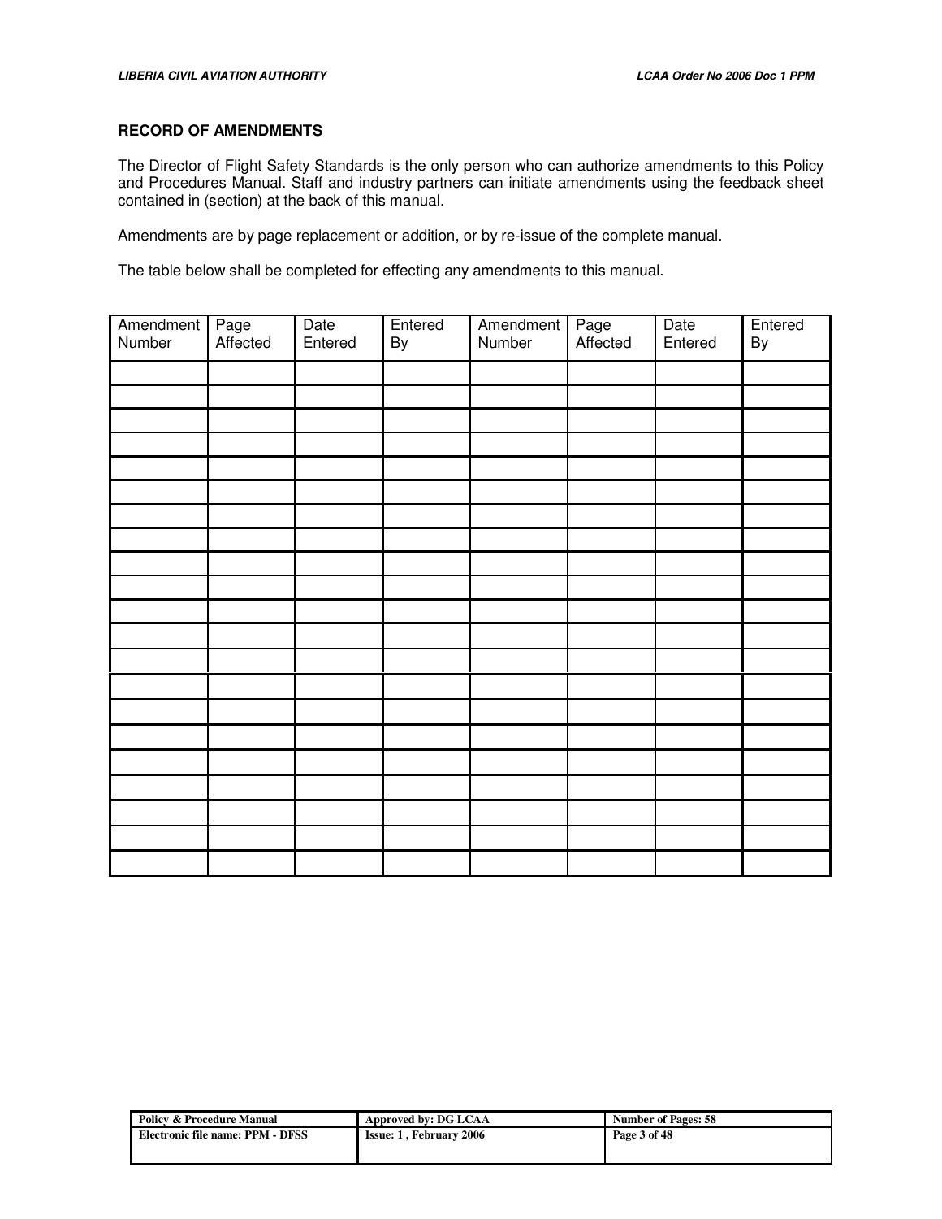## RECORD OF AMENDMENTS

The Director of Flight Safety Standards is the only person who can authorize amendments to this Policy and Procedures Manual. Staff and industry partners can initiate amendments using the feedback sheet contained in (section) at the back of this manual.

Amendments are by page replacement or addition, or by re-issue of the complete manual.

The table below shall be completed for effecting any amendments to this manual.

| Amendment Number | Page Affected | Date Entered | Entered By | Amendment Number | Page Affected | Date Entered | Entered By |
|---|---|---|---|---|---|---|---|
| | | | | | | | |
| | | | | | | | |
| | | | | | | | |
| | | | | | | | |
| | | | | | | | |
| | | | | | | | |
| | | | | | | | |
| | | | | | | | |
| | | | | | | | |
| | | | | | | | |
| | | | | | | | |
| | | | | | | | |
| | | | | | | | |
| | | | | | | | |
| | | | | | | | |
| | | | | | | | |
| | | | | | | | |
| | | | | | | | |
| | | | | | | | |
| | | | | | | | |
| | | | | | | | |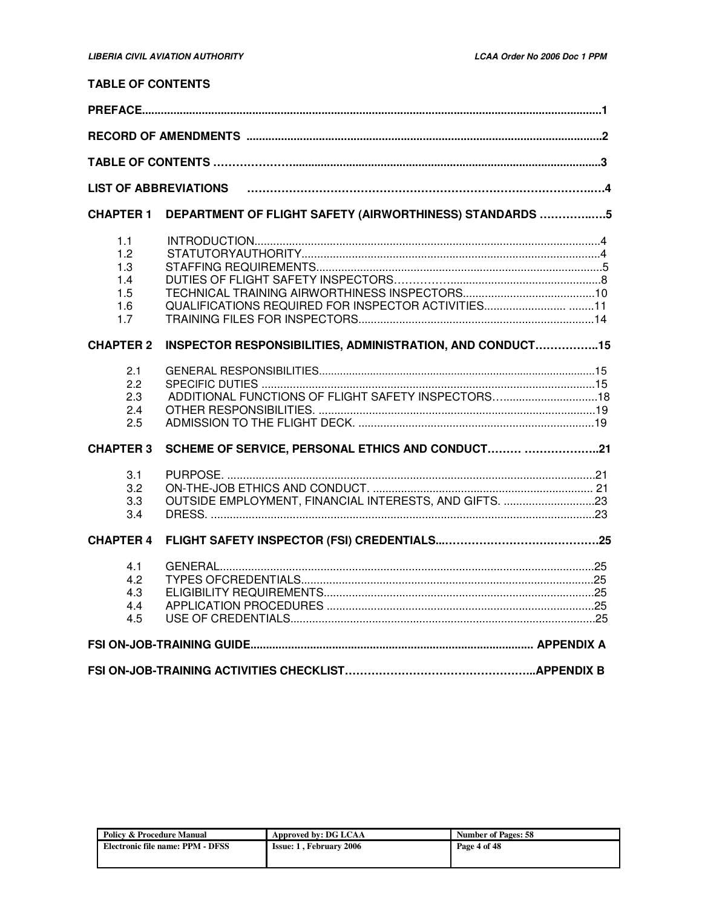## TABLE OF CONTENTS

**PREFACE................................................................................................................................................1**

**RECORD OF AMENDMENTS ................................................................................................................2**

**TABLE OF CONTENTS ……………….................................................................................................3**

**LIST OF ABBREVIATIONS ……………………………………………………………………………..…4**

**CHAPTER 1 DEPARTMENT OF FLIGHT SAFETY (AIRWORTHINESS) STANDARDS ……………..…5**

1.1 INTRODUCTION.............................................................................................................4
1.2 STATUTORYAUTHORITY...............................................................................................4
1.3 STAFFING REQUIREMENTS...........................................................................................5
1.4 DUTIES OF FLIGHT SAFETY INSPECTORS.……………...............................................8
1.5 TECHNICAL TRAINING AIRWORTHINESS INSPECTORS.........................................10
1.6 QUALIFICATIONS REQUIRED FOR INSPECTOR ACTIVITIES......................... ........11
1.7 TRAINING FILES FOR INSPECTORS...........................................................................14

**CHAPTER 2 INSPECTOR RESPONSIBILITIES, ADMINISTRATION, AND CONDUCT……………..15**

2.1 GENERAL RESPONSIBILITIES.........................................................................................15
2.2 SPECIFIC DUTIES ..........................................................................................................15
2.3 ADDITIONAL FUNCTIONS OF FLIGHT SAFETY INSPECTORS…..............................18
2.4 OTHER RESPONSIBILITIES. .........................................................................................19
2.5 ADMISSION TO THE FLIGHT DECK. ...........................................................................19

**CHAPTER 3 SCHEME OF SERVICE, PERSONAL ETHICS AND CONDUCT……… ………………..21**

3.1 PURPOSE. ......................................................................................................................21
3.2 ON-THE-JOB ETHICS AND CONDUCT. ...................................................................... 21
3.3 OUTSIDE EMPLOYMENT, FINANCIAL INTERESTS, AND GIFTS. .............................23
3.4 DRESS. ...........................................................................................................................23

**CHAPTER 4 FLIGHT SAFETY INSPECTOR (FSI) CREDENTIALS...……………………………………25**

4.1 GENERAL.......................................................................................................................25
4.2 TYPES OFCREDENTIALS.............................................................................................25
4.3 ELIGIBILITY REQUIREMENTS......................................................................................25
4.4 APPLICATION PROCEDURES .....................................................................................25
4.5 USE OF CREDENTIALS.................................................................................................25

**FSI ON-JOB-TRAINING GUIDE......................................................................................... APPENDIX A**

**FSI ON-JOB-TRAINING ACTIVITIES CHECKLIST…………………………………………..APPENDIX B**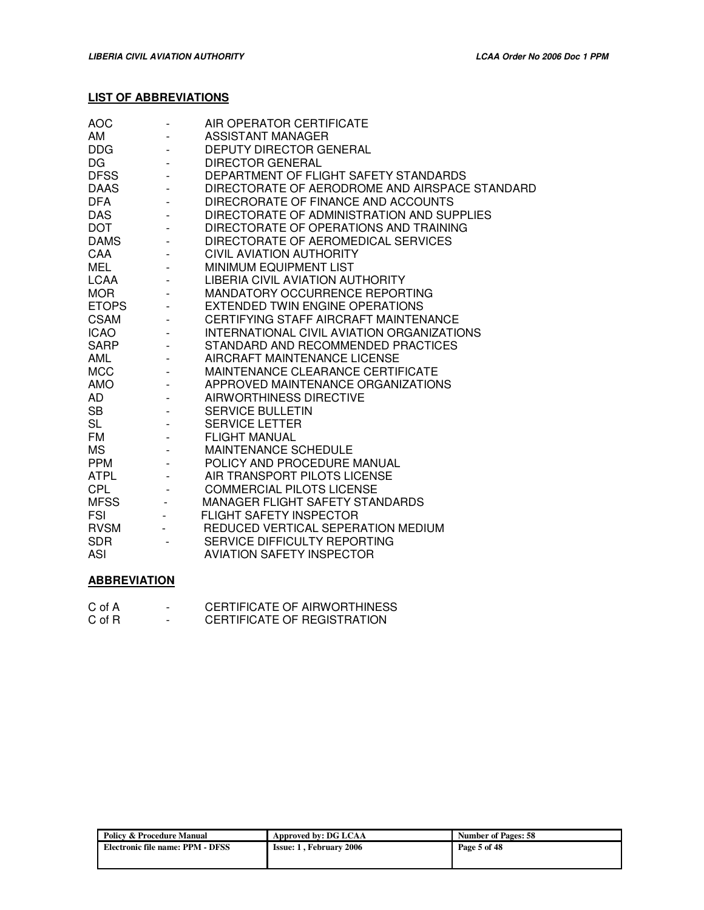**LIST OF ABBREVIATIONS**

| | | |
|---|---|---|
| AOC | - | AIR OPERATOR CERTIFICATE |
| AM | - | ASSISTANT MANAGER |
| DDG | - | DEPUTY DIRECTOR GENERAL |
| DG | - | DIRECTOR GENERAL |
| DFSS | - | DEPARTMENT OF FLIGHT SAFETY STANDARDS |
| DAAS | - | DIRECTORATE OF AERODROME AND AIRSPACE STANDARD |
| DFA | - | DIRECRORATE OF FINANCE AND ACCOUNTS |
| DAS | - | DIRECTORATE OF ADMINISTRATION AND SUPPLIES |
| DOT | - | DIRECTORATE OF OPERATIONS AND TRAINING |
| DAMS | - | DIRECTORATE OF AEROMEDICAL SERVICES |
| CAA | - | CIVIL AVIATION AUTHORITY |
| MEL | - | MINIMUM EQUIPMENT LIST |
| LCAA | - | LIBERIA CIVIL AVIATION AUTHORITY |
| MOR | - | MANDATORY OCCURRENCE REPORTING |
| ETOPS | - | EXTENDED TWIN ENGINE OPERATIONS |
| CSAM | - | CERTIFYING STAFF AIRCRAFT MAINTENANCE |
| ICAO | - | INTERNATIONAL CIVIL AVIATION ORGANIZATIONS |
| SARP | - | STANDARD AND RECOMMENDED PRACTICES |
| AML | - | AIRCRAFT MAINTENANCE LICENSE |
| MCC | - | MAINTENANCE CLEARANCE CERTIFICATE |
| AMO | - | APPROVED MAINTENANCE ORGANIZATIONS |
| AD | - | AIRWORTHINESS DIRECTIVE |
| SB | - | SERVICE BULLETIN |
| SL | - | SERVICE LETTER |
| FM | - | FLIGHT MANUAL |
| MS | - | MAINTENANCE SCHEDULE |
| PPM | - | POLICY AND PROCEDURE MANUAL |
| ATPL | - | AIR TRANSPORT PILOTS LICENSE |
| CPL | - | COMMERCIAL PILOTS LICENSE |
| MFSS | - | MANAGER FLIGHT SAFETY STANDARDS |
| FSI | - | FLIGHT SAFETY INSPECTOR |
| RVSM | - | REDUCED VERTICAL SEPERATION MEDIUM |
| SDR | - | SERVICE DIFFICULTY REPORTING |
| ASI | | AVIATION SAFETY INSPECTOR |

**ABBREVIATION**

| | | |
|---|---|---|
| C of A | - | CERTIFICATE OF AIRWORTHINESS |
| C of R | - | CERTIFICATE OF REGISTRATION |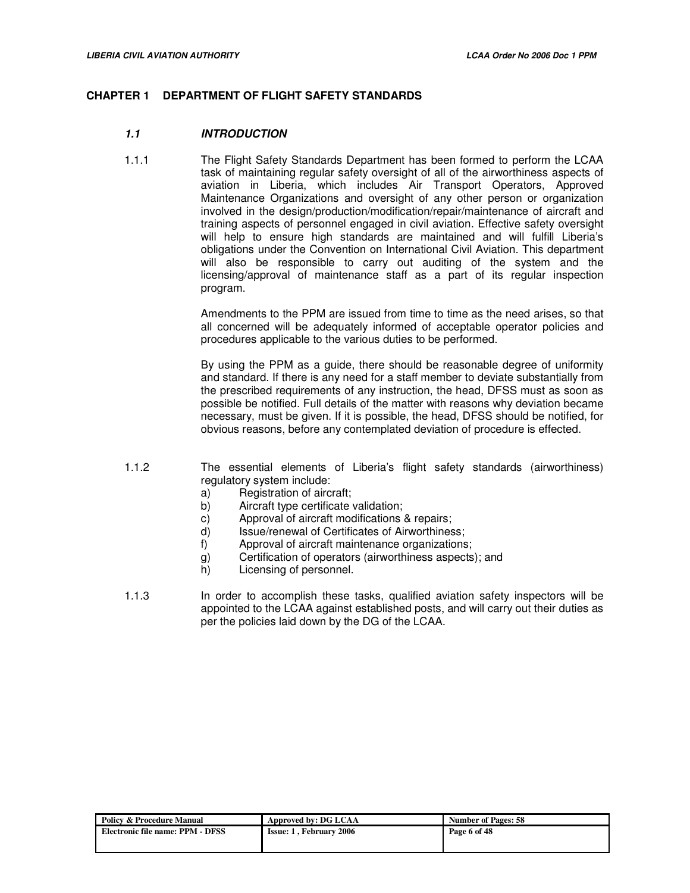# CHAPTER 1 DEPARTMENT OF FLIGHT SAFETY STANDARDS

## *1.1 INTRODUCTION*

1.1.1 The Flight Safety Standards Department has been formed to perform the LCAA task of maintaining regular safety oversight of all of the airworthiness aspects of aviation in Liberia, which includes Air Transport Operators, Approved Maintenance Organizations and oversight of any other person or organization involved in the design/production/modification/repair/maintenance of aircraft and training aspects of personnel engaged in civil aviation. Effective safety oversight will help to ensure high standards are maintained and will fulfill Liberia's obligations under the Convention on International Civil Aviation. This department will also be responsible to carry out auditing of the system and the licensing/approval of maintenance staff as a part of its regular inspection program.

Amendments to the PPM are issued from time to time as the need arises, so that all concerned will be adequately informed of acceptable operator policies and procedures applicable to the various duties to be performed.

By using the PPM as a guide, there should be reasonable degree of uniformity and standard. If there is any need for a staff member to deviate substantially from the prescribed requirements of any instruction, the head, DFSS must as soon as possible be notified. Full details of the matter with reasons why deviation became necessary, must be given. If it is possible, the head, DFSS should be notified, for obvious reasons, before any contemplated deviation of procedure is effected.

1.1.2 The essential elements of Liberia's flight safety standards (airworthiness) regulatory system include:

- a) Registration of aircraft;
- b) Aircraft type certificate validation;
- c) Approval of aircraft modifications & repairs;
- d) Issue/renewal of Certificates of Airworthiness;
- f) Approval of aircraft maintenance organizations;
- g) Certification of operators (airworthiness aspects); and
- h) Licensing of personnel.

1.1.3 In order to accomplish these tasks, qualified aviation safety inspectors will be appointed to the LCAA against established posts, and will carry out their duties as per the policies laid down by the DG of the LCAA.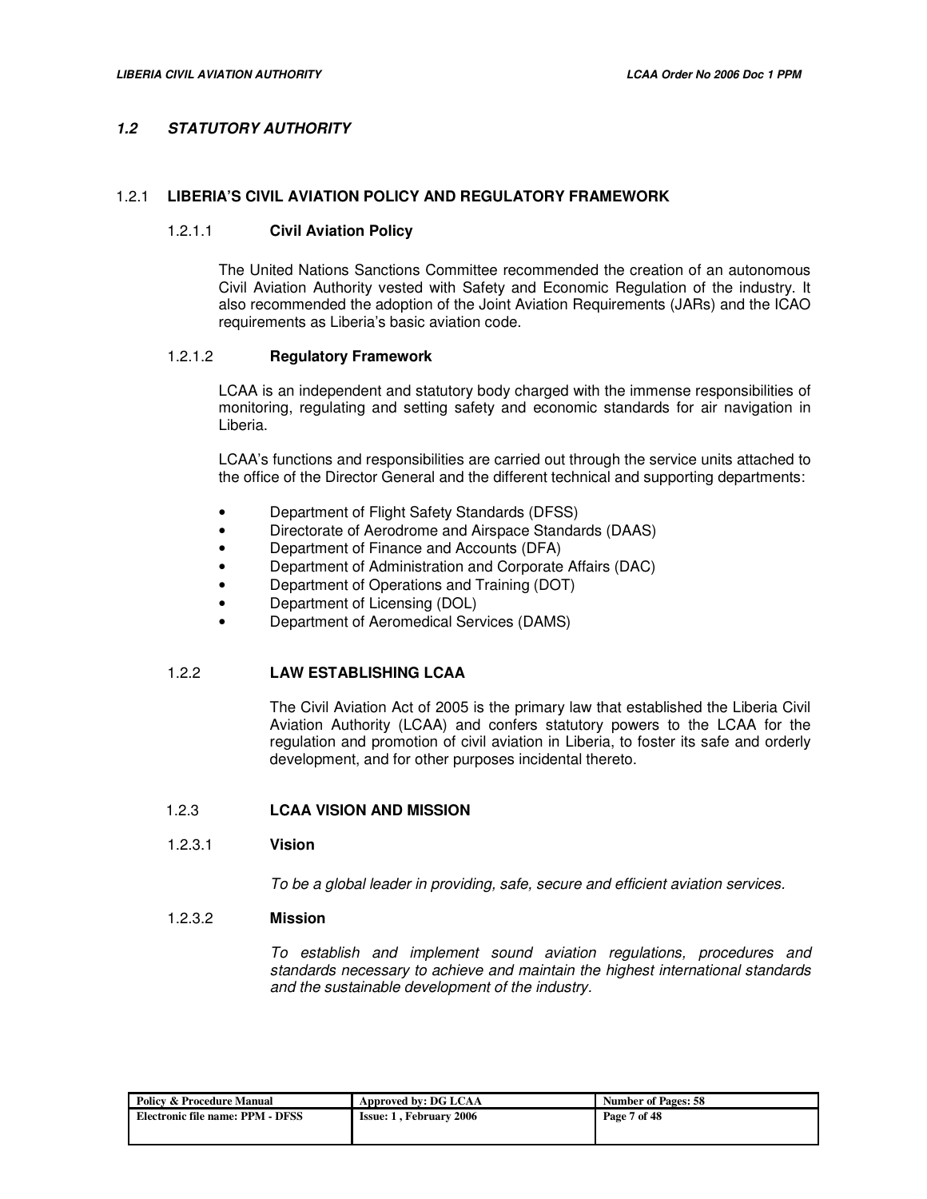## *1.2 STATUTORY AUTHORITY*

### 1.2.1 LIBERIA'S CIVIL AVIATION POLICY AND REGULATORY FRAMEWORK

#### 1.2.1.1 Civil Aviation Policy

The United Nations Sanctions Committee recommended the creation of an autonomous Civil Aviation Authority vested with Safety and Economic Regulation of the industry. It also recommended the adoption of the Joint Aviation Requirements (JARs) and the ICAO requirements as Liberia's basic aviation code.

#### 1.2.1.2 Regulatory Framework

LCAA is an independent and statutory body charged with the immense responsibilities of monitoring, regulating and setting safety and economic standards for air navigation in Liberia.

LCAA's functions and responsibilities are carried out through the service units attached to the office of the Director General and the different technical and supporting departments:

- Department of Flight Safety Standards (DFSS)
- Directorate of Aerodrome and Airspace Standards (DAAS)
- Department of Finance and Accounts (DFA)
- Department of Administration and Corporate Affairs (DAC)
- Department of Operations and Training (DOT)
- Department of Licensing (DOL)
- Department of Aeromedical Services (DAMS)

### 1.2.2 LAW ESTABLISHING LCAA

The Civil Aviation Act of 2005 is the primary law that established the Liberia Civil Aviation Authority (LCAA) and confers statutory powers to the LCAA for the regulation and promotion of civil aviation in Liberia, to foster its safe and orderly development, and for other purposes incidental thereto.

### 1.2.3 LCAA VISION AND MISSION

#### 1.2.3.1 Vision

*To be a global leader in providing, safe, secure and efficient aviation services.*

#### 1.2.3.2 Mission

*To establish and implement sound aviation regulations, procedures and standards necessary to achieve and maintain the highest international standards and the sustainable development of the industry.*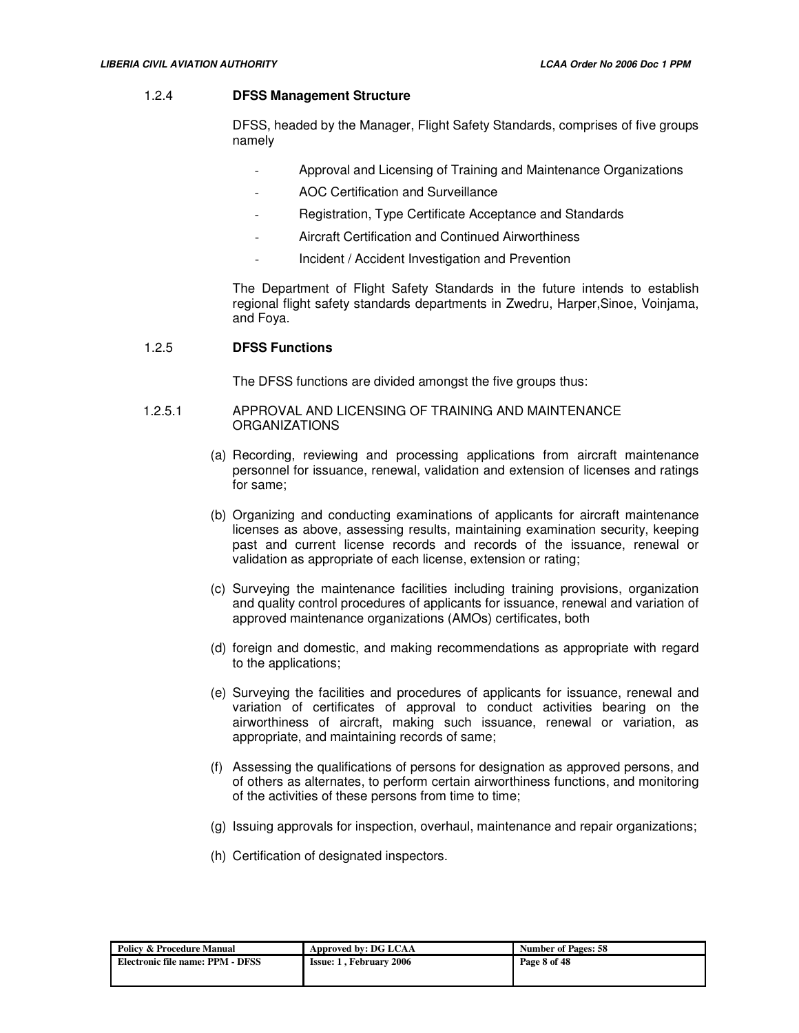### 1.2.4 DFSS Management Structure

DFSS, headed by the Manager, Flight Safety Standards, comprises of five groups namely

- Approval and Licensing of Training and Maintenance Organizations
- AOC Certification and Surveillance
- Registration, Type Certificate Acceptance and Standards
- Aircraft Certification and Continued Airworthiness
- Incident / Accident Investigation and Prevention

The Department of Flight Safety Standards in the future intends to establish regional flight safety standards departments in Zwedru, Harper,Sinoe, Voinjama, and Foya.

### 1.2.5 DFSS Functions

The DFSS functions are divided amongst the five groups thus:

#### 1.2.5.1 APPROVAL AND LICENSING OF TRAINING AND MAINTENANCE ORGANIZATIONS

(a) Recording, reviewing and processing applications from aircraft maintenance personnel for issuance, renewal, validation and extension of licenses and ratings for same;

(b) Organizing and conducting examinations of applicants for aircraft maintenance licenses as above, assessing results, maintaining examination security, keeping past and current license records and records of the issuance, renewal or validation as appropriate of each license, extension or rating;

(c) Surveying the maintenance facilities including training provisions, organization and quality control procedures of applicants for issuance, renewal and variation of approved maintenance organizations (AMOs) certificates, both

(d) foreign and domestic, and making recommendations as appropriate with regard to the applications;

(e) Surveying the facilities and procedures of applicants for issuance, renewal and variation of certificates of approval to conduct activities bearing on the airworthiness of aircraft, making such issuance, renewal or variation, as appropriate, and maintaining records of same;

(f) Assessing the qualifications of persons for designation as approved persons, and of others as alternates, to perform certain airworthiness functions, and monitoring of the activities of these persons from time to time;

(g) Issuing approvals for inspection, overhaul, maintenance and repair organizations;

(h) Certification of designated inspectors.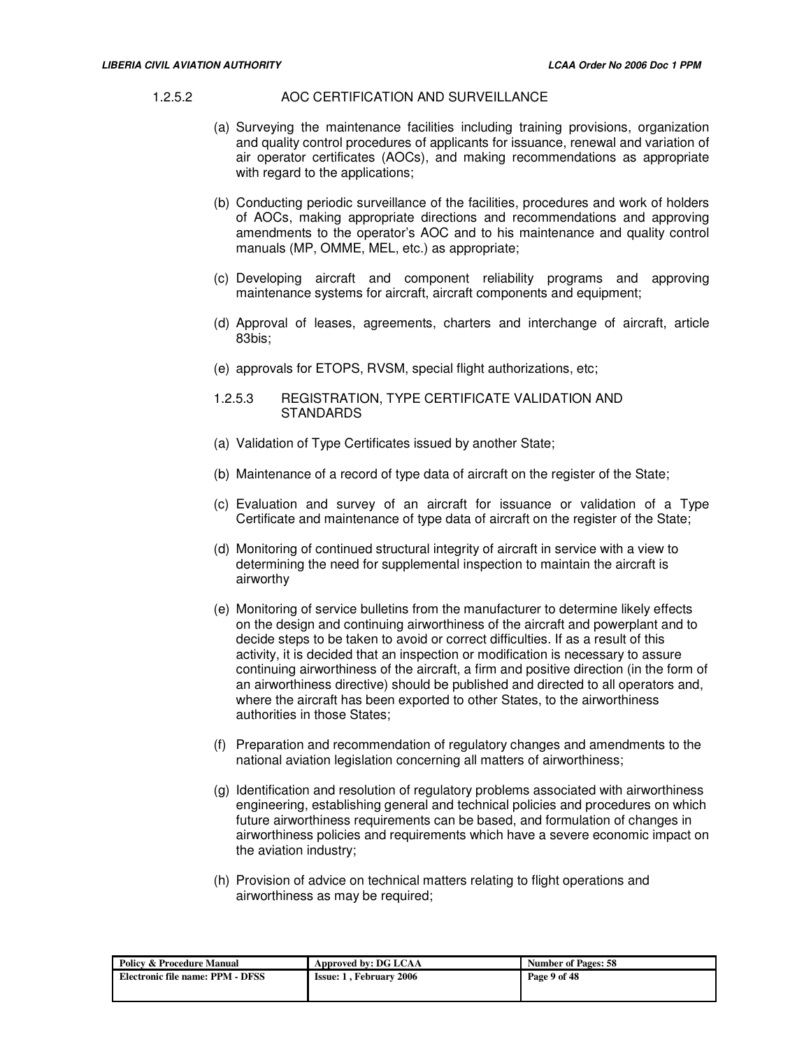#### 1.2.5.2 AOC CERTIFICATION AND SURVEILLANCE

(a) Surveying the maintenance facilities including training provisions, organization and quality control procedures of applicants for issuance, renewal and variation of air operator certificates (AOCs), and making recommendations as appropriate with regard to the applications;

(b) Conducting periodic surveillance of the facilities, procedures and work of holders of AOCs, making appropriate directions and recommendations and approving amendments to the operator's AOC and to his maintenance and quality control manuals (MP, OMME, MEL, etc.) as appropriate;

(c) Developing aircraft and component reliability programs and approving maintenance systems for aircraft, aircraft components and equipment;

(d) Approval of leases, agreements, charters and interchange of aircraft, article 83bis;

(e) approvals for ETOPS, RVSM, special flight authorizations, etc;

#### 1.2.5.3 REGISTRATION, TYPE CERTIFICATE VALIDATION AND STANDARDS

(a) Validation of Type Certificates issued by another State;

(b) Maintenance of a record of type data of aircraft on the register of the State;

(c) Evaluation and survey of an aircraft for issuance or validation of a Type Certificate and maintenance of type data of aircraft on the register of the State;

(d) Monitoring of continued structural integrity of aircraft in service with a view to determining the need for supplemental inspection to maintain the aircraft is airworthy

(e) Monitoring of service bulletins from the manufacturer to determine likely effects on the design and continuing airworthiness of the aircraft and powerplant and to decide steps to be taken to avoid or correct difficulties. If as a result of this activity, it is decided that an inspection or modification is necessary to assure continuing airworthiness of the aircraft, a firm and positive direction (in the form of an airworthiness directive) should be published and directed to all operators and, where the aircraft has been exported to other States, to the airworthiness authorities in those States;

(f) Preparation and recommendation of regulatory changes and amendments to the national aviation legislation concerning all matters of airworthiness;

(g) Identification and resolution of regulatory problems associated with airworthiness engineering, establishing general and technical policies and procedures on which future airworthiness requirements can be based, and formulation of changes in airworthiness policies and requirements which have a severe economic impact on the aviation industry;

(h) Provision of advice on technical matters relating to flight operations and airworthiness as may be required;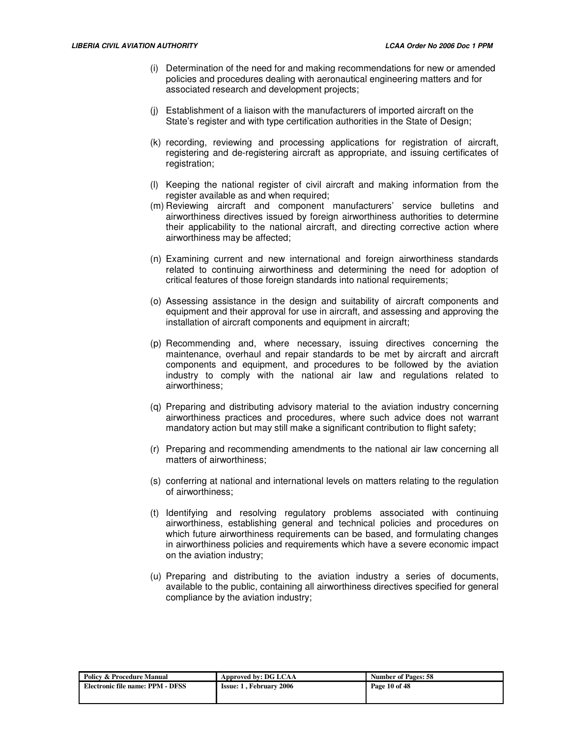(i) Determination of the need for and making recommendations for new or amended policies and procedures dealing with aeronautical engineering matters and for associated research and development projects;

(j) Establishment of a liaison with the manufacturers of imported aircraft on the State's register and with type certification authorities in the State of Design;

(k) recording, reviewing and processing applications for registration of aircraft, registering and de-registering aircraft as appropriate, and issuing certificates of registration;

(l) Keeping the national register of civil aircraft and making information from the register available as and when required;

(m) Reviewing aircraft and component manufacturers' service bulletins and airworthiness directives issued by foreign airworthiness authorities to determine their applicability to the national aircraft, and directing corrective action where airworthiness may be affected;

(n) Examining current and new international and foreign airworthiness standards related to continuing airworthiness and determining the need for adoption of critical features of those foreign standards into national requirements;

(o) Assessing assistance in the design and suitability of aircraft components and equipment and their approval for use in aircraft, and assessing and approving the installation of aircraft components and equipment in aircraft;

(p) Recommending and, where necessary, issuing directives concerning the maintenance, overhaul and repair standards to be met by aircraft and aircraft components and equipment, and procedures to be followed by the aviation industry to comply with the national air law and regulations related to airworthiness;

(q) Preparing and distributing advisory material to the aviation industry concerning airworthiness practices and procedures, where such advice does not warrant mandatory action but may still make a significant contribution to flight safety;

(r) Preparing and recommending amendments to the national air law concerning all matters of airworthiness;

(s) conferring at national and international levels on matters relating to the regulation of airworthiness;

(t) Identifying and resolving regulatory problems associated with continuing airworthiness, establishing general and technical policies and procedures on which future airworthiness requirements can be based, and formulating changes in airworthiness policies and requirements which have a severe economic impact on the aviation industry;

(u) Preparing and distributing to the aviation industry a series of documents, available to the public, containing all airworthiness directives specified for general compliance by the aviation industry;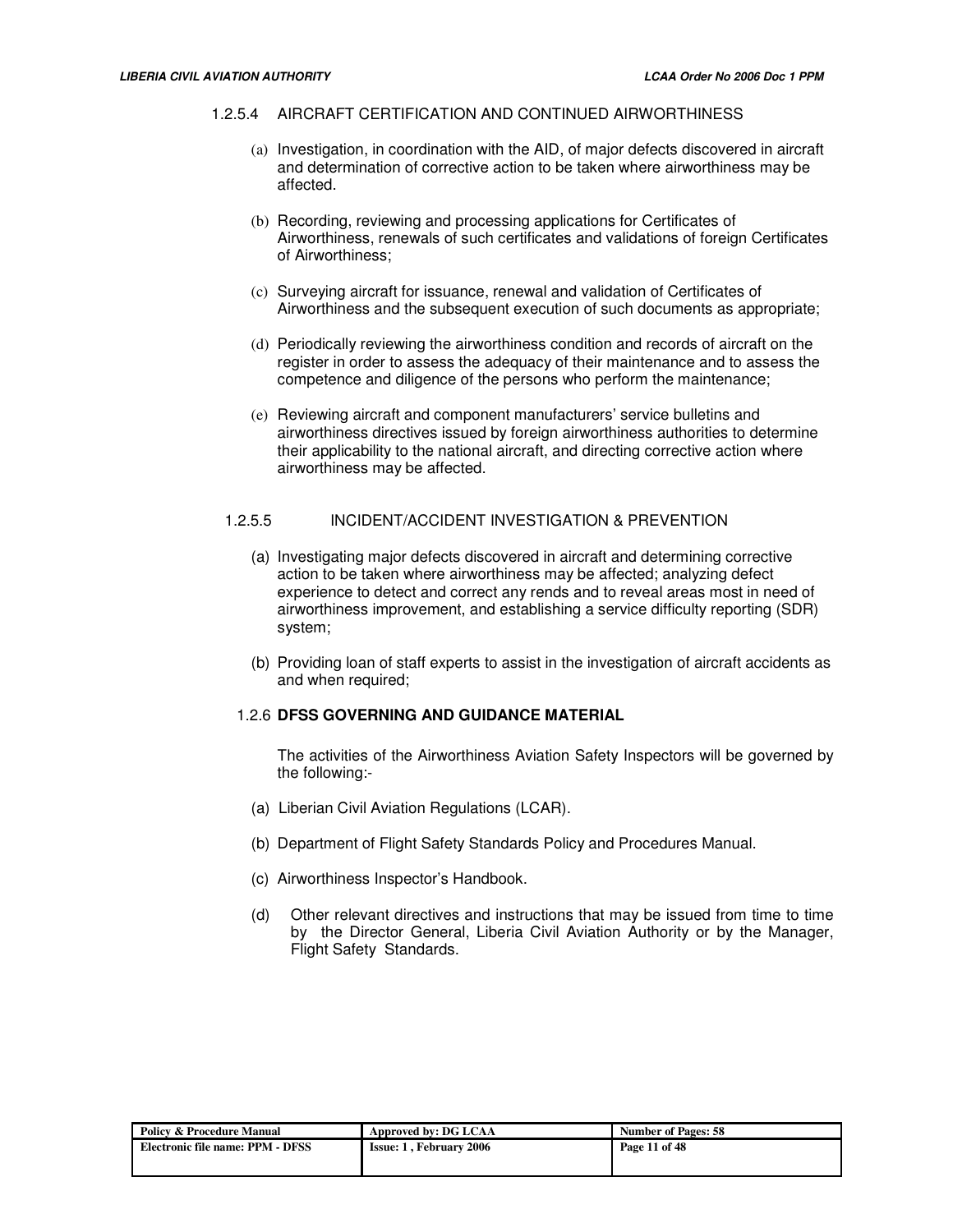#### 1.2.5.4 AIRCRAFT CERTIFICATION AND CONTINUED AIRWORTHINESS

(a) Investigation, in coordination with the AID, of major defects discovered in aircraft and determination of corrective action to be taken where airworthiness may be affected.

(b) Recording, reviewing and processing applications for Certificates of Airworthiness, renewals of such certificates and validations of foreign Certificates of Airworthiness;

(c) Surveying aircraft for issuance, renewal and validation of Certificates of Airworthiness and the subsequent execution of such documents as appropriate;

(d) Periodically reviewing the airworthiness condition and records of aircraft on the register in order to assess the adequacy of their maintenance and to assess the competence and diligence of the persons who perform the maintenance;

(e) Reviewing aircraft and component manufacturers' service bulletins and airworthiness directives issued by foreign airworthiness authorities to determine their applicability to the national aircraft, and directing corrective action where airworthiness may be affected.

#### 1.2.5.5 INCIDENT/ACCIDENT INVESTIGATION & PREVENTION

(a) Investigating major defects discovered in aircraft and determining corrective action to be taken where airworthiness may be affected; analyzing defect experience to detect and correct any rends and to reveal areas most in need of airworthiness improvement, and establishing a service difficulty reporting (SDR) system;

(b) Providing loan of staff experts to assist in the investigation of aircraft accidents as and when required;

### 1.2.6 DFSS GOVERNING AND GUIDANCE MATERIAL

The activities of the Airworthiness Aviation Safety Inspectors will be governed by the following:-

(a) Liberian Civil Aviation Regulations (LCAR).

(b) Department of Flight Safety Standards Policy and Procedures Manual.

(c) Airworthiness Inspector's Handbook.

(d) Other relevant directives and instructions that may be issued from time to time by the Director General, Liberia Civil Aviation Authority or by the Manager, Flight Safety Standards.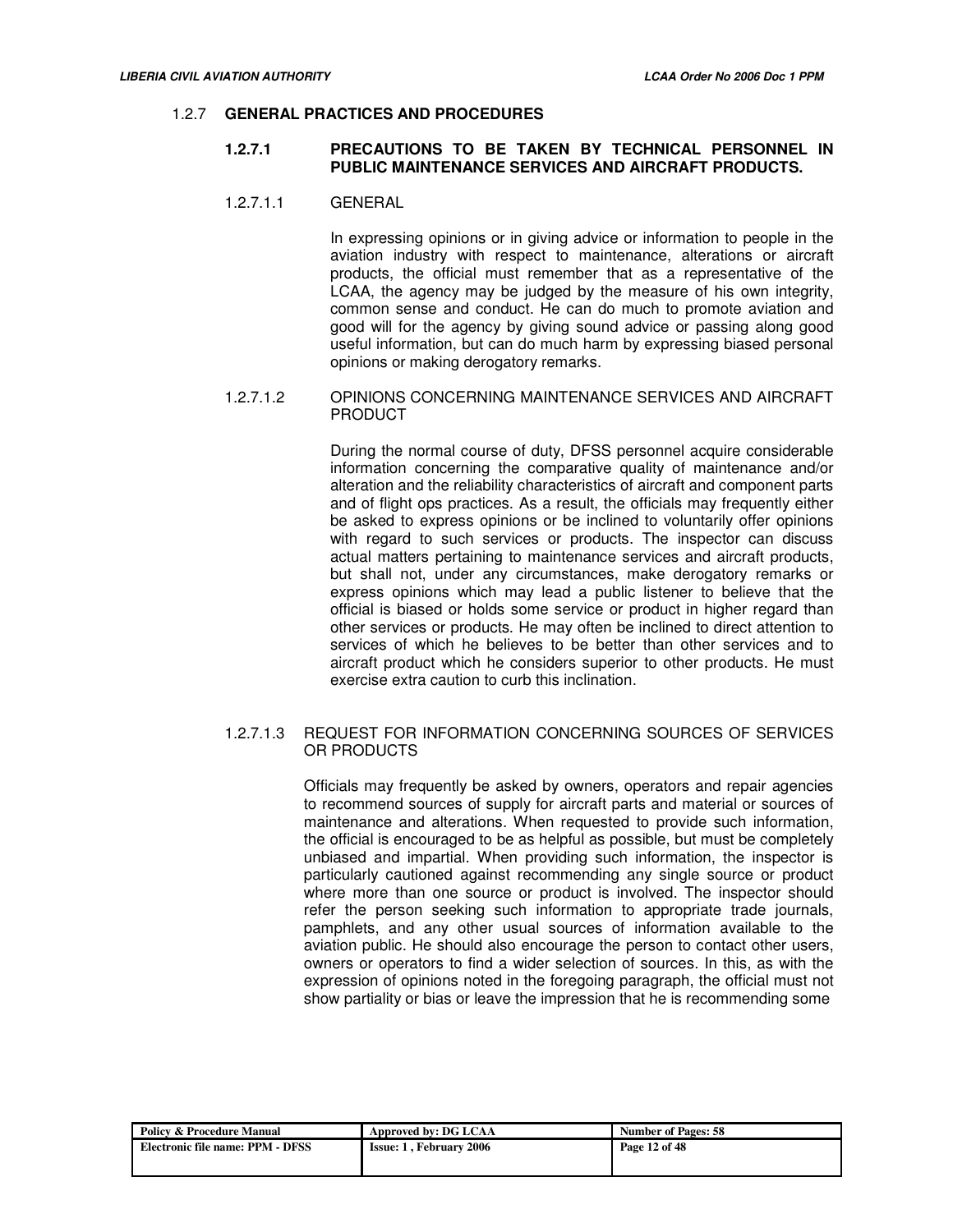### 1.2.7 GENERAL PRACTICES AND PROCEDURES

#### 1.2.7.1 PRECAUTIONS TO BE TAKEN BY TECHNICAL PERSONNEL IN PUBLIC MAINTENANCE SERVICES AND AIRCRAFT PRODUCTS.

1.2.7.1.1 GENERAL

In expressing opinions or in giving advice or information to people in the aviation industry with respect to maintenance, alterations or aircraft products, the official must remember that as a representative of the LCAA, the agency may be judged by the measure of his own integrity, common sense and conduct. He can do much to promote aviation and good will for the agency by giving sound advice or passing along good useful information, but can do much harm by expressing biased personal opinions or making derogatory remarks.

1.2.7.1.2 OPINIONS CONCERNING MAINTENANCE SERVICES AND AIRCRAFT PRODUCT

During the normal course of duty, DFSS personnel acquire considerable information concerning the comparative quality of maintenance and/or alteration and the reliability characteristics of aircraft and component parts and of flight ops practices. As a result, the officials may frequently either be asked to express opinions or be inclined to voluntarily offer opinions with regard to such services or products. The inspector can discuss actual matters pertaining to maintenance services and aircraft products, but shall not, under any circumstances, make derogatory remarks or express opinions which may lead a public listener to believe that the official is biased or holds some service or product in higher regard than other services or products. He may often be inclined to direct attention to services of which he believes to be better than other services and to aircraft product which he considers superior to other products. He must exercise extra caution to curb this inclination.

1.2.7.1.3 REQUEST FOR INFORMATION CONCERNING SOURCES OF SERVICES OR PRODUCTS

Officials may frequently be asked by owners, operators and repair agencies to recommend sources of supply for aircraft parts and material or sources of maintenance and alterations. When requested to provide such information, the official is encouraged to be as helpful as possible, but must be completely unbiased and impartial. When providing such information, the inspector is particularly cautioned against recommending any single source or product where more than one source or product is involved. The inspector should refer the person seeking such information to appropriate trade journals, pamphlets, and any other usual sources of information available to the aviation public. He should also encourage the person to contact other users, owners or operators to find a wider selection of sources. In this, as with the expression of opinions noted in the foregoing paragraph, the official must not show partiality or bias or leave the impression that he is recommending some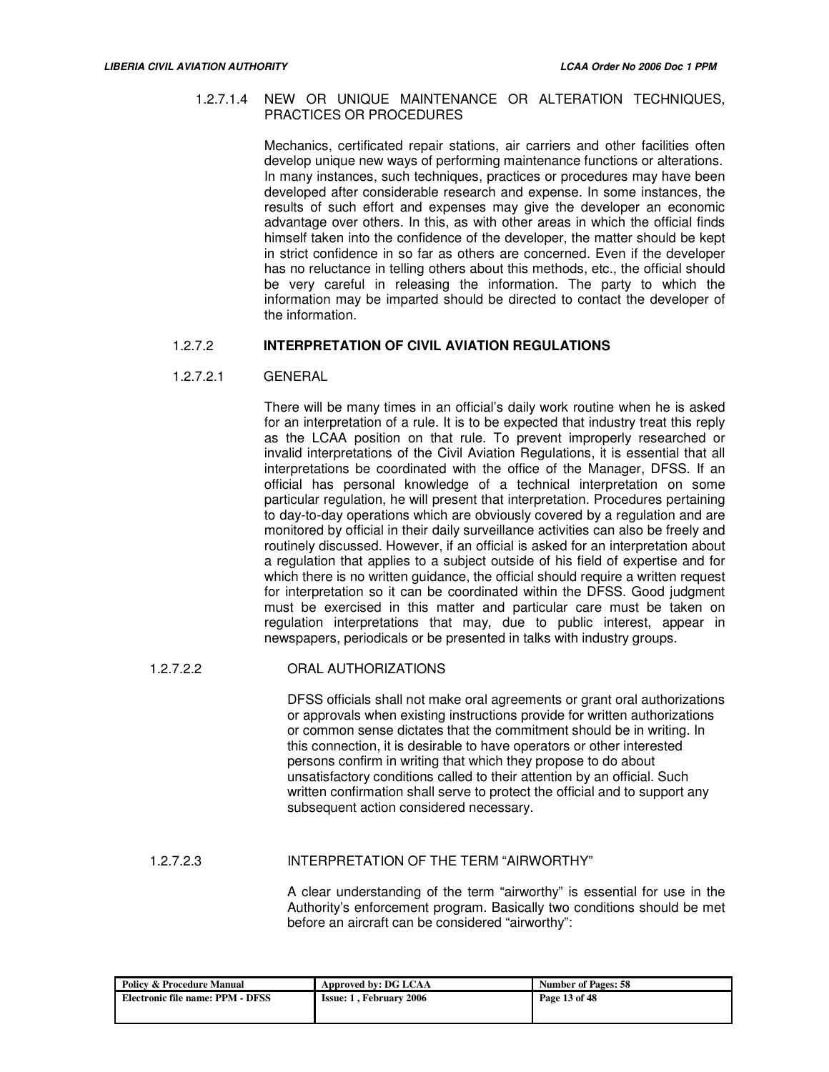#### 1.2.7.1.4 NEW OR UNIQUE MAINTENANCE OR ALTERATION TECHNIQUES, PRACTICES OR PROCEDURES

Mechanics, certificated repair stations, air carriers and other facilities often develop unique new ways of performing maintenance functions or alterations. In many instances, such techniques, practices or procedures may have been developed after considerable research and expense. In some instances, the results of such effort and expenses may give the developer an economic advantage over others. In this, as with other areas in which the official finds himself taken into the confidence of the developer, the matter should be kept in strict confidence in so far as others are concerned. Even if the developer has no reluctance in telling others about this methods, etc., the official should be very careful in releasing the information. The party to which the information may be imparted should be directed to contact the developer of the information.

### 1.2.7.2 **INTERPRETATION OF CIVIL AVIATION REGULATIONS**

#### 1.2.7.2.1 GENERAL

There will be many times in an official's daily work routine when he is asked for an interpretation of a rule. It is to be expected that industry treat this reply as the LCAA position on that rule. To prevent improperly researched or invalid interpretations of the Civil Aviation Regulations, it is essential that all interpretations be coordinated with the office of the Manager, DFSS. If an official has personal knowledge of a technical interpretation on some particular regulation, he will present that interpretation. Procedures pertaining to day-to-day operations which are obviously covered by a regulation and are monitored by official in their daily surveillance activities can also be freely and routinely discussed. However, if an official is asked for an interpretation about a regulation that applies to a subject outside of his field of expertise and for which there is no written guidance, the official should require a written request for interpretation so it can be coordinated within the DFSS. Good judgment must be exercised in this matter and particular care must be taken on regulation interpretations that may, due to public interest, appear in newspapers, periodicals or be presented in talks with industry groups.

#### 1.2.7.2.2 ORAL AUTHORIZATIONS

DFSS officials shall not make oral agreements or grant oral authorizations or approvals when existing instructions provide for written authorizations or common sense dictates that the commitment should be in writing. In this connection, it is desirable to have operators or other interested persons confirm in writing that which they propose to do about unsatisfactory conditions called to their attention by an official. Such written confirmation shall serve to protect the official and to support any subsequent action considered necessary.

#### 1.2.7.2.3 INTERPRETATION OF THE TERM "AIRWORTHY"

A clear understanding of the term "airworthy" is essential for use in the Authority's enforcement program. Basically two conditions should be met before an aircraft can be considered "airworthy":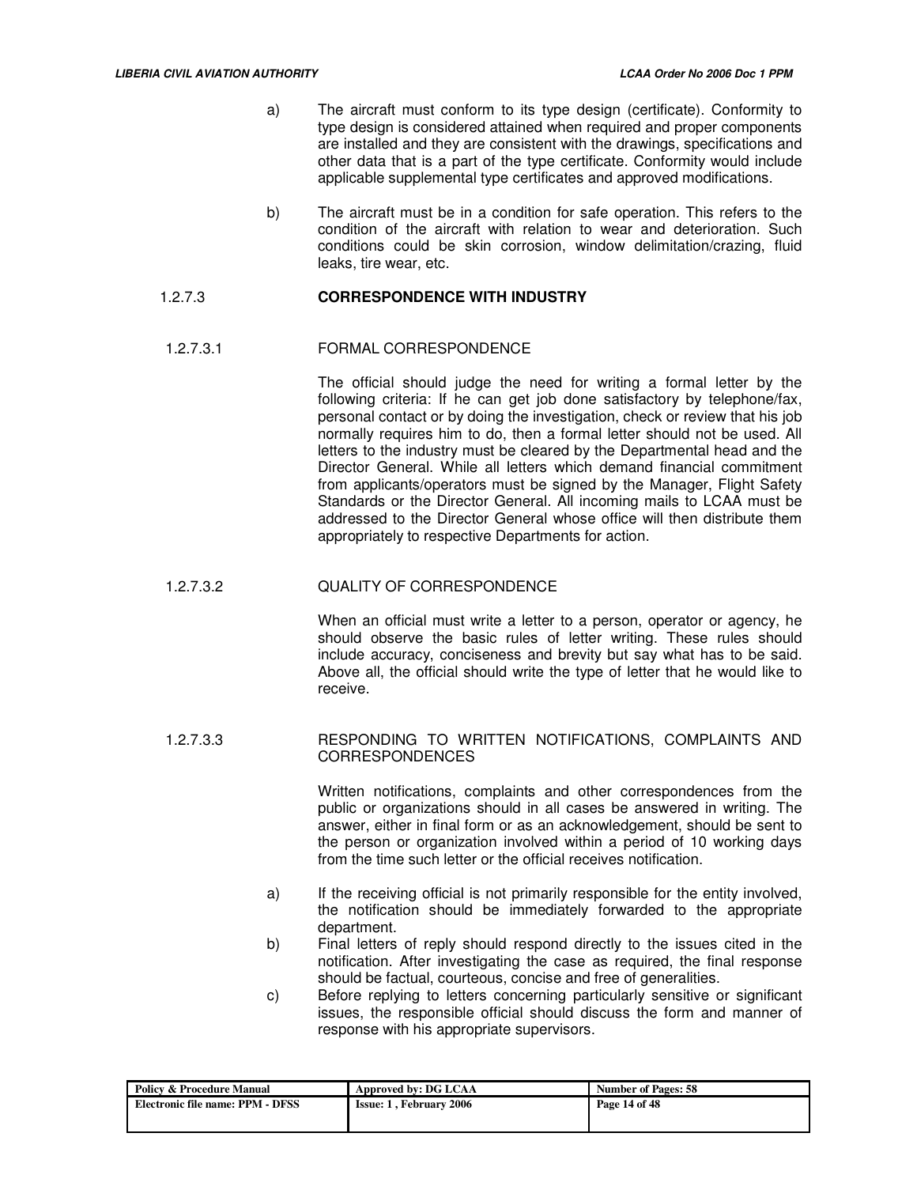a) The aircraft must conform to its type design (certificate). Conformity to type design is considered attained when required and proper components are installed and they are consistent with the drawings, specifications and other data that is a part of the type certificate. Conformity would include applicable supplemental type certificates and approved modifications.

b) The aircraft must be in a condition for safe operation. This refers to the condition of the aircraft with relation to wear and deterioration. Such conditions could be skin corrosion, window delimitation/crazing, fluid leaks, tire wear, etc.

### 1.2.7.3 CORRESPONDENCE WITH INDUSTRY

#### 1.2.7.3.1 FORMAL CORRESPONDENCE

The official should judge the need for writing a formal letter by the following criteria: If he can get job done satisfactory by telephone/fax, personal contact or by doing the investigation, check or review that his job normally requires him to do, then a formal letter should not be used. All letters to the industry must be cleared by the Departmental head and the Director General. While all letters which demand financial commitment from applicants/operators must be signed by the Manager, Flight Safety Standards or the Director General. All incoming mails to LCAA must be addressed to the Director General whose office will then distribute them appropriately to respective Departments for action.

#### 1.2.7.3.2 QUALITY OF CORRESPONDENCE

When an official must write a letter to a person, operator or agency, he should observe the basic rules of letter writing. These rules should include accuracy, conciseness and brevity but say what has to be said. Above all, the official should write the type of letter that he would like to receive.

#### 1.2.7.3.3 RESPONDING TO WRITTEN NOTIFICATIONS, COMPLAINTS AND CORRESPONDENCES

Written notifications, complaints and other correspondences from the public or organizations should in all cases be answered in writing. The answer, either in final form or as an acknowledgement, should be sent to the person or organization involved within a period of 10 working days from the time such letter or the official receives notification.

a) If the receiving official is not primarily responsible for the entity involved, the notification should be immediately forwarded to the appropriate department.

b) Final letters of reply should respond directly to the issues cited in the notification. After investigating the case as required, the final response should be factual, courteous, concise and free of generalities.

c) Before replying to letters concerning particularly sensitive or significant issues, the responsible official should discuss the form and manner of response with his appropriate supervisors.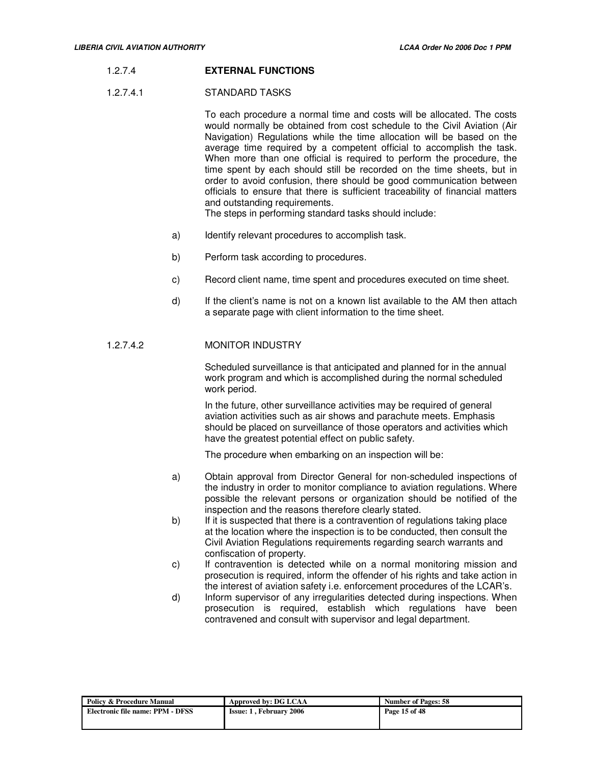### 1.2.7.4 EXTERNAL FUNCTIONS

#### 1.2.7.4.1 STANDARD TASKS

To each procedure a normal time and costs will be allocated. The costs would normally be obtained from cost schedule to the Civil Aviation (Air Navigation) Regulations while the time allocation will be based on the average time required by a competent official to accomplish the task. When more than one official is required to perform the procedure, the time spent by each should still be recorded on the time sheets, but in order to avoid confusion, there should be good communication between officials to ensure that there is sufficient traceability of financial matters and outstanding requirements.

The steps in performing standard tasks should include:

a) Identify relevant procedures to accomplish task.

b) Perform task according to procedures.

c) Record client name, time spent and procedures executed on time sheet.

d) If the client's name is not on a known list available to the AM then attach a separate page with client information to the time sheet.

#### 1.2.7.4.2 MONITOR INDUSTRY

Scheduled surveillance is that anticipated and planned for in the annual work program and which is accomplished during the normal scheduled work period.

In the future, other surveillance activities may be required of general aviation activities such as air shows and parachute meets. Emphasis should be placed on surveillance of those operators and activities which have the greatest potential effect on public safety.

The procedure when embarking on an inspection will be:

a) Obtain approval from Director General for non-scheduled inspections of the industry in order to monitor compliance to aviation regulations. Where possible the relevant persons or organization should be notified of the inspection and the reasons therefore clearly stated.

b) If it is suspected that there is a contravention of regulations taking place at the location where the inspection is to be conducted, then consult the Civil Aviation Regulations requirements regarding search warrants and confiscation of property.

c) If contravention is detected while on a normal monitoring mission and prosecution is required, inform the offender of his rights and take action in the interest of aviation safety i.e. enforcement procedures of the LCAR's.

d) Inform supervisor of any irregularities detected during inspections. When prosecution is required, establish which regulations have been contravened and consult with supervisor and legal department.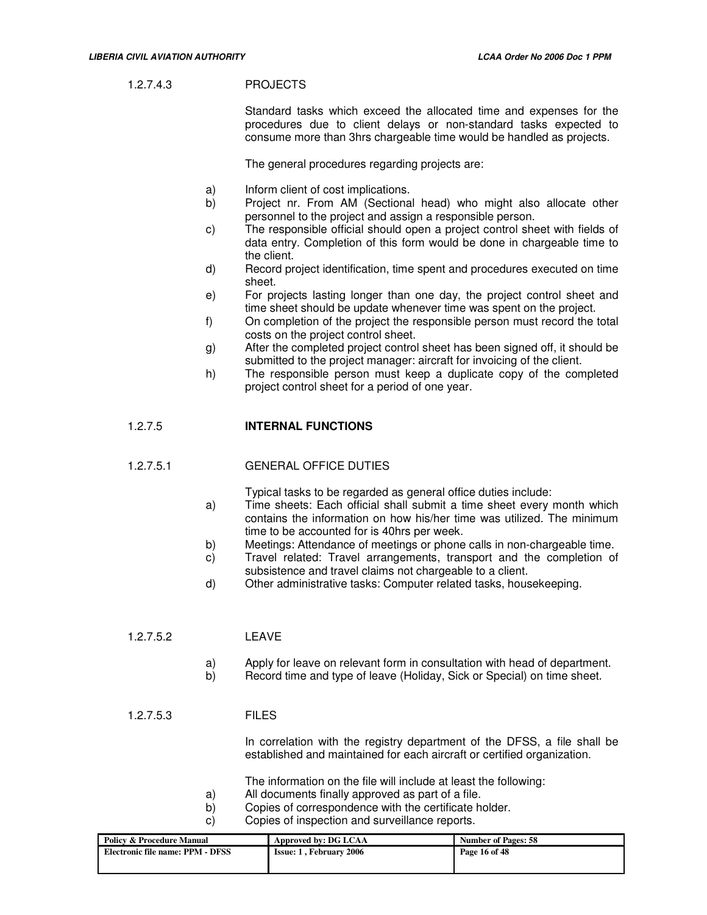1.2.7.4.3 PROJECTS

Standard tasks which exceed the allocated time and expenses for the procedures due to client delays or non-standard tasks expected to consume more than 3hrs chargeable time would be handled as projects.

The general procedures regarding projects are:

a) Inform client of cost implications.
b) Project nr. From AM (Sectional head) who might also allocate other personnel to the project and assign a responsible person.
c) The responsible official should open a project control sheet with fields of data entry. Completion of this form would be done in chargeable time to the client.
d) Record project identification, time spent and procedures executed on time sheet.
e) For projects lasting longer than one day, the project control sheet and time sheet should be update whenever time was spent on the project.
f) On completion of the project the responsible person must record the total costs on the project control sheet.
g) After the completed project control sheet has been signed off, it should be submitted to the project manager: aircraft for invoicing of the client.
h) The responsible person must keep a duplicate copy of the completed project control sheet for a period of one year.

## 1.2.7.5 INTERNAL FUNCTIONS

1.2.7.5.1 GENERAL OFFICE DUTIES

Typical tasks to be regarded as general office duties include:

a) Time sheets: Each official shall submit a time sheet every month which contains the information on how his/her time was utilized. The minimum time to be accounted for is 40hrs per week.
b) Meetings: Attendance of meetings or phone calls in non-chargeable time.
c) Travel related: Travel arrangements, transport and the completion of subsistence and travel claims not chargeable to a client.
d) Other administrative tasks: Computer related tasks, housekeeping.

1.2.7.5.2 LEAVE

a) Apply for leave on relevant form in consultation with head of department.
b) Record time and type of leave (Holiday, Sick or Special) on time sheet.

1.2.7.5.3 FILES

In correlation with the registry department of the DFSS, a file shall be established and maintained for each aircraft or certified organization.

The information on the file will include at least the following:

a) All documents finally approved as part of a file.
b) Copies of correspondence with the certificate holder.
c) Copies of inspection and surveillance reports.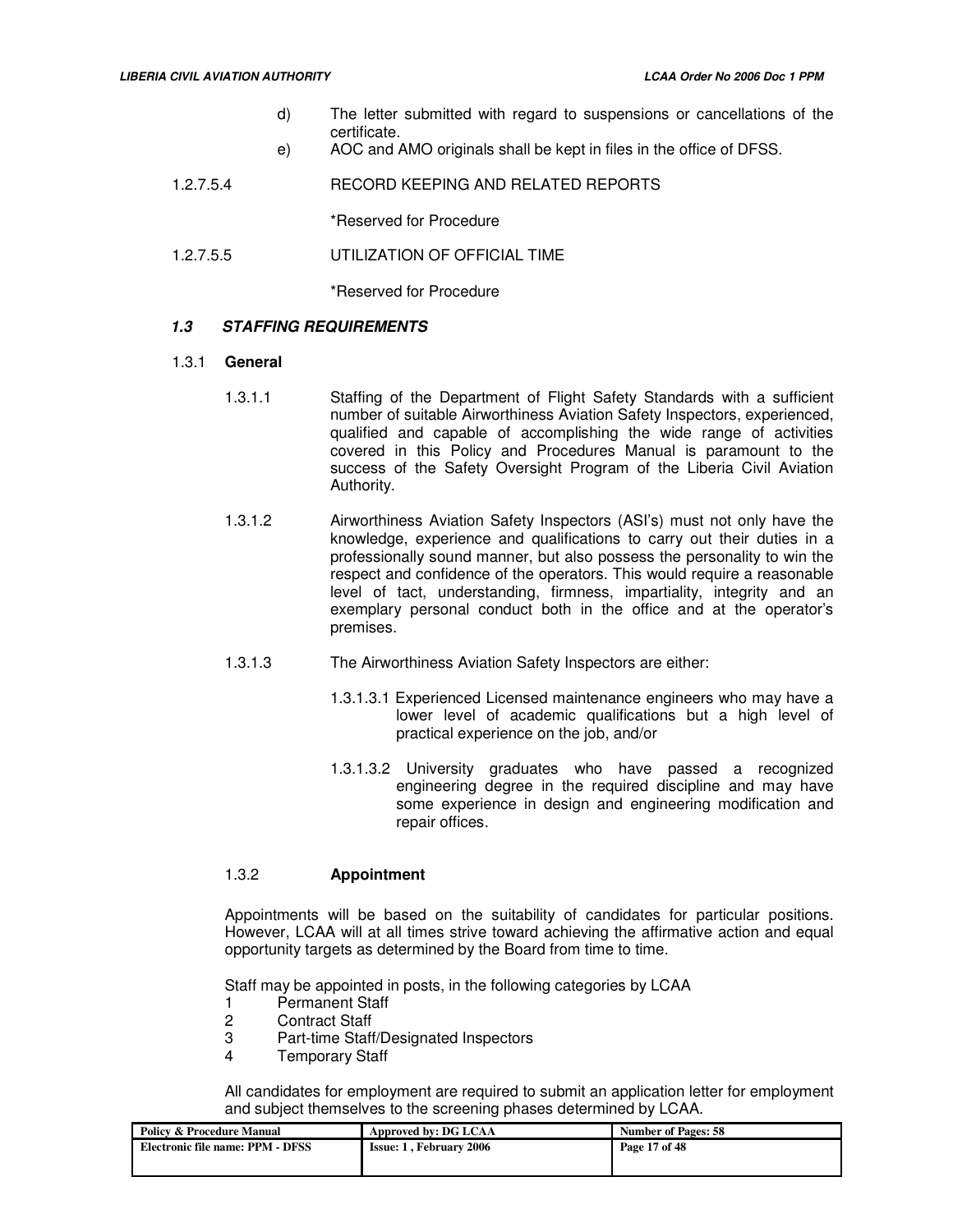d) The letter submitted with regard to suspensions or cancellations of the certificate.

e) AOC and AMO originals shall be kept in files in the office of DFSS.

1.2.7.5.4 RECORD KEEPING AND RELATED REPORTS

*Reserved for Procedure

1.2.7.5.5 UTILIZATION OF OFFICIAL TIME

*Reserved for Procedure

## *1.3 STAFFING REQUIREMENTS*

### 1.3.1 **General**

1.3.1.1 Staffing of the Department of Flight Safety Standards with a sufficient number of suitable Airworthiness Aviation Safety Inspectors, experienced, qualified and capable of accomplishing the wide range of activities covered in this Policy and Procedures Manual is paramount to the success of the Safety Oversight Program of the Liberia Civil Aviation Authority.

1.3.1.2 Airworthiness Aviation Safety Inspectors (ASI's) must not only have the knowledge, experience and qualifications to carry out their duties in a professionally sound manner, but also possess the personality to win the respect and confidence of the operators. This would require a reasonable level of tact, understanding, firmness, impartiality, integrity and an exemplary personal conduct both in the office and at the operator's premises.

1.3.1.3 The Airworthiness Aviation Safety Inspectors are either:

1.3.1.3.1 Experienced Licensed maintenance engineers who may have a lower level of academic qualifications but a high level of practical experience on the job, and/or

1.3.1.3.2 University graduates who have passed a recognized engineering degree in the required discipline and may have some experience in design and engineering modification and repair offices.

### 1.3.2 **Appointment**

Appointments will be based on the suitability of candidates for particular positions. However, LCAA will at all times strive toward achieving the affirmative action and equal opportunity targets as determined by the Board from time to time.

Staff may be appointed in posts, in the following categories by LCAA

1. Permanent Staff
2. Contract Staff
3. Part-time Staff/Designated Inspectors
4. Temporary Staff

All candidates for employment are required to submit an application letter for employment and subject themselves to the screening phases determined by LCAA.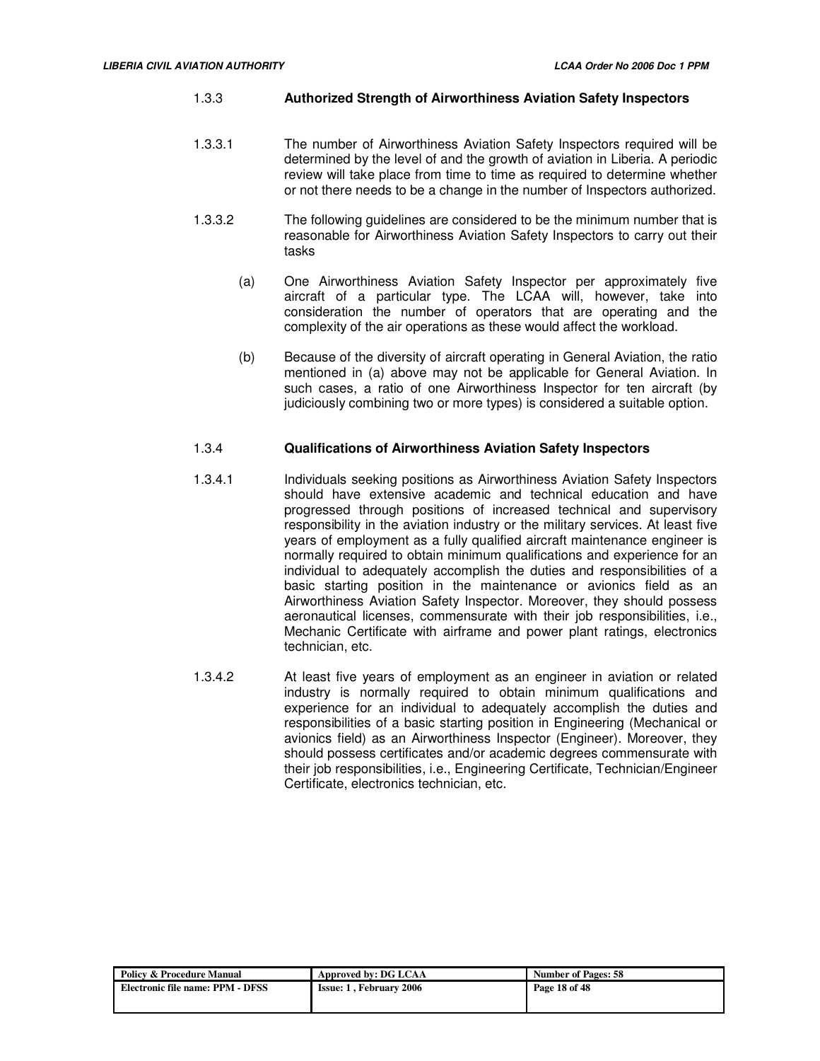### 1.3.3 Authorized Strength of Airworthiness Aviation Safety Inspectors

1.3.3.1 The number of Airworthiness Aviation Safety Inspectors required will be determined by the level of and the growth of aviation in Liberia. A periodic review will take place from time to time as required to determine whether or not there needs to be a change in the number of Inspectors authorized.

1.3.3.2 The following guidelines are considered to be the minimum number that is reasonable for Airworthiness Aviation Safety Inspectors to carry out their tasks

(a) One Airworthiness Aviation Safety Inspector per approximately five aircraft of a particular type. The LCAA will, however, take into consideration the number of operators that are operating and the complexity of the air operations as these would affect the workload.

(b) Because of the diversity of aircraft operating in General Aviation, the ratio mentioned in (a) above may not be applicable for General Aviation. In such cases, a ratio of one Airworthiness Inspector for ten aircraft (by judiciously combining two or more types) is considered a suitable option.

### 1.3.4 Qualifications of Airworthiness Aviation Safety Inspectors

1.3.4.1 Individuals seeking positions as Airworthiness Aviation Safety Inspectors should have extensive academic and technical education and have progressed through positions of increased technical and supervisory responsibility in the aviation industry or the military services. At least five years of employment as a fully qualified aircraft maintenance engineer is normally required to obtain minimum qualifications and experience for an individual to adequately accomplish the duties and responsibilities of a basic starting position in the maintenance or avionics field as an Airworthiness Aviation Safety Inspector. Moreover, they should possess aeronautical licenses, commensurate with their job responsibilities, i.e., Mechanic Certificate with airframe and power plant ratings, electronics technician, etc.

1.3.4.2 At least five years of employment as an engineer in aviation or related industry is normally required to obtain minimum qualifications and experience for an individual to adequately accomplish the duties and responsibilities of a basic starting position in Engineering (Mechanical or avionics field) as an Airworthiness Inspector (Engineer). Moreover, they should possess certificates and/or academic degrees commensurate with their job responsibilities, i.e., Engineering Certificate, Technician/Engineer Certificate, electronics technician, etc.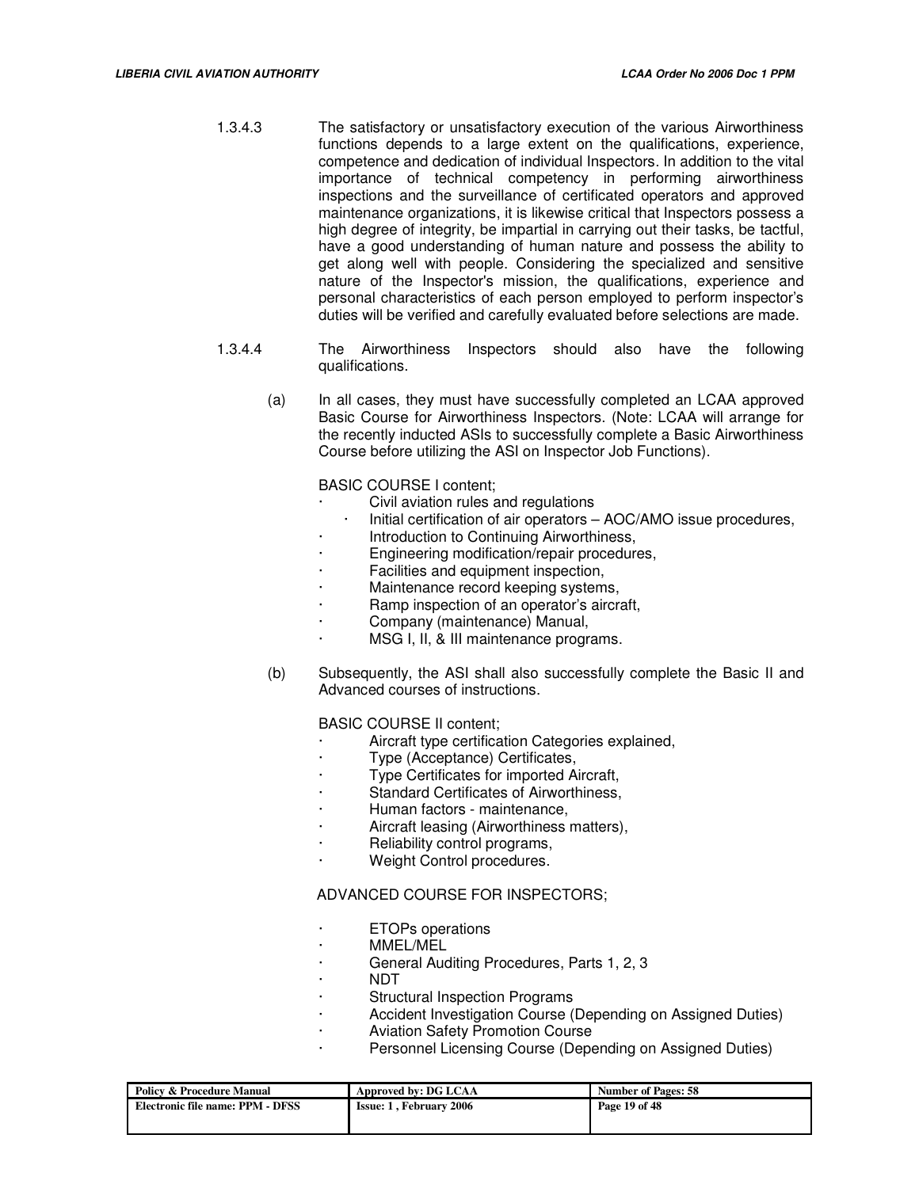1.3.4.3 The satisfactory or unsatisfactory execution of the various Airworthiness functions depends to a large extent on the qualifications, experience, competence and dedication of individual Inspectors. In addition to the vital importance of technical competency in performing airworthiness inspections and the surveillance of certificated operators and approved maintenance organizations, it is likewise critical that Inspectors possess a high degree of integrity, be impartial in carrying out their tasks, be tactful, have a good understanding of human nature and possess the ability to get along well with people. Considering the specialized and sensitive nature of the Inspector's mission, the qualifications, experience and personal characteristics of each person employed to perform inspector's duties will be verified and carefully evaluated before selections are made.

1.3.4.4 The Airworthiness Inspectors should also have the following qualifications.

(a) In all cases, they must have successfully completed an LCAA approved Basic Course for Airworthiness Inspectors. (Note: LCAA will arrange for the recently inducted ASIs to successfully complete a Basic Airworthiness Course before utilizing the ASI on Inspector Job Functions).

BASIC COURSE I content;

- Civil aviation rules and regulations
- Initial certification of air operators – AOC/AMO issue procedures,
- Introduction to Continuing Airworthiness,
- Engineering modification/repair procedures,
- Facilities and equipment inspection,
- Maintenance record keeping systems,
- Ramp inspection of an operator's aircraft,
- Company (maintenance) Manual,
- MSG I, II, & III maintenance programs.

(b) Subsequently, the ASI shall also successfully complete the Basic II and Advanced courses of instructions.

BASIC COURSE II content;

- Aircraft type certification Categories explained,
- Type (Acceptance) Certificates,
- Type Certificates for imported Aircraft,
- Standard Certificates of Airworthiness,
- Human factors - maintenance,
- Aircraft leasing (Airworthiness matters),
- Reliability control programs,
- Weight Control procedures.

ADVANCED COURSE FOR INSPECTORS;

- ETOPs operations
- MMEL/MEL
- General Auditing Procedures, Parts 1, 2, 3
- NDT
- Structural Inspection Programs
- Accident Investigation Course (Depending on Assigned Duties)
- Aviation Safety Promotion Course
- Personnel Licensing Course (Depending on Assigned Duties)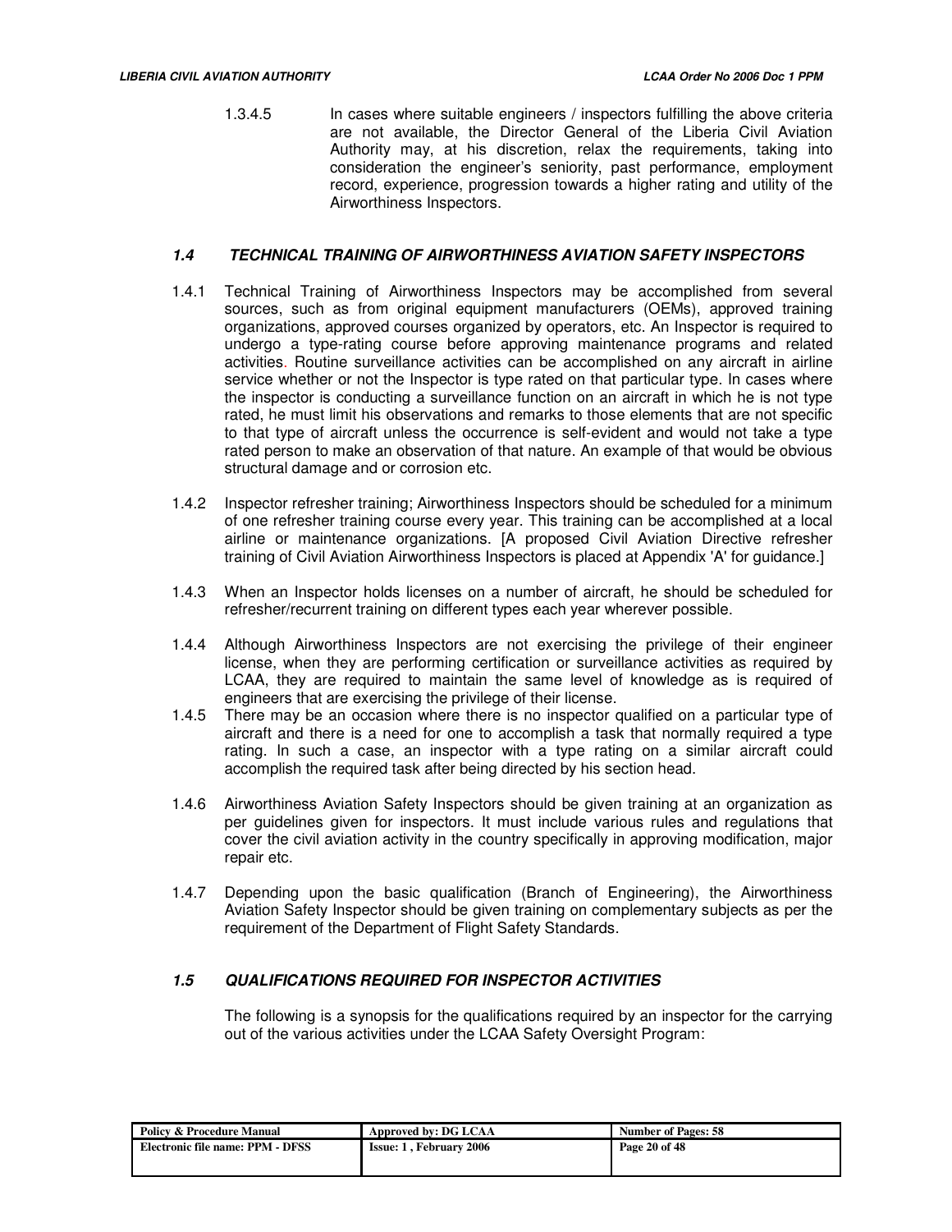1.3.4.5 In cases where suitable engineers / inspectors fulfilling the above criteria are not available, the Director General of the Liberia Civil Aviation Authority may, at his discretion, relax the requirements, taking into consideration the engineer's seniority, past performance, employment record, experience, progression towards a higher rating and utility of the Airworthiness Inspectors.

### *1.4 TECHNICAL TRAINING OF AIRWORTHINESS AVIATION SAFETY INSPECTORS*

1.4.1 Technical Training of Airworthiness Inspectors may be accomplished from several sources, such as from original equipment manufacturers (OEMs), approved training organizations, approved courses organized by operators, etc. An Inspector is required to undergo a type-rating course before approving maintenance programs and related activities. Routine surveillance activities can be accomplished on any aircraft in airline service whether or not the Inspector is type rated on that particular type. In cases where the inspector is conducting a surveillance function on an aircraft in which he is not type rated, he must limit his observations and remarks to those elements that are not specific to that type of aircraft unless the occurrence is self-evident and would not take a type rated person to make an observation of that nature. An example of that would be obvious structural damage and or corrosion etc.

1.4.2 Inspector refresher training; Airworthiness Inspectors should be scheduled for a minimum of one refresher training course every year. This training can be accomplished at a local airline or maintenance organizations. [A proposed Civil Aviation Directive refresher training of Civil Aviation Airworthiness Inspectors is placed at Appendix 'A' for guidance.]

1.4.3 When an Inspector holds licenses on a number of aircraft, he should be scheduled for refresher/recurrent training on different types each year wherever possible.

1.4.4 Although Airworthiness Inspectors are not exercising the privilege of their engineer license, when they are performing certification or surveillance activities as required by LCAA, they are required to maintain the same level of knowledge as is required of engineers that are exercising the privilege of their license.

1.4.5 There may be an occasion where there is no inspector qualified on a particular type of aircraft and there is a need for one to accomplish a task that normally required a type rating. In such a case, an inspector with a type rating on a similar aircraft could accomplish the required task after being directed by his section head.

1.4.6 Airworthiness Aviation Safety Inspectors should be given training at an organization as per guidelines given for inspectors. It must include various rules and regulations that cover the civil aviation activity in the country specifically in approving modification, major repair etc.

1.4.7 Depending upon the basic qualification (Branch of Engineering), the Airworthiness Aviation Safety Inspector should be given training on complementary subjects as per the requirement of the Department of Flight Safety Standards.

### *1.5 QUALIFICATIONS REQUIRED FOR INSPECTOR ACTIVITIES*

The following is a synopsis for the qualifications required by an inspector for the carrying out of the various activities under the LCAA Safety Oversight Program: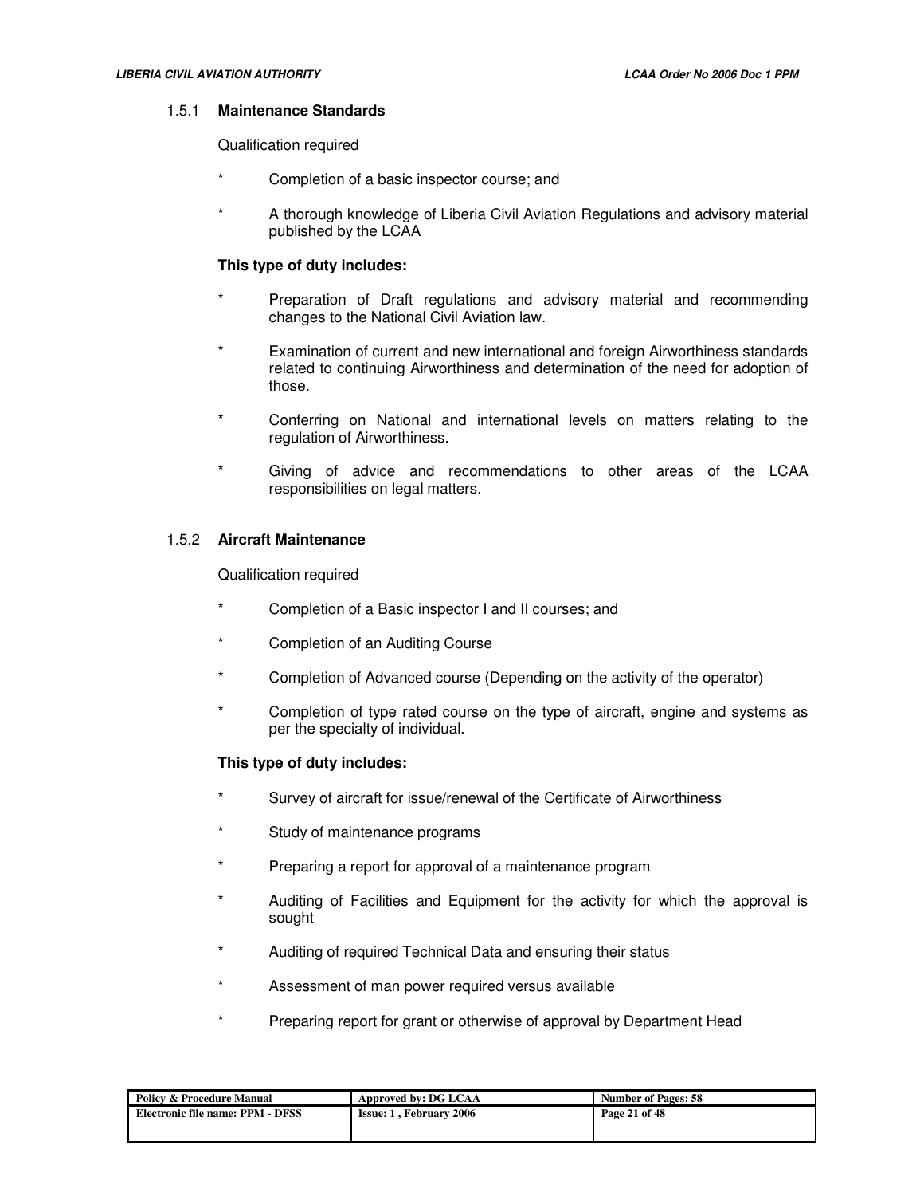### 1.5.1 **Maintenance Standards**

Qualification required

- Completion of a basic inspector course; and
- A thorough knowledge of Liberia Civil Aviation Regulations and advisory material published by the LCAA

**This type of duty includes:**

- Preparation of Draft regulations and advisory material and recommending changes to the National Civil Aviation law.
- Examination of current and new international and foreign Airworthiness standards related to continuing Airworthiness and determination of the need for adoption of those.
- Conferring on National and international levels on matters relating to the regulation of Airworthiness.
- Giving of advice and recommendations to other areas of the LCAA responsibilities on legal matters.

### 1.5.2 **Aircraft Maintenance**

Qualification required

- Completion of a Basic inspector I and II courses; and
- Completion of an Auditing Course
- Completion of Advanced course (Depending on the activity of the operator)
- Completion of type rated course on the type of aircraft, engine and systems as per the specialty of individual.

**This type of duty includes:**

- Survey of aircraft for issue/renewal of the Certificate of Airworthiness
- Study of maintenance programs
- Preparing a report for approval of a maintenance program
- Auditing of Facilities and Equipment for the activity for which the approval is sought
- Auditing of required Technical Data and ensuring their status
- Assessment of man power required versus available
- Preparing report for grant or otherwise of approval by Department Head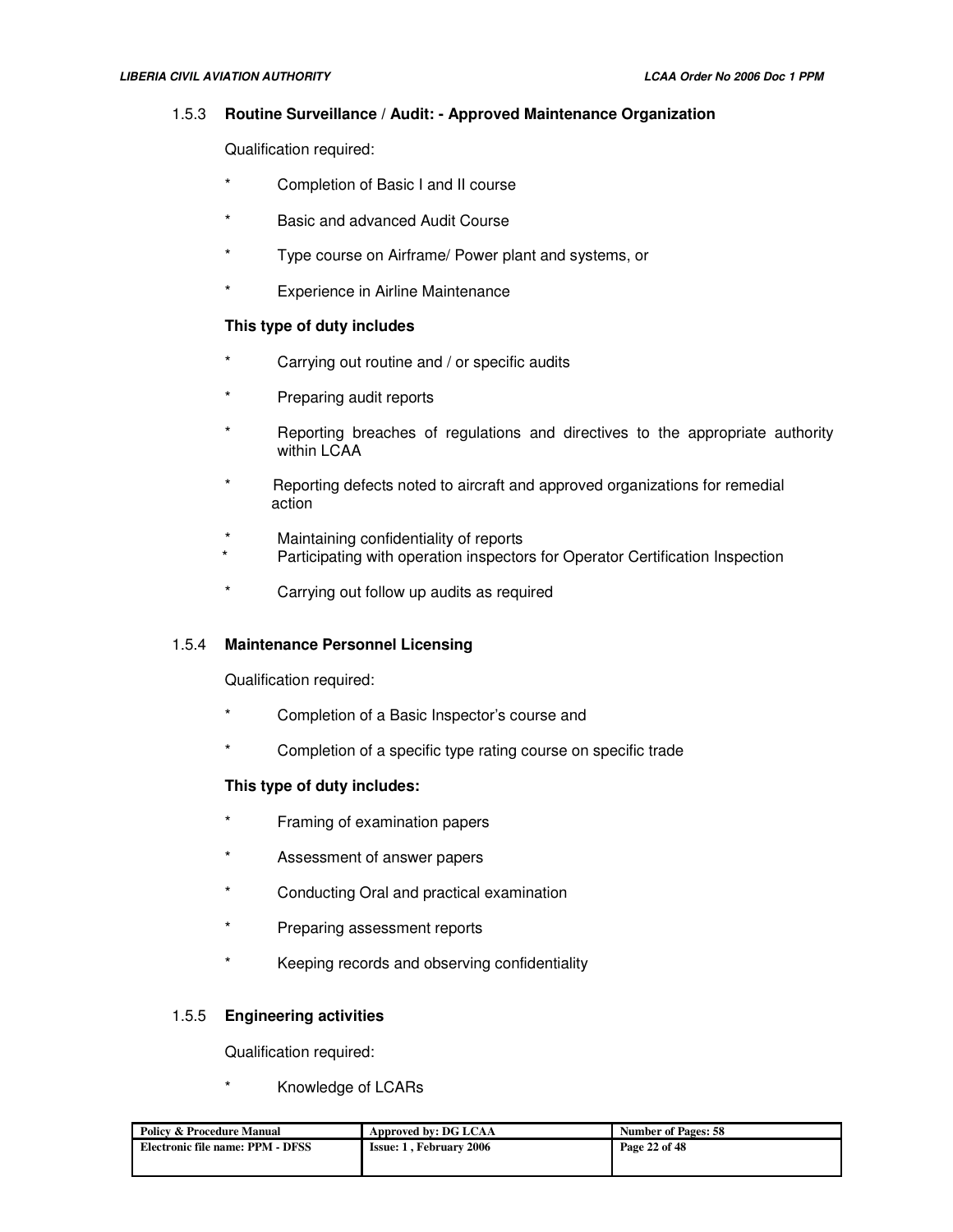### 1.5.3 **Routine Surveillance / Audit: - Approved Maintenance Organization**

Qualification required:

* Completion of Basic I and II course
* Basic and advanced Audit Course
* Type course on Airframe/ Power plant and systems, or
* Experience in Airline Maintenance

**This type of duty includes**

* Carrying out routine and / or specific audits
* Preparing audit reports
* Reporting breaches of regulations and directives to the appropriate authority within LCAA
* Reporting defects noted to aircraft and approved organizations for remedial action
* Maintaining confidentiality of reports
* Participating with operation inspectors for Operator Certification Inspection
* Carrying out follow up audits as required

### 1.5.4 **Maintenance Personnel Licensing**

Qualification required:

* Completion of a Basic Inspector's course and
* Completion of a specific type rating course on specific trade

**This type of duty includes:**

* Framing of examination papers
* Assessment of answer papers
* Conducting Oral and practical examination
* Preparing assessment reports
* Keeping records and observing confidentiality

### 1.5.5 **Engineering activities**

Qualification required:

* Knowledge of LCARs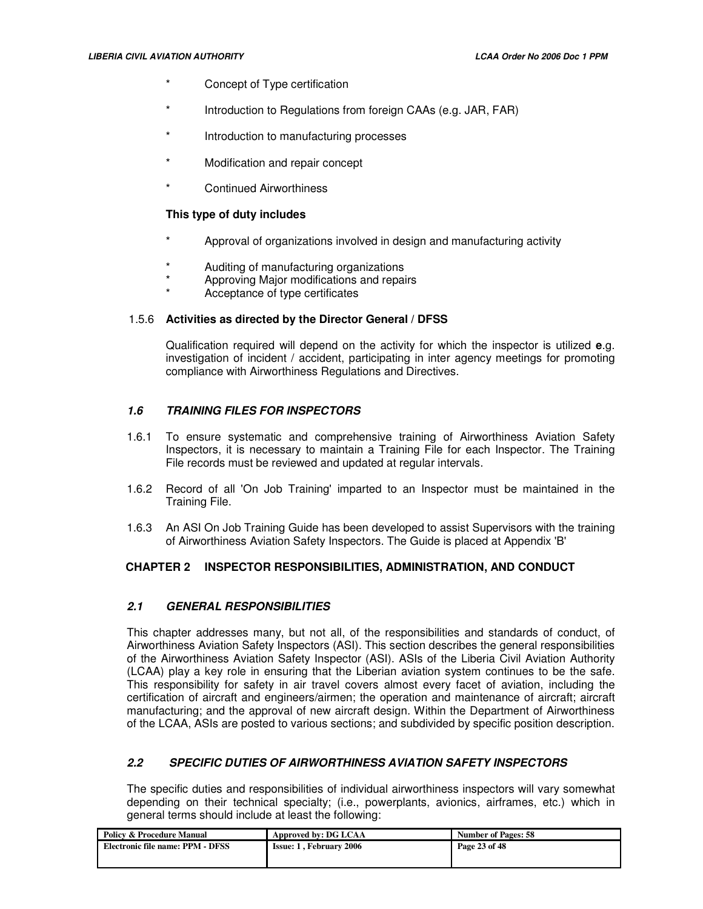* Concept of Type certification

* Introduction to Regulations from foreign CAAs (e.g. JAR, FAR)

* Introduction to manufacturing processes

* Modification and repair concept

* Continued Airworthiness

**This type of duty includes**

* Approval of organizations involved in design and manufacturing activity

* Auditing of manufacturing organizations
* Approving Major modifications and repairs
* Acceptance of type certificates

1.5.6 **Activities as directed by the Director General / DFSS**

Qualification required will depend on the activity for which the inspector is utilized **e**.g. investigation of incident / accident, participating in inter agency meetings for promoting compliance with Airworthiness Regulations and Directives.

### *1.6 TRAINING FILES FOR INSPECTORS*

1.6.1 To ensure systematic and comprehensive training of Airworthiness Aviation Safety Inspectors, it is necessary to maintain a Training File for each Inspector. The Training File records must be reviewed and updated at regular intervals.

1.6.2 Record of all 'On Job Training' imparted to an Inspector must be maintained in the Training File.

1.6.3 An ASI On Job Training Guide has been developed to assist Supervisors with the training of Airworthiness Aviation Safety Inspectors. The Guide is placed at Appendix 'B'

## CHAPTER 2 INSPECTOR RESPONSIBILITIES, ADMINISTRATION, AND CONDUCT

### *2.1 GENERAL RESPONSIBILITIES*

This chapter addresses many, but not all, of the responsibilities and standards of conduct, of Airworthiness Aviation Safety Inspectors (ASI). This section describes the general responsibilities of the Airworthiness Aviation Safety Inspector (ASI). ASIs of the Liberia Civil Aviation Authority (LCAA) play a key role in ensuring that the Liberian aviation system continues to be the safe. This responsibility for safety in air travel covers almost every facet of aviation, including the certification of aircraft and engineers/airmen; the operation and maintenance of aircraft; aircraft manufacturing; and the approval of new aircraft design. Within the Department of Airworthiness of the LCAA, ASIs are posted to various sections; and subdivided by specific position description.

### *2.2 SPECIFIC DUTIES OF AIRWORTHINESS AVIATION SAFETY INSPECTORS*

The specific duties and responsibilities of individual airworthiness inspectors will vary somewhat depending on their technical specialty; (i.e., powerplants, avionics, airframes, etc.) which in general terms should include at least the following: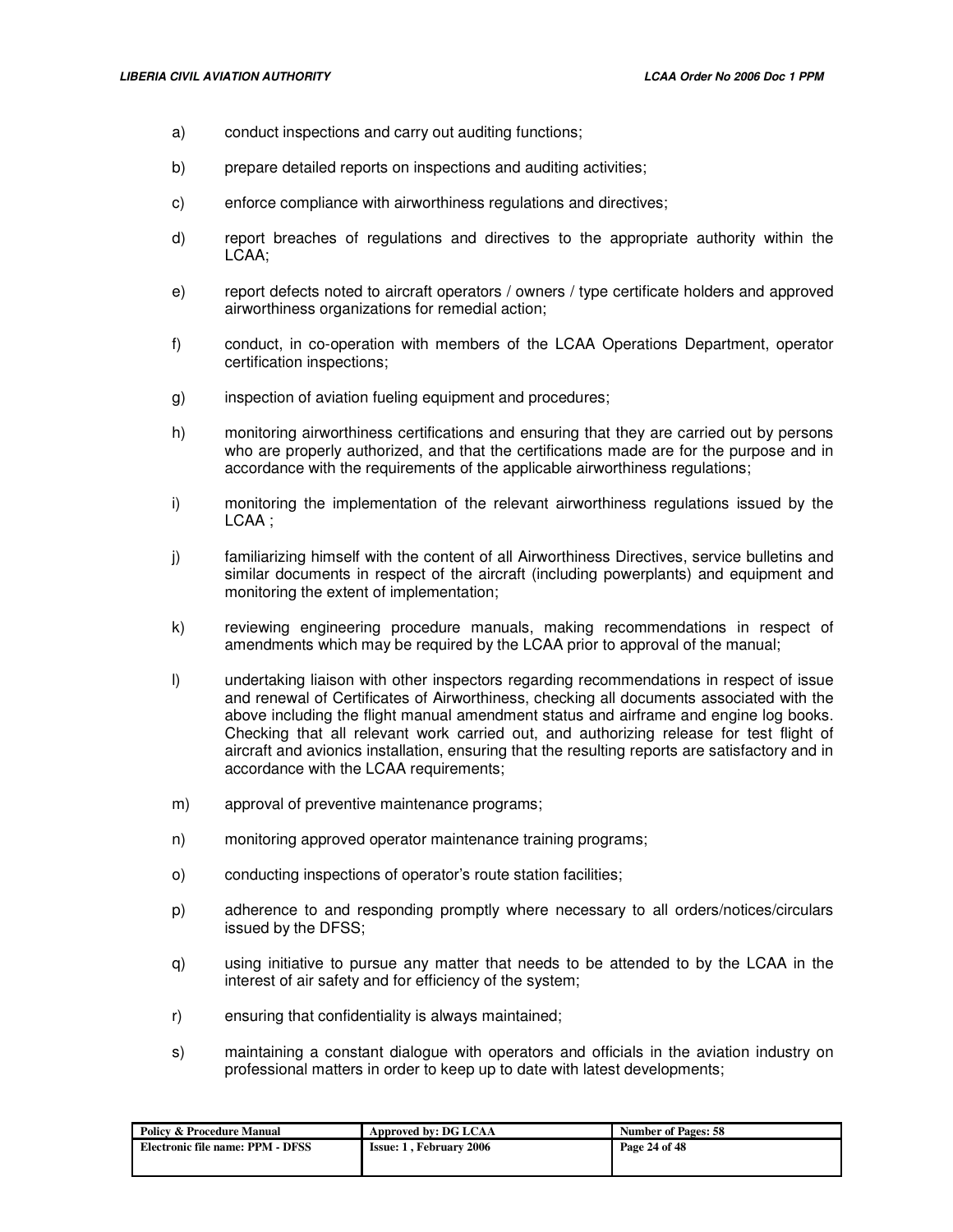a) conduct inspections and carry out auditing functions;

b) prepare detailed reports on inspections and auditing activities;

c) enforce compliance with airworthiness regulations and directives;

d) report breaches of regulations and directives to the appropriate authority within the LCAA;

e) report defects noted to aircraft operators / owners / type certificate holders and approved airworthiness organizations for remedial action;

f) conduct, in co-operation with members of the LCAA Operations Department, operator certification inspections;

g) inspection of aviation fueling equipment and procedures;

h) monitoring airworthiness certifications and ensuring that they are carried out by persons who are properly authorized, and that the certifications made are for the purpose and in accordance with the requirements of the applicable airworthiness regulations;

i) monitoring the implementation of the relevant airworthiness regulations issued by the LCAA ;

j) familiarizing himself with the content of all Airworthiness Directives, service bulletins and similar documents in respect of the aircraft (including powerplants) and equipment and monitoring the extent of implementation;

k) reviewing engineering procedure manuals, making recommendations in respect of amendments which may be required by the LCAA prior to approval of the manual;

l) undertaking liaison with other inspectors regarding recommendations in respect of issue and renewal of Certificates of Airworthiness, checking all documents associated with the above including the flight manual amendment status and airframe and engine log books. Checking that all relevant work carried out, and authorizing release for test flight of aircraft and avionics installation, ensuring that the resulting reports are satisfactory and in accordance with the LCAA requirements;

m) approval of preventive maintenance programs;

n) monitoring approved operator maintenance training programs;

o) conducting inspections of operator's route station facilities;

p) adherence to and responding promptly where necessary to all orders/notices/circulars issued by the DFSS;

q) using initiative to pursue any matter that needs to be attended to by the LCAA in the interest of air safety and for efficiency of the system;

r) ensuring that confidentiality is always maintained;

s) maintaining a constant dialogue with operators and officials in the aviation industry on professional matters in order to keep up to date with latest developments;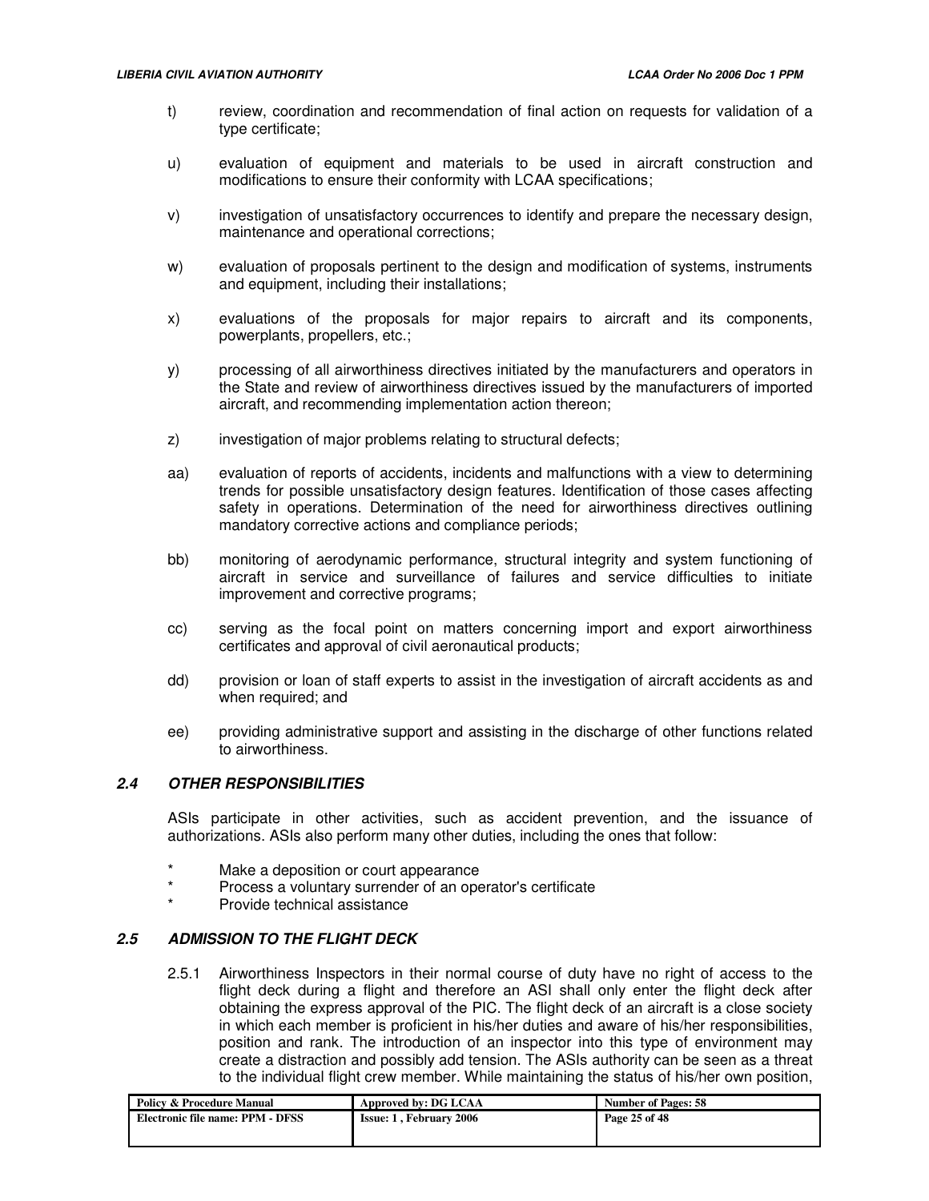t) review, coordination and recommendation of final action on requests for validation of a type certificate;

u) evaluation of equipment and materials to be used in aircraft construction and modifications to ensure their conformity with LCAA specifications;

v) investigation of unsatisfactory occurrences to identify and prepare the necessary design, maintenance and operational corrections;

w) evaluation of proposals pertinent to the design and modification of systems, instruments and equipment, including their installations;

x) evaluations of the proposals for major repairs to aircraft and its components, powerplants, propellers, etc.;

y) processing of all airworthiness directives initiated by the manufacturers and operators in the State and review of airworthiness directives issued by the manufacturers of imported aircraft, and recommending implementation action thereon;

z) investigation of major problems relating to structural defects;

aa) evaluation of reports of accidents, incidents and malfunctions with a view to determining trends for possible unsatisfactory design features. Identification of those cases affecting safety in operations. Determination of the need for airworthiness directives outlining mandatory corrective actions and compliance periods;

bb) monitoring of aerodynamic performance, structural integrity and system functioning of aircraft in service and surveillance of failures and service difficulties to initiate improvement and corrective programs;

cc) serving as the focal point on matters concerning import and export airworthiness certificates and approval of civil aeronautical products;

dd) provision or loan of staff experts to assist in the investigation of aircraft accidents as and when required; and

ee) providing administrative support and assisting in the discharge of other functions related to airworthiness.

### *2.4 OTHER RESPONSIBILITIES*

ASIs participate in other activities, such as accident prevention, and the issuance of authorizations. ASIs also perform many other duties, including the ones that follow:

- Make a deposition or court appearance
- Process a voluntary surrender of an operator's certificate
- Provide technical assistance

### *2.5 ADMISSION TO THE FLIGHT DECK*

2.5.1 Airworthiness Inspectors in their normal course of duty have no right of access to the flight deck during a flight and therefore an ASI shall only enter the flight deck after obtaining the express approval of the PIC. The flight deck of an aircraft is a close society in which each member is proficient in his/her duties and aware of his/her responsibilities, position and rank. The introduction of an inspector into this type of environment may create a distraction and possibly add tension. The ASIs authority can be seen as a threat to the individual flight crew member. While maintaining the status of his/her own position,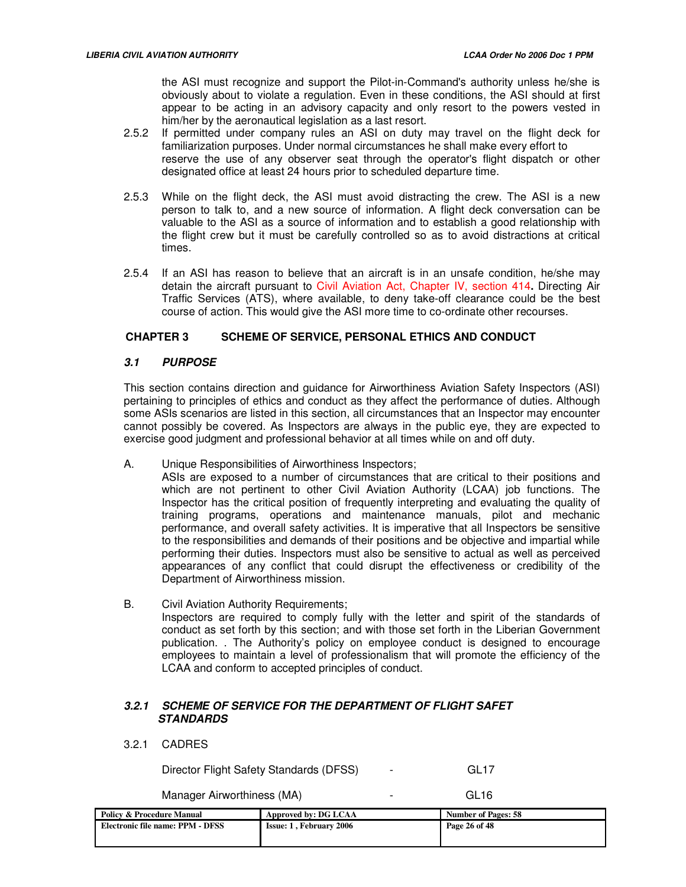the ASI must recognize and support the Pilot-in-Command's authority unless he/she is obviously about to violate a regulation. Even in these conditions, the ASI should at first appear to be acting in an advisory capacity and only resort to the powers vested in him/her by the aeronautical legislation as a last resort.

2.5.2 If permitted under company rules an ASI on duty may travel on the flight deck for familiarization purposes. Under normal circumstances he shall make every effort to reserve the use of any observer seat through the operator's flight dispatch or other designated office at least 24 hours prior to scheduled departure time.

2.5.3 While on the flight deck, the ASI must avoid distracting the crew. The ASI is a new person to talk to, and a new source of information. A flight deck conversation can be valuable to the ASI as a source of information and to establish a good relationship with the flight crew but it must be carefully controlled so as to avoid distractions at critical times.

2.5.4 If an ASI has reason to believe that an aircraft is in an unsafe condition, he/she may detain the aircraft pursuant to Civil Aviation Act, Chapter IV, section 414**.** Directing Air Traffic Services (ATS), where available, to deny take-off clearance could be the best course of action. This would give the ASI more time to co-ordinate other recourses.

## CHAPTER 3 SCHEME OF SERVICE, PERSONAL ETHICS AND CONDUCT

### *3.1 PURPOSE*

This section contains direction and guidance for Airworthiness Aviation Safety Inspectors (ASI) pertaining to principles of ethics and conduct as they affect the performance of duties. Although some ASIs scenarios are listed in this section, all circumstances that an Inspector may encounter cannot possibly be covered. As Inspectors are always in the public eye, they are expected to exercise good judgment and professional behavior at all times while on and off duty.

A. Unique Responsibilities of Airworthiness Inspectors;
ASIs are exposed to a number of circumstances that are critical to their positions and which are not pertinent to other Civil Aviation Authority (LCAA) job functions. The Inspector has the critical position of frequently interpreting and evaluating the quality of training programs, operations and maintenance manuals, pilot and mechanic performance, and overall safety activities. It is imperative that all Inspectors be sensitive to the responsibilities and demands of their positions and be objective and impartial while performing their duties. Inspectors must also be sensitive to actual as well as perceived appearances of any conflict that could disrupt the effectiveness or credibility of the Department of Airworthiness mission.

B. Civil Aviation Authority Requirements;
Inspectors are required to comply fully with the letter and spirit of the standards of conduct as set forth by this section; and with those set forth in the Liberian Government publication. . The Authority's policy on employee conduct is designed to encourage employees to maintain a level of professionalism that will promote the efficiency of the LCAA and conform to accepted principles of conduct.

### *3.2.1 SCHEME OF SERVICE FOR THE DEPARTMENT OF FLIGHT SAFET STANDARDS*

3.2.1 CADRES

| | | |
|---|---|---|
| Director Flight Safety Standards (DFSS) | - | GL17 |
| Manager Airworthiness (MA) | - | GL16 |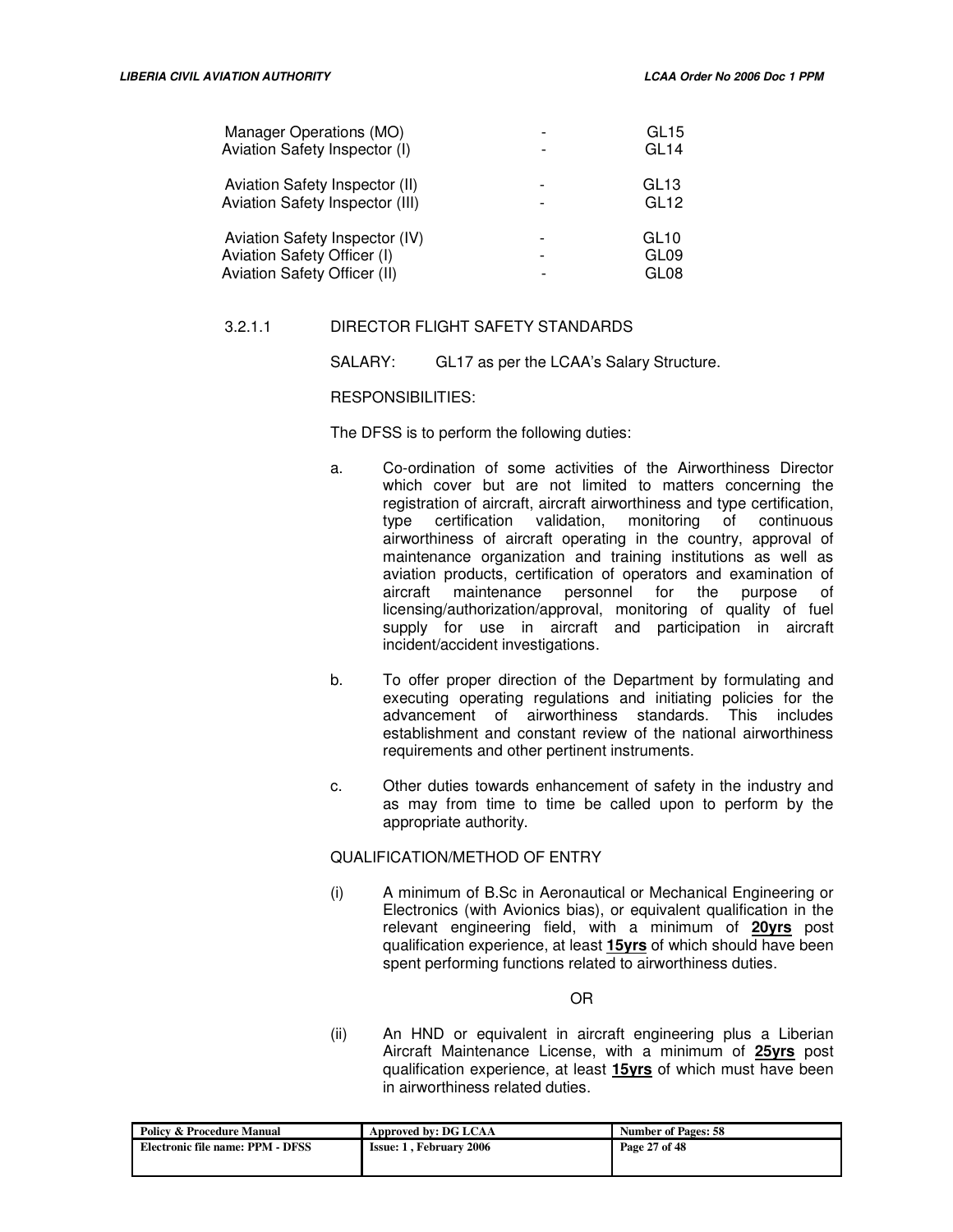| | | |
|---|---|---|
| Manager Operations (MO) | - | GL15 |
| Aviation Safety Inspector (I) | - | GL14 |
| Aviation Safety Inspector (II) | - | GL13 |
| Aviation Safety Inspector (III) | - | GL12 |
| Aviation Safety Inspector (IV) | - | GL10 |
| Aviation Safety Officer (I) | - | GL09 |
| Aviation Safety Officer (II) | - | GL08 |

3.2.1.1 DIRECTOR FLIGHT SAFETY STANDARDS

SALARY: GL17 as per the LCAA's Salary Structure.

RESPONSIBILITIES:

The DFSS is to perform the following duties:

a. Co-ordination of some activities of the Airworthiness Director which cover but are not limited to matters concerning the registration of aircraft, aircraft airworthiness and type certification, type certification validation, monitoring of continuous airworthiness of aircraft operating in the country, approval of maintenance organization and training institutions as well as aviation products, certification of operators and examination of aircraft maintenance personnel for the purpose of licensing/authorization/approval, monitoring of quality of fuel supply for use in aircraft and participation in aircraft incident/accident investigations.

b. To offer proper direction of the Department by formulating and executing operating regulations and initiating policies for the advancement of airworthiness standards. This includes establishment and constant review of the national airworthiness requirements and other pertinent instruments.

c. Other duties towards enhancement of safety in the industry and as may from time to time be called upon to perform by the appropriate authority.

QUALIFICATION/METHOD OF ENTRY

(i) A minimum of B.Sc in Aeronautical or Mechanical Engineering or Electronics (with Avionics bias), or equivalent qualification in the relevant engineering field, with a minimum of **20yrs** post qualification experience, at least **15yrs** of which should have been spent performing functions related to airworthiness duties.

OR

(ii) An HND or equivalent in aircraft engineering plus a Liberian Aircraft Maintenance License, with a minimum of **25yrs** post qualification experience, at least **15yrs** of which must have been in airworthiness related duties.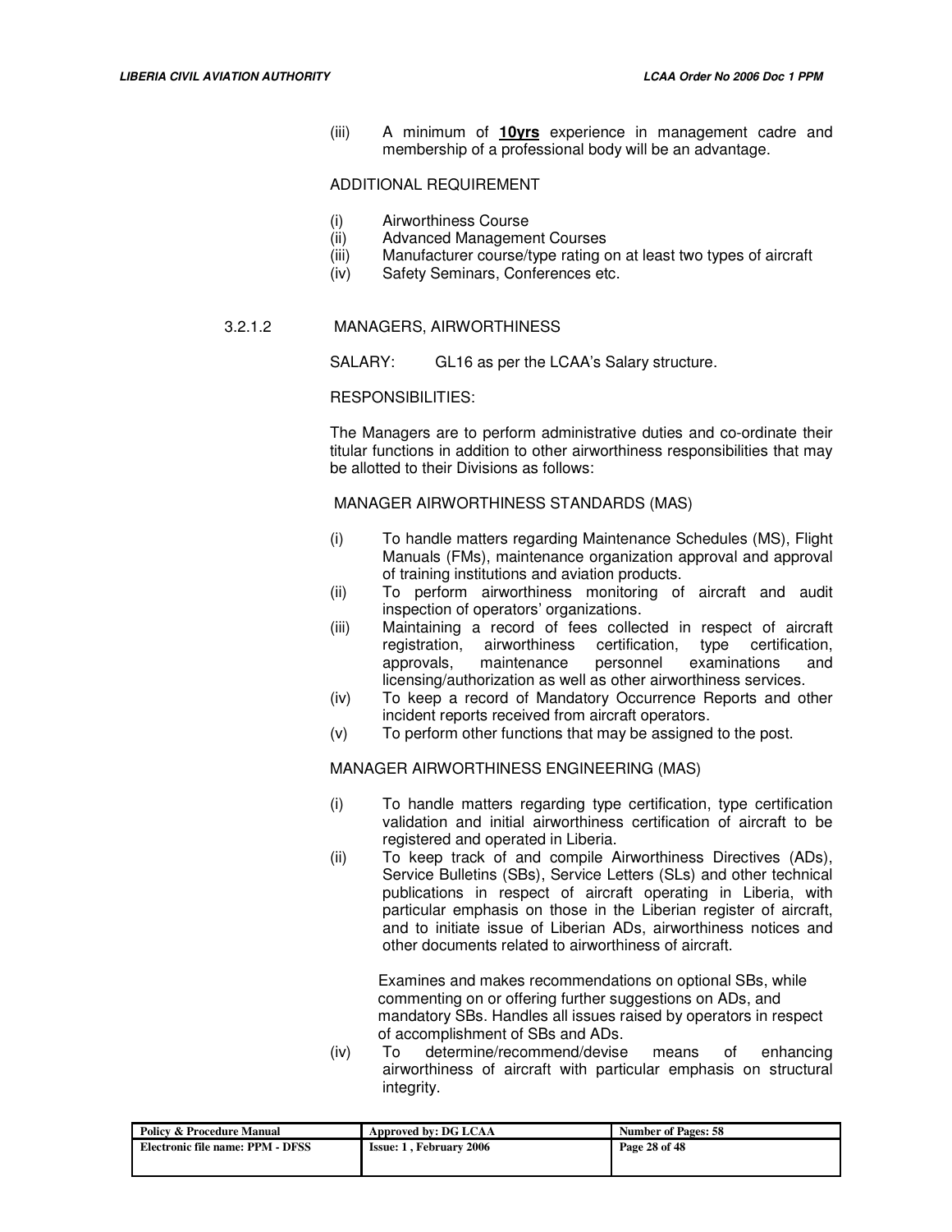(iii) A minimum of **<u>10yrs</u>** experience in management cadre and membership of a professional body will be an advantage.

ADDITIONAL REQUIREMENT

(i) Airworthiness Course
(ii) Advanced Management Courses
(iii) Manufacturer course/type rating on at least two types of aircraft
(iv) Safety Seminars, Conferences etc.

3.2.1.2 MANAGERS, AIRWORTHINESS

SALARY: GL16 as per the LCAA's Salary structure.

RESPONSIBILITIES:

The Managers are to perform administrative duties and co-ordinate their titular functions in addition to other airworthiness responsibilities that may be allotted to their Divisions as follows:

MANAGER AIRWORTHINESS STANDARDS (MAS)

(i) To handle matters regarding Maintenance Schedules (MS), Flight Manuals (FMs), maintenance organization approval and approval of training institutions and aviation products.
(ii) To perform airworthiness monitoring of aircraft and audit inspection of operators' organizations.
(iii) Maintaining a record of fees collected in respect of aircraft registration, airworthiness certification, type certification, approvals, maintenance personnel examinations and licensing/authorization as well as other airworthiness services.
(iv) To keep a record of Mandatory Occurrence Reports and other incident reports received from aircraft operators.
(v) To perform other functions that may be assigned to the post.

MANAGER AIRWORTHINESS ENGINEERING (MAS)

(i) To handle matters regarding type certification, type certification validation and initial airworthiness certification of aircraft to be registered and operated in Liberia.
(ii) To keep track of and compile Airworthiness Directives (ADs), Service Bulletins (SBs), Service Letters (SLs) and other technical publications in respect of aircraft operating in Liberia, with particular emphasis on those in the Liberian register of aircraft, and to initiate issue of Liberian ADs, airworthiness notices and other documents related to airworthiness of aircraft.

Examines and makes recommendations on optional SBs, while commenting on or offering further suggestions on ADs, and mandatory SBs. Handles all issues raised by operators in respect of accomplishment of SBs and ADs.

(iv) To determine/recommend/devise means of enhancing airworthiness of aircraft with particular emphasis on structural integrity.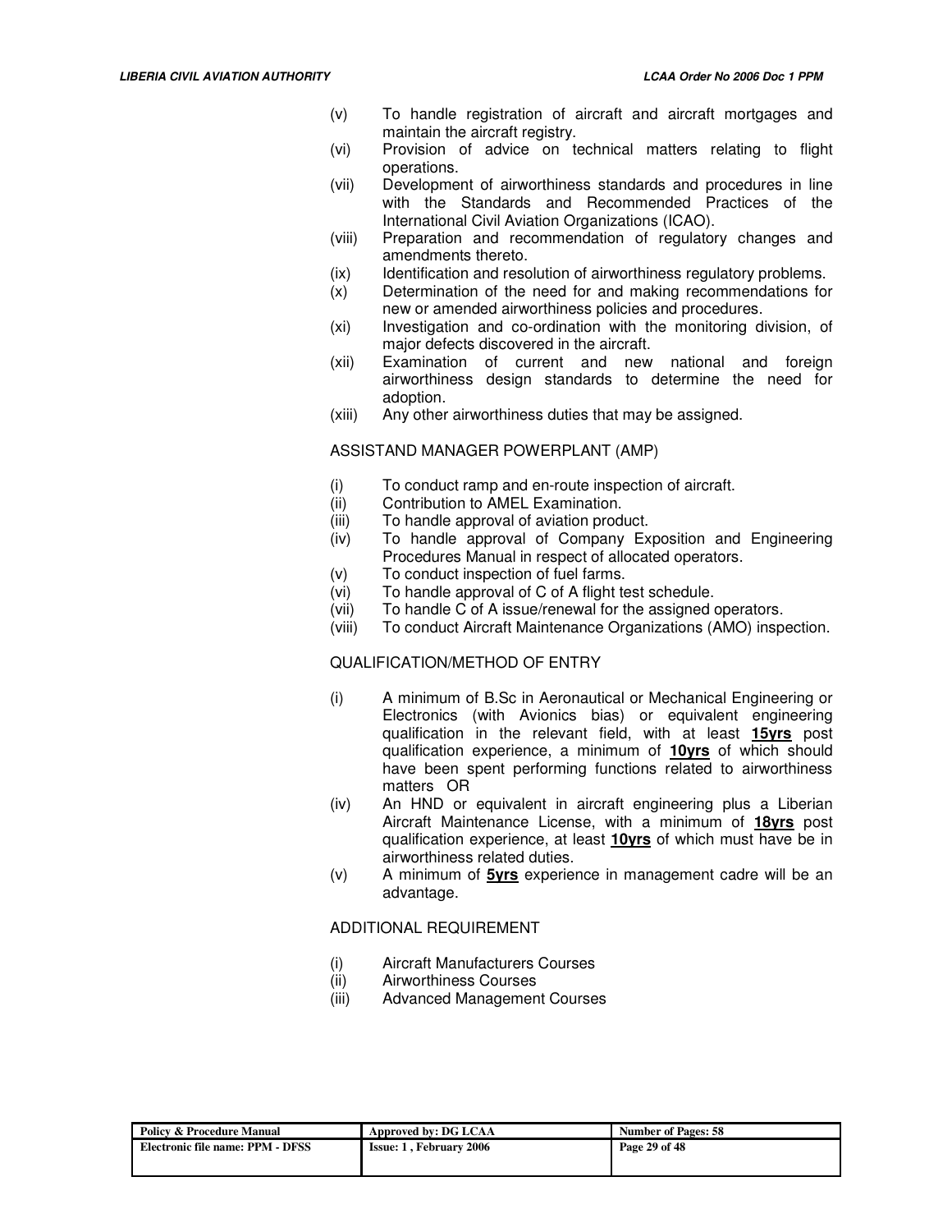(v) To handle registration of aircraft and aircraft mortgages and maintain the aircraft registry.

(vi) Provision of advice on technical matters relating to flight operations.

(vii) Development of airworthiness standards and procedures in line with the Standards and Recommended Practices of the International Civil Aviation Organizations (ICAO).

(viii) Preparation and recommendation of regulatory changes and amendments thereto.

(ix) Identification and resolution of airworthiness regulatory problems.

(x) Determination of the need for and making recommendations for new or amended airworthiness policies and procedures.

(xi) Investigation and co-ordination with the monitoring division, of major defects discovered in the aircraft.

(xii) Examination of current and new national and foreign airworthiness design standards to determine the need for adoption.

(xiii) Any other airworthiness duties that may be assigned.

ASSISTAND MANAGER POWERPLANT (AMP)

(i) To conduct ramp and en-route inspection of aircraft.

(ii) Contribution to AMEL Examination.

(iii) To handle approval of aviation product.

(iv) To handle approval of Company Exposition and Engineering Procedures Manual in respect of allocated operators.

(v) To conduct inspection of fuel farms.

(vi) To handle approval of C of A flight test schedule.

(vii) To handle C of A issue/renewal for the assigned operators.

(viii) To conduct Aircraft Maintenance Organizations (AMO) inspection.

QUALIFICATION/METHOD OF ENTRY

(i) A minimum of B.Sc in Aeronautical or Mechanical Engineering or Electronics (with Avionics bias) or equivalent engineering qualification in the relevant field, with at least **15yrs** post qualification experience, a minimum of **10yrs** of which should have been spent performing functions related to airworthiness matters OR

(iv) An HND or equivalent in aircraft engineering plus a Liberian Aircraft Maintenance License, with a minimum of **18yrs** post qualification experience, at least **10yrs** of which must have be in airworthiness related duties.

(v) A minimum of **5yrs** experience in management cadre will be an advantage.

ADDITIONAL REQUIREMENT

(i) Aircraft Manufacturers Courses

(ii) Airworthiness Courses

(iii) Advanced Management Courses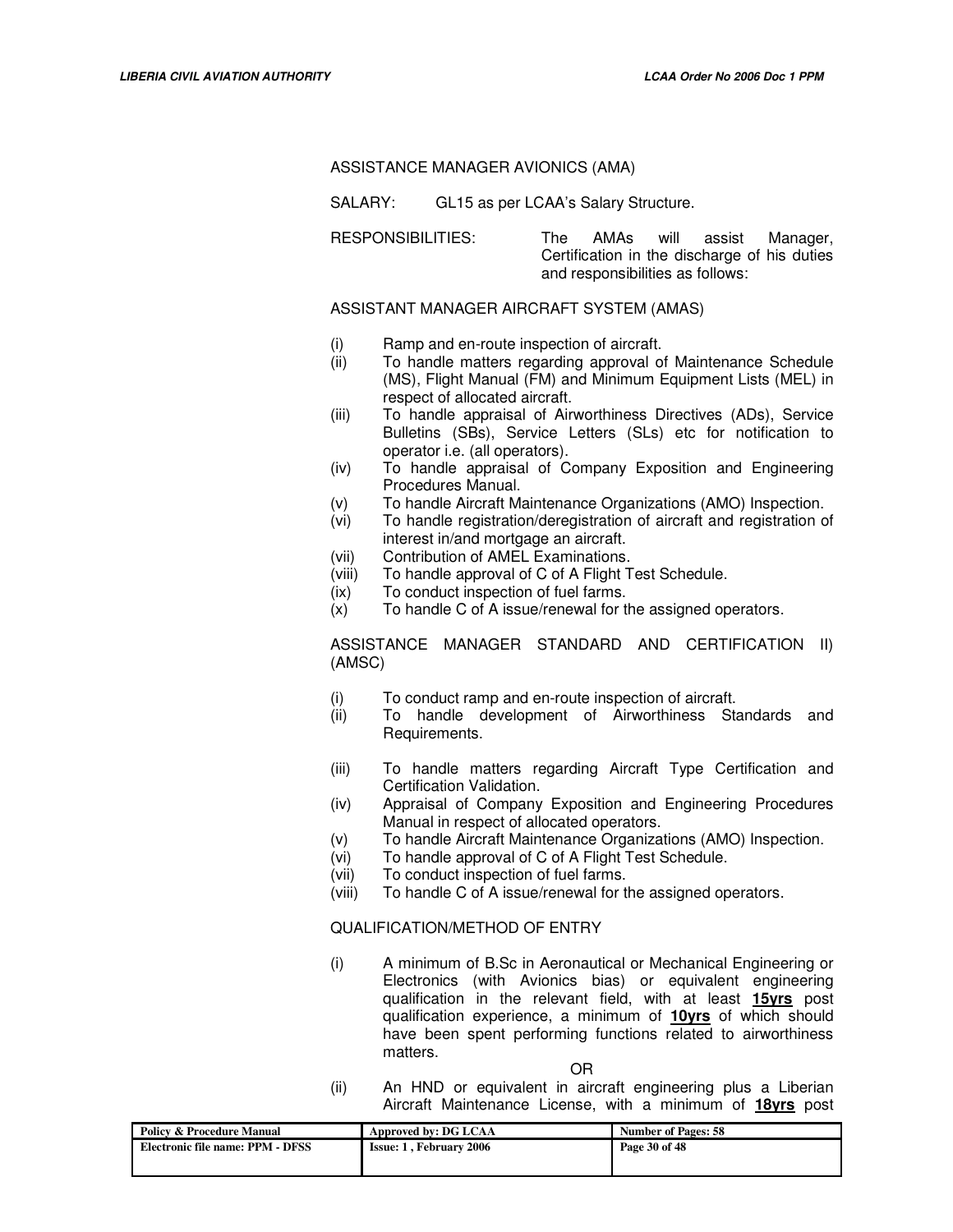ASSISTANCE MANAGER AVIONICS (AMA)

SALARY: GL15 as per LCAA's Salary Structure.

RESPONSIBILITIES: The AMAs will assist Manager, Certification in the discharge of his duties and responsibilities as follows:

ASSISTANT MANAGER AIRCRAFT SYSTEM (AMAS)

(i) Ramp and en-route inspection of aircraft.
(ii) To handle matters regarding approval of Maintenance Schedule (MS), Flight Manual (FM) and Minimum Equipment Lists (MEL) in respect of allocated aircraft.
(iii) To handle appraisal of Airworthiness Directives (ADs), Service Bulletins (SBs), Service Letters (SLs) etc for notification to operator i.e. (all operators).
(iv) To handle appraisal of Company Exposition and Engineering Procedures Manual.
(v) To handle Aircraft Maintenance Organizations (AMO) Inspection.
(vi) To handle registration/deregistration of aircraft and registration of interest in/and mortgage an aircraft.
(vii) Contribution of AMEL Examinations.
(viii) To handle approval of C of A Flight Test Schedule.
(ix) To conduct inspection of fuel farms.
(x) To handle C of A issue/renewal for the assigned operators.

ASSISTANCE MANAGER STANDARD AND CERTIFICATION II) (AMSC)

(i) To conduct ramp and en-route inspection of aircraft.
(ii) To handle development of Airworthiness Standards and Requirements.
(iii) To handle matters regarding Aircraft Type Certification and Certification Validation.
(iv) Appraisal of Company Exposition and Engineering Procedures Manual in respect of allocated operators.
(v) To handle Aircraft Maintenance Organizations (AMO) Inspection.
(vi) To handle approval of C of A Flight Test Schedule.
(vii) To conduct inspection of fuel farms.
(viii) To handle C of A issue/renewal for the assigned operators.

QUALIFICATION/METHOD OF ENTRY

(i) A minimum of B.Sc in Aeronautical or Mechanical Engineering or Electronics (with Avionics bias) or equivalent engineering qualification in the relevant field, with at least **15yrs** post qualification experience, a minimum of **10yrs** of which should have been spent performing functions related to airworthiness matters.

OR

(ii) An HND or equivalent in aircraft engineering plus a Liberian Aircraft Maintenance License, with a minimum of **18yrs** post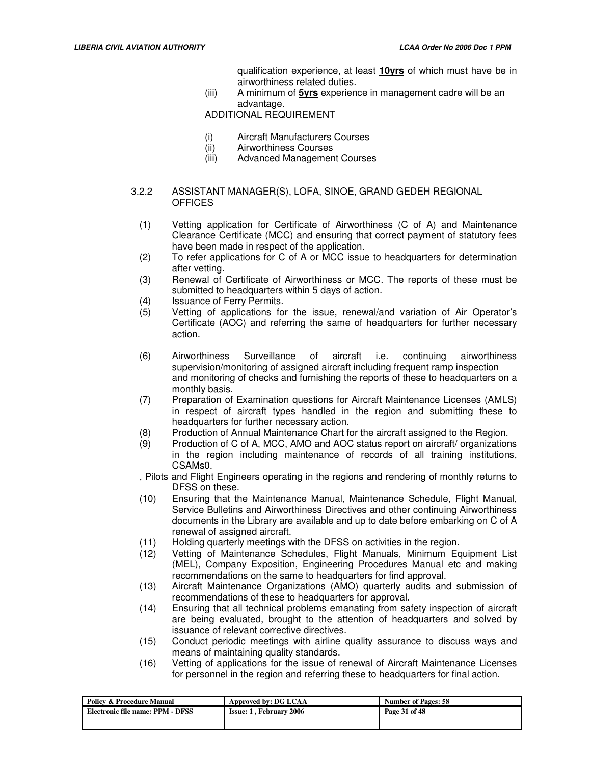qualification experience, at least **10yrs** of which must have be in airworthiness related duties.

(iii) A minimum of **5yrs** experience in management cadre will be an advantage.

ADDITIONAL REQUIREMENT

(i) Aircraft Manufacturers Courses
(ii) Airworthiness Courses
(iii) Advanced Management Courses

### 3.2.2 ASSISTANT MANAGER(S), LOFA, SINOE, GRAND GEDEH REGIONAL OFFICES

(1) Vetting application for Certificate of Airworthiness (C of A) and Maintenance Clearance Certificate (MCC) and ensuring that correct payment of statutory fees have been made in respect of the application.

(2) To refer applications for C of A or MCC issue to headquarters for determination after vetting.

(3) Renewal of Certificate of Airworthiness or MCC. The reports of these must be submitted to headquarters within 5 days of action.

(4) Issuance of Ferry Permits.

(5) Vetting of applications for the issue, renewal/and variation of Air Operator's Certificate (AOC) and referring the same of headquarters for further necessary action.

(6) Airworthiness Surveillance of aircraft i.e. continuing airworthiness supervision/monitoring of assigned aircraft including frequent ramp inspection and monitoring of checks and furnishing the reports of these to headquarters on a monthly basis.

(7) Preparation of Examination questions for Aircraft Maintenance Licenses (AMLS) in respect of aircraft types handled in the region and submitting these to headquarters for further necessary action.

(8) Production of Annual Maintenance Chart for the aircraft assigned to the Region.

(9) Production of C of A, MCC, AMO and AOC status report on aircraft/ organizations in the region including maintenance of records of all training institutions, CSAMs0.

, Pilots and Flight Engineers operating in the regions and rendering of monthly returns to DFSS on these.

(10) Ensuring that the Maintenance Manual, Maintenance Schedule, Flight Manual, Service Bulletins and Airworthiness Directives and other continuing Airworthiness documents in the Library are available and up to date before embarking on C of A renewal of assigned aircraft.

(11) Holding quarterly meetings with the DFSS on activities in the region.

(12) Vetting of Maintenance Schedules, Flight Manuals, Minimum Equipment List (MEL), Company Exposition, Engineering Procedures Manual etc and making recommendations on the same to headquarters for find approval.

(13) Aircraft Maintenance Organizations (AMO) quarterly audits and submission of recommendations of these to headquarters for approval.

(14) Ensuring that all technical problems emanating from safety inspection of aircraft are being evaluated, brought to the attention of headquarters and solved by issuance of relevant corrective directives.

(15) Conduct periodic meetings with airline quality assurance to discuss ways and means of maintaining quality standards.

(16) Vetting of applications for the issue of renewal of Aircraft Maintenance Licenses for personnel in the region and referring these to headquarters for final action.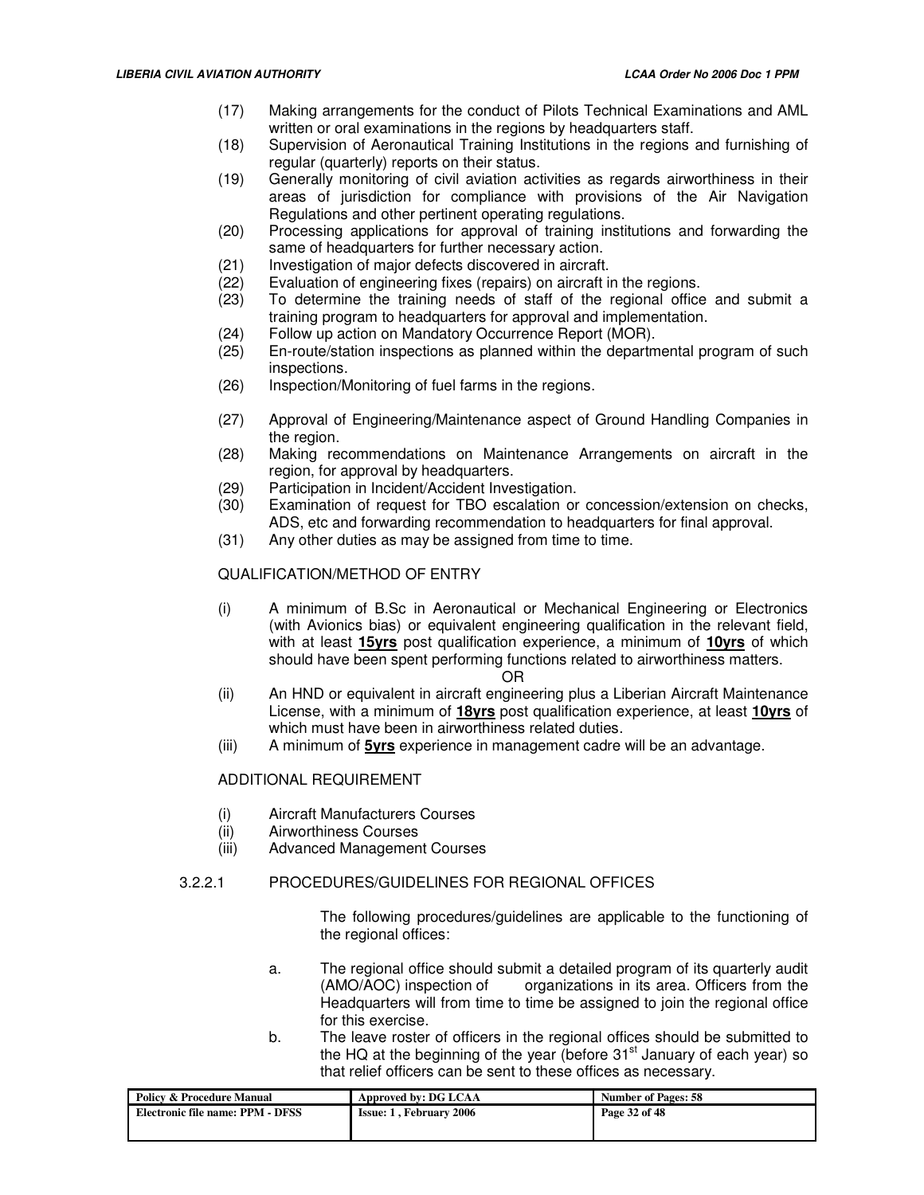(17) Making arrangements for the conduct of Pilots Technical Examinations and AML written or oral examinations in the regions by headquarters staff.

(18) Supervision of Aeronautical Training Institutions in the regions and furnishing of regular (quarterly) reports on their status.

(19) Generally monitoring of civil aviation activities as regards airworthiness in their areas of jurisdiction for compliance with provisions of the Air Navigation Regulations and other pertinent operating regulations.

(20) Processing applications for approval of training institutions and forwarding the same of headquarters for further necessary action.

(21) Investigation of major defects discovered in aircraft.

(22) Evaluation of engineering fixes (repairs) on aircraft in the regions.

(23) To determine the training needs of staff of the regional office and submit a training program to headquarters for approval and implementation.

(24) Follow up action on Mandatory Occurrence Report (MOR).

(25) En-route/station inspections as planned within the departmental program of such inspections.

(26) Inspection/Monitoring of fuel farms in the regions.

(27) Approval of Engineering/Maintenance aspect of Ground Handling Companies in the region.

(28) Making recommendations on Maintenance Arrangements on aircraft in the region, for approval by headquarters.

(29) Participation in Incident/Accident Investigation.

(30) Examination of request for TBO escalation or concession/extension on checks, ADS, etc and forwarding recommendation to headquarters for final approval.

(31) Any other duties as may be assigned from time to time.

QUALIFICATION/METHOD OF ENTRY

(i) A minimum of B.Sc in Aeronautical or Mechanical Engineering or Electronics (with Avionics bias) or equivalent engineering qualification in the relevant field, with at least **15yrs** post qualification experience, a minimum of **10yrs** of which should have been spent performing functions related to airworthiness matters.

OR

(ii) An HND or equivalent in aircraft engineering plus a Liberian Aircraft Maintenance License, with a minimum of **18yrs** post qualification experience, at least **10yrs** of which must have been in airworthiness related duties.

(iii) A minimum of **5yrs** experience in management cadre will be an advantage.

ADDITIONAL REQUIREMENT

(i) Aircraft Manufacturers Courses
(ii) Airworthiness Courses
(iii) Advanced Management Courses

3.2.2.1 PROCEDURES/GUIDELINES FOR REGIONAL OFFICES

The following procedures/guidelines are applicable to the functioning of the regional offices:

a. The regional office should submit a detailed program of its quarterly audit (AMO/AOC) inspection of organizations in its area. Officers from the Headquarters will from time to time be assigned to join the regional office for this exercise.

b. The leave roster of officers in the regional offices should be submitted to the HQ at the beginning of the year (before 31st January of each year) so that relief officers can be sent to these offices as necessary.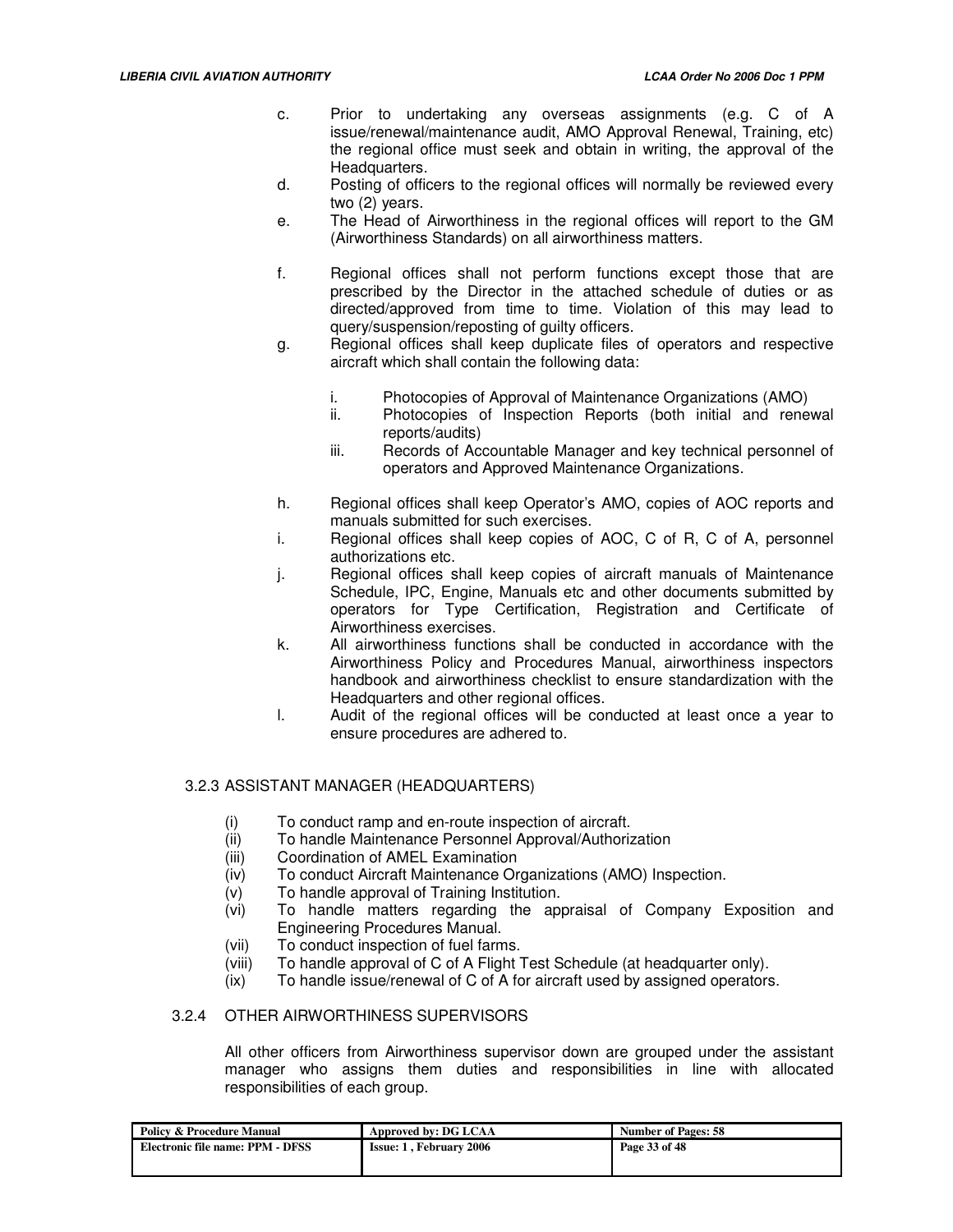c. Prior to undertaking any overseas assignments (e.g. C of A issue/renewal/maintenance audit, AMO Approval Renewal, Training, etc) the regional office must seek and obtain in writing, the approval of the Headquarters.

d. Posting of officers to the regional offices will normally be reviewed every two (2) years.

e. The Head of Airworthiness in the regional offices will report to the GM (Airworthiness Standards) on all airworthiness matters.

f. Regional offices shall not perform functions except those that are prescribed by the Director in the attached schedule of duties or as directed/approved from time to time. Violation of this may lead to query/suspension/reposting of guilty officers.

g. Regional offices shall keep duplicate files of operators and respective aircraft which shall contain the following data:

   i. Photocopies of Approval of Maintenance Organizations (AMO)
   ii. Photocopies of Inspection Reports (both initial and renewal reports/audits)
   iii. Records of Accountable Manager and key technical personnel of operators and Approved Maintenance Organizations.

h. Regional offices shall keep Operator's AMO, copies of AOC reports and manuals submitted for such exercises.

i. Regional offices shall keep copies of AOC, C of R, C of A, personnel authorizations etc.

j. Regional offices shall keep copies of aircraft manuals of Maintenance Schedule, IPC, Engine, Manuals etc and other documents submitted by operators for Type Certification, Registration and Certificate of Airworthiness exercises.

k. All airworthiness functions shall be conducted in accordance with the Airworthiness Policy and Procedures Manual, airworthiness inspectors handbook and airworthiness checklist to ensure standardization with the Headquarters and other regional offices.

l. Audit of the regional offices will be conducted at least once a year to ensure procedures are adhered to.

### 3.2.3 ASSISTANT MANAGER (HEADQUARTERS)

(i) To conduct ramp and en-route inspection of aircraft.
(ii) To handle Maintenance Personnel Approval/Authorization
(iii) Coordination of AMEL Examination
(iv) To conduct Aircraft Maintenance Organizations (AMO) Inspection.
(v) To handle approval of Training Institution.
(vi) To handle matters regarding the appraisal of Company Exposition and Engineering Procedures Manual.
(vii) To conduct inspection of fuel farms.
(viii) To handle approval of C of A Flight Test Schedule (at headquarter only).
(ix) To handle issue/renewal of C of A for aircraft used by assigned operators.

### 3.2.4 OTHER AIRWORTHINESS SUPERVISORS

All other officers from Airworthiness supervisor down are grouped under the assistant manager who assigns them duties and responsibilities in line with allocated responsibilities of each group.

| Policy & Procedure Manual | Approved by: DG LCAA | Number of Pages: 58 |
|---|---|---|
| Electronic file name: PPM - DFSS | Issue: 1 , February 2006 | Page 33 of 48 |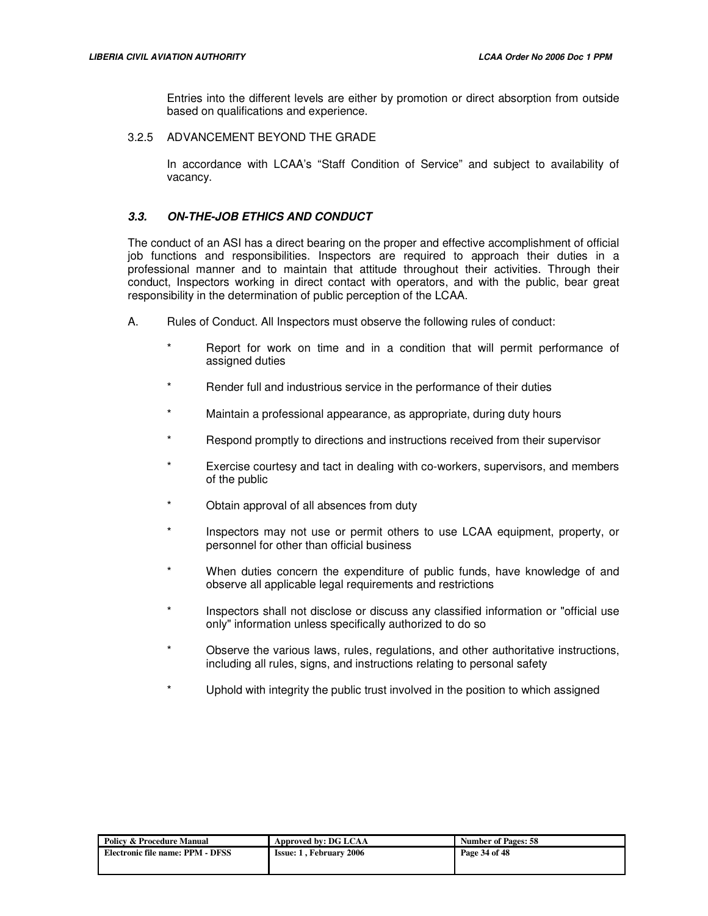Entries into the different levels are either by promotion or direct absorption from outside based on qualifications and experience.

#### 3.2.5 ADVANCEMENT BEYOND THE GRADE

In accordance with LCAA's "Staff Condition of Service" and subject to availability of vacancy.

### *3.3. ON-THE-JOB ETHICS AND CONDUCT*

The conduct of an ASI has a direct bearing on the proper and effective accomplishment of official job functions and responsibilities. Inspectors are required to approach their duties in a professional manner and to maintain that attitude throughout their activities. Through their conduct, Inspectors working in direct contact with operators, and with the public, bear great responsibility in the determination of public perception of the LCAA.

A. Rules of Conduct. All Inspectors must observe the following rules of conduct:

* Report for work on time and in a condition that will permit performance of assigned duties
* Render full and industrious service in the performance of their duties
* Maintain a professional appearance, as appropriate, during duty hours
* Respond promptly to directions and instructions received from their supervisor
* Exercise courtesy and tact in dealing with co-workers, supervisors, and members of the public
* Obtain approval of all absences from duty
* Inspectors may not use or permit others to use LCAA equipment, property, or personnel for other than official business
* When duties concern the expenditure of public funds, have knowledge of and observe all applicable legal requirements and restrictions
* Inspectors shall not disclose or discuss any classified information or "official use only" information unless specifically authorized to do so
* Observe the various laws, rules, regulations, and other authoritative instructions, including all rules, signs, and instructions relating to personal safety
* Uphold with integrity the public trust involved in the position to which assigned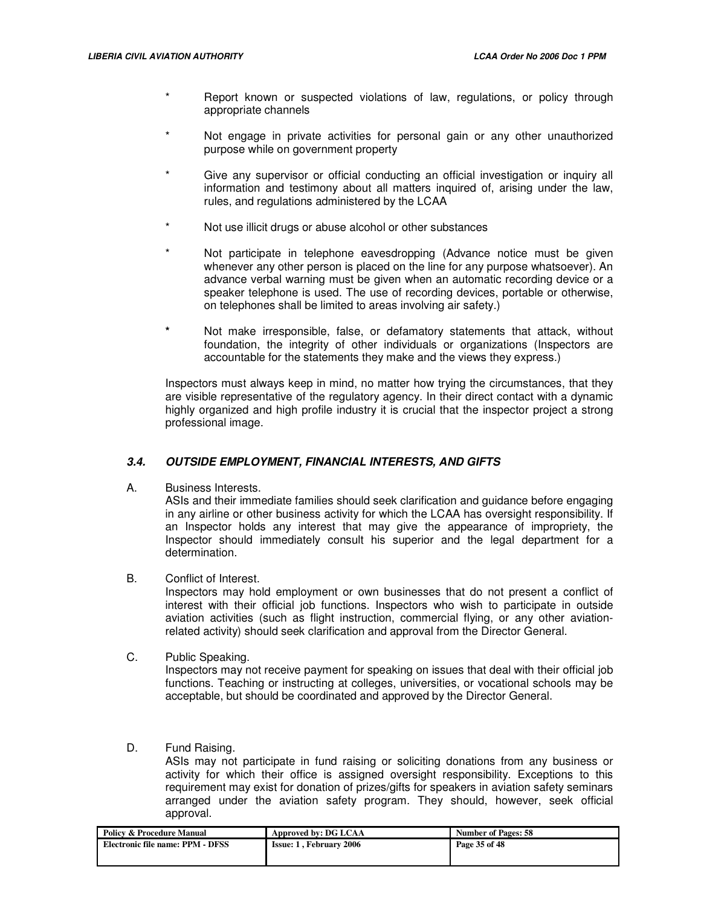* Report known or suspected violations of law, regulations, or policy through appropriate channels

* Not engage in private activities for personal gain or any other unauthorized purpose while on government property

* Give any supervisor or official conducting an official investigation or inquiry all information and testimony about all matters inquired of, arising under the law, rules, and regulations administered by the LCAA

* Not use illicit drugs or abuse alcohol or other substances

* Not participate in telephone eavesdropping (Advance notice must be given whenever any other person is placed on the line for any purpose whatsoever). An advance verbal warning must be given when an automatic recording device or a speaker telephone is used. The use of recording devices, portable or otherwise, on telephones shall be limited to areas involving air safety.)

* Not make irresponsible, false, or defamatory statements that attack, without foundation, the integrity of other individuals or organizations (Inspectors are accountable for the statements they make and the views they express.)

Inspectors must always keep in mind, no matter how trying the circumstances, that they are visible representative of the regulatory agency. In their direct contact with a dynamic highly organized and high profile industry it is crucial that the inspector project a strong professional image.

### *3.4. OUTSIDE EMPLOYMENT, FINANCIAL INTERESTS, AND GIFTS*

A. Business Interests.
ASIs and their immediate families should seek clarification and guidance before engaging in any airline or other business activity for which the LCAA has oversight responsibility. If an Inspector holds any interest that may give the appearance of impropriety, the Inspector should immediately consult his superior and the legal department for a determination.

B. Conflict of Interest.
Inspectors may hold employment or own businesses that do not present a conflict of interest with their official job functions. Inspectors who wish to participate in outside aviation activities (such as flight instruction, commercial flying, or any other aviation-related activity) should seek clarification and approval from the Director General.

C. Public Speaking.
Inspectors may not receive payment for speaking on issues that deal with their official job functions. Teaching or instructing at colleges, universities, or vocational schools may be acceptable, but should be coordinated and approved by the Director General.

D. Fund Raising.
ASIs may not participate in fund raising or soliciting donations from any business or activity for which their office is assigned oversight responsibility. Exceptions to this requirement may exist for donation of prizes/gifts for speakers in aviation safety seminars arranged under the aviation safety program. They should, however, seek official approval.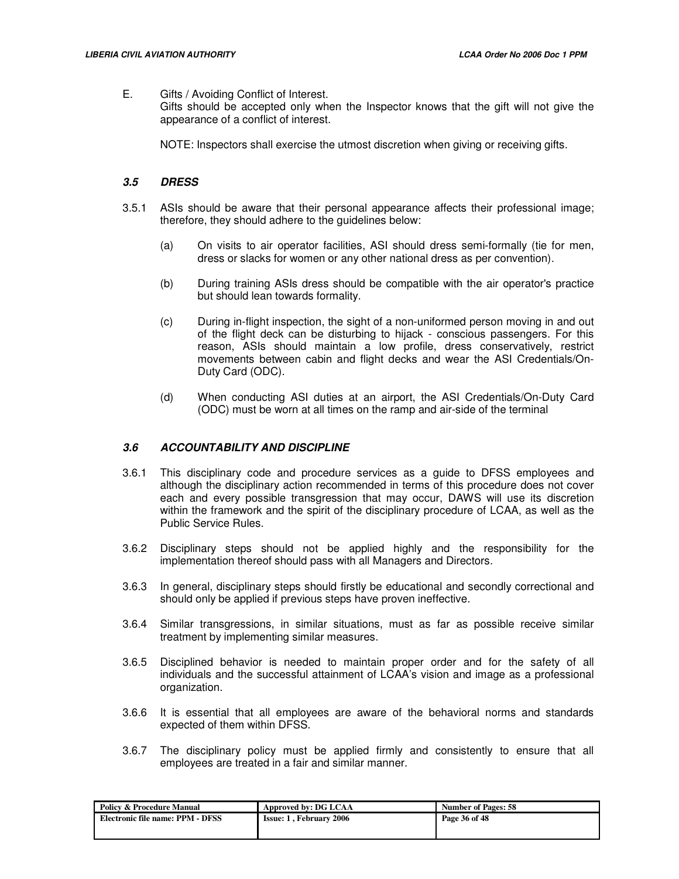E. Gifts / Avoiding Conflict of Interest.
Gifts should be accepted only when the Inspector knows that the gift will not give the appearance of a conflict of interest.

NOTE: Inspectors shall exercise the utmost discretion when giving or receiving gifts.

### *3.5 DRESS*

3.5.1 ASIs should be aware that their personal appearance affects their professional image; therefore, they should adhere to the guidelines below:

(a) On visits to air operator facilities, ASI should dress semi-formally (tie for men, dress or slacks for women or any other national dress as per convention).

(b) During training ASIs dress should be compatible with the air operator's practice but should lean towards formality.

(c) During in-flight inspection, the sight of a non-uniformed person moving in and out of the flight deck can be disturbing to hijack - conscious passengers. For this reason, ASIs should maintain a low profile, dress conservatively, restrict movements between cabin and flight decks and wear the ASI Credentials/On-Duty Card (ODC).

(d) When conducting ASI duties at an airport, the ASI Credentials/On-Duty Card (ODC) must be worn at all times on the ramp and air-side of the terminal

### *3.6 ACCOUNTABILITY AND DISCIPLINE*

3.6.1 This disciplinary code and procedure services as a guide to DFSS employees and although the disciplinary action recommended in terms of this procedure does not cover each and every possible transgression that may occur, DAWS will use its discretion within the framework and the spirit of the disciplinary procedure of LCAA, as well as the Public Service Rules.

3.6.2 Disciplinary steps should not be applied highly and the responsibility for the implementation thereof should pass with all Managers and Directors.

3.6.3 In general, disciplinary steps should firstly be educational and secondly correctional and should only be applied if previous steps have proven ineffective.

3.6.4 Similar transgressions, in similar situations, must as far as possible receive similar treatment by implementing similar measures.

3.6.5 Disciplined behavior is needed to maintain proper order and for the safety of all individuals and the successful attainment of LCAA's vision and image as a professional organization.

3.6.6 It is essential that all employees are aware of the behavioral norms and standards expected of them within DFSS.

3.6.7 The disciplinary policy must be applied firmly and consistently to ensure that all employees are treated in a fair and similar manner.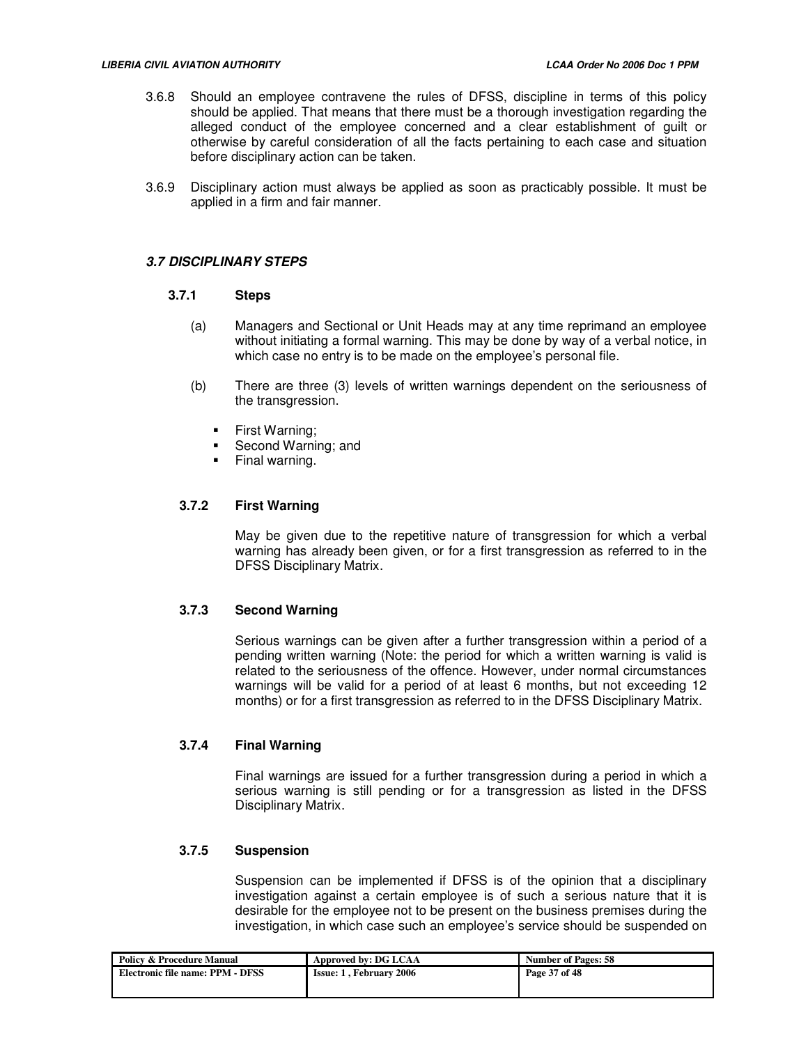3.6.8 Should an employee contravene the rules of DFSS, discipline in terms of this policy should be applied. That means that there must be a thorough investigation regarding the alleged conduct of the employee concerned and a clear establishment of guilt or otherwise by careful consideration of all the facts pertaining to each case and situation before disciplinary action can be taken.

3.6.9 Disciplinary action must always be applied as soon as practicably possible. It must be applied in a firm and fair manner.

## *3.7 DISCIPLINARY STEPS*

### 3.7.1 Steps

(a) Managers and Sectional or Unit Heads may at any time reprimand an employee without initiating a formal warning. This may be done by way of a verbal notice, in which case no entry is to be made on the employee's personal file.

(b) There are three (3) levels of written warnings dependent on the seriousness of the transgression.

- First Warning;
- Second Warning; and
- Final warning.

### 3.7.2 First Warning

May be given due to the repetitive nature of transgression for which a verbal warning has already been given, or for a first transgression as referred to in the DFSS Disciplinary Matrix.

### 3.7.3 Second Warning

Serious warnings can be given after a further transgression within a period of a pending written warning (Note: the period for which a written warning is valid is related to the seriousness of the offence. However, under normal circumstances warnings will be valid for a period of at least 6 months, but not exceeding 12 months) or for a first transgression as referred to in the DFSS Disciplinary Matrix.

### 3.7.4 Final Warning

Final warnings are issued for a further transgression during a period in which a serious warning is still pending or for a transgression as listed in the DFSS Disciplinary Matrix.

### 3.7.5 Suspension

Suspension can be implemented if DFSS is of the opinion that a disciplinary investigation against a certain employee is of such a serious nature that it is desirable for the employee not to be present on the business premises during the investigation, in which case such an employee's service should be suspended on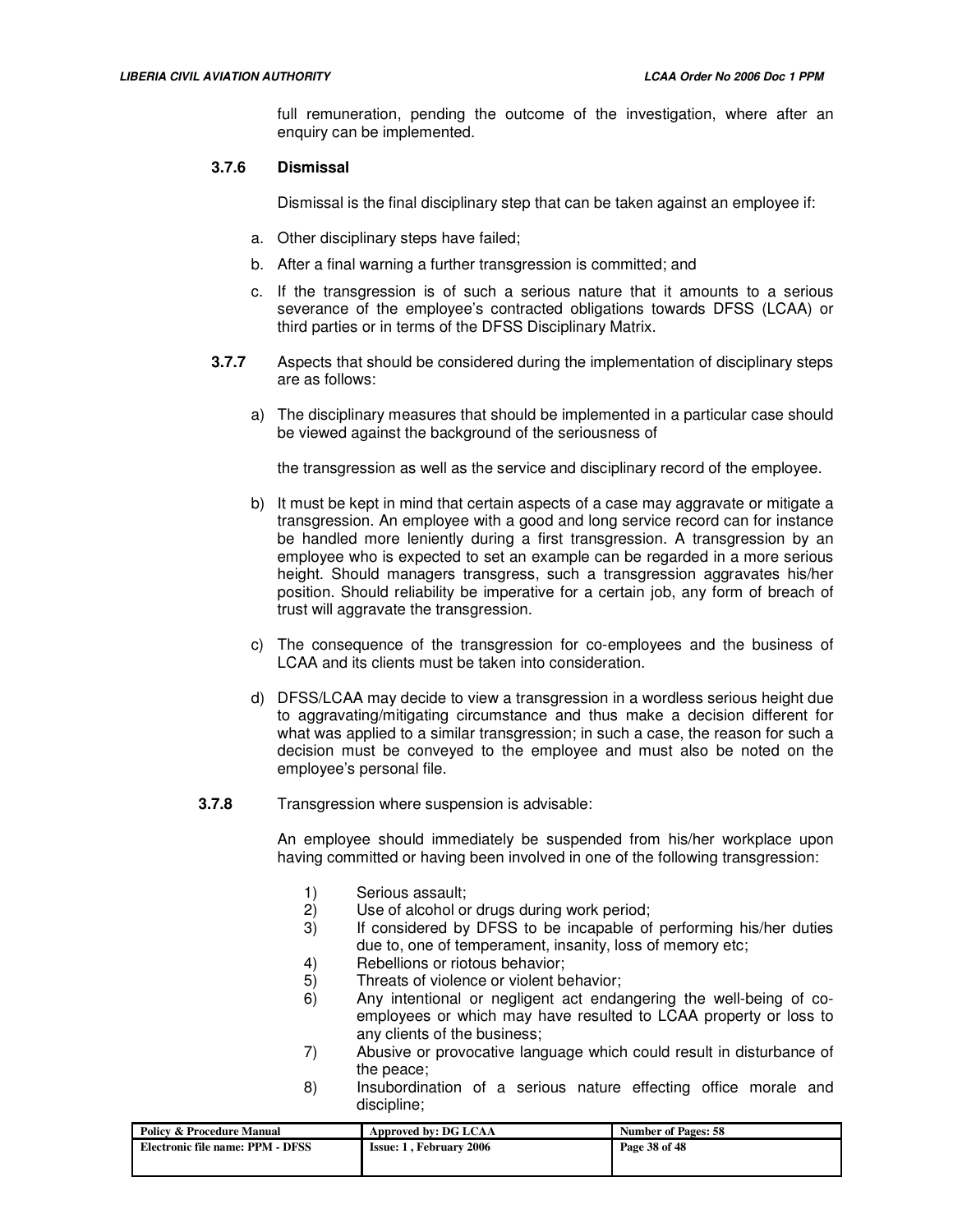full remuneration, pending the outcome of the investigation, where after an enquiry can be implemented.

### 3.7.6 Dismissal

Dismissal is the final disciplinary step that can be taken against an employee if:

a. Other disciplinary steps have failed;

b. After a final warning a further transgression is committed; and

c. If the transgression is of such a serious nature that it amounts to a serious severance of the employee's contracted obligations towards DFSS (LCAA) or third parties or in terms of the DFSS Disciplinary Matrix.

**3.7.7** Aspects that should be considered during the implementation of disciplinary steps are as follows:

a) The disciplinary measures that should be implemented in a particular case should be viewed against the background of the seriousness of

the transgression as well as the service and disciplinary record of the employee.

b) It must be kept in mind that certain aspects of a case may aggravate or mitigate a transgression. An employee with a good and long service record can for instance be handled more leniently during a first transgression. A transgression by an employee who is expected to set an example can be regarded in a more serious height. Should managers transgress, such a transgression aggravates his/her position. Should reliability be imperative for a certain job, any form of breach of trust will aggravate the transgression.

c) The consequence of the transgression for co-employees and the business of LCAA and its clients must be taken into consideration.

d) DFSS/LCAA may decide to view a transgression in a wordless serious height due to aggravating/mitigating circumstance and thus make a decision different for what was applied to a similar transgression; in such a case, the reason for such a decision must be conveyed to the employee and must also be noted on the employee's personal file.

**3.7.8** Transgression where suspension is advisable:

An employee should immediately be suspended from his/her workplace upon having committed or having been involved in one of the following transgression:

1) Serious assault;
2) Use of alcohol or drugs during work period;
3) If considered by DFSS to be incapable of performing his/her duties due to, one of temperament, insanity, loss of memory etc;
4) Rebellions or riotous behavior;
5) Threats of violence or violent behavior;
6) Any intentional or negligent act endangering the well-being of co-employees or which may have resulted to LCAA property or loss to any clients of the business;
7) Abusive or provocative language which could result in disturbance of the peace;
8) Insubordination of a serious nature effecting office morale and discipline;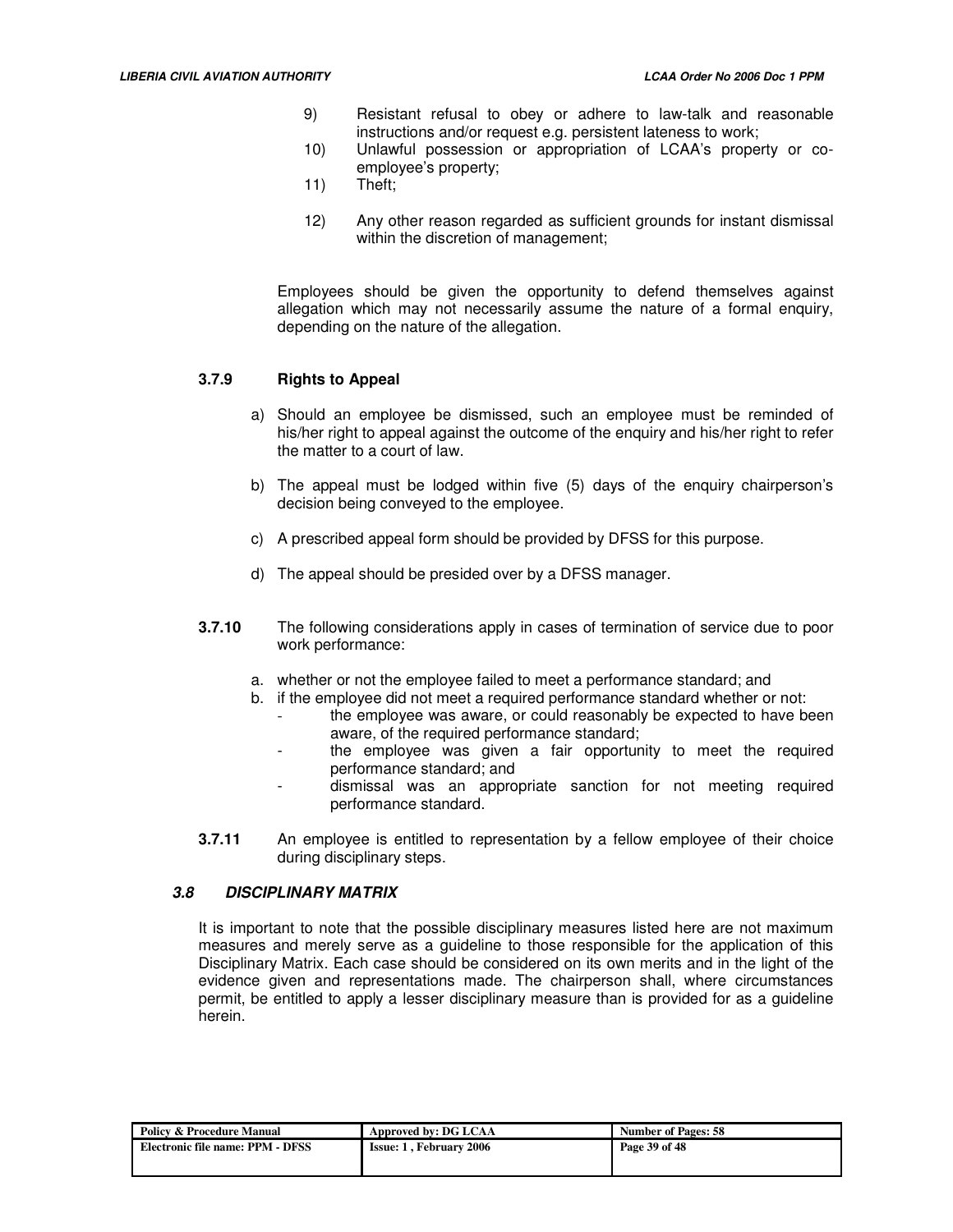9) Resistant refusal to obey or adhere to law-talk and reasonable instructions and/or request e.g. persistent lateness to work;
10) Unlawful possession or appropriation of LCAA's property or co-employee's property;
11) Theft;

12) Any other reason regarded as sufficient grounds for instant dismissal within the discretion of management;

Employees should be given the opportunity to defend themselves against allegation which may not necessarily assume the nature of a formal enquiry, depending on the nature of the allegation.

### 3.7.9 Rights to Appeal

a) Should an employee be dismissed, such an employee must be reminded of his/her right to appeal against the outcome of the enquiry and his/her right to refer the matter to a court of law.

b) The appeal must be lodged within five (5) days of the enquiry chairperson's decision being conveyed to the employee.

c) A prescribed appeal form should be provided by DFSS for this purpose.

d) The appeal should be presided over by a DFSS manager.

**3.7.10** The following considerations apply in cases of termination of service due to poor work performance:

a. whether or not the employee failed to meet a performance standard; and
b. if the employee did not meet a required performance standard whether or not:
   - the employee was aware, or could reasonably be expected to have been aware, of the required performance standard;
   - the employee was given a fair opportunity to meet the required performance standard; and
   - dismissal was an appropriate sanction for not meeting required performance standard.

**3.7.11** An employee is entitled to representation by a fellow employee of their choice during disciplinary steps.

## *3.8 DISCIPLINARY MATRIX*

It is important to note that the possible disciplinary measures listed here are not maximum measures and merely serve as a guideline to those responsible for the application of this Disciplinary Matrix. Each case should be considered on its own merits and in the light of the evidence given and representations made. The chairperson shall, where circumstances permit, be entitled to apply a lesser disciplinary measure than is provided for as a guideline herein.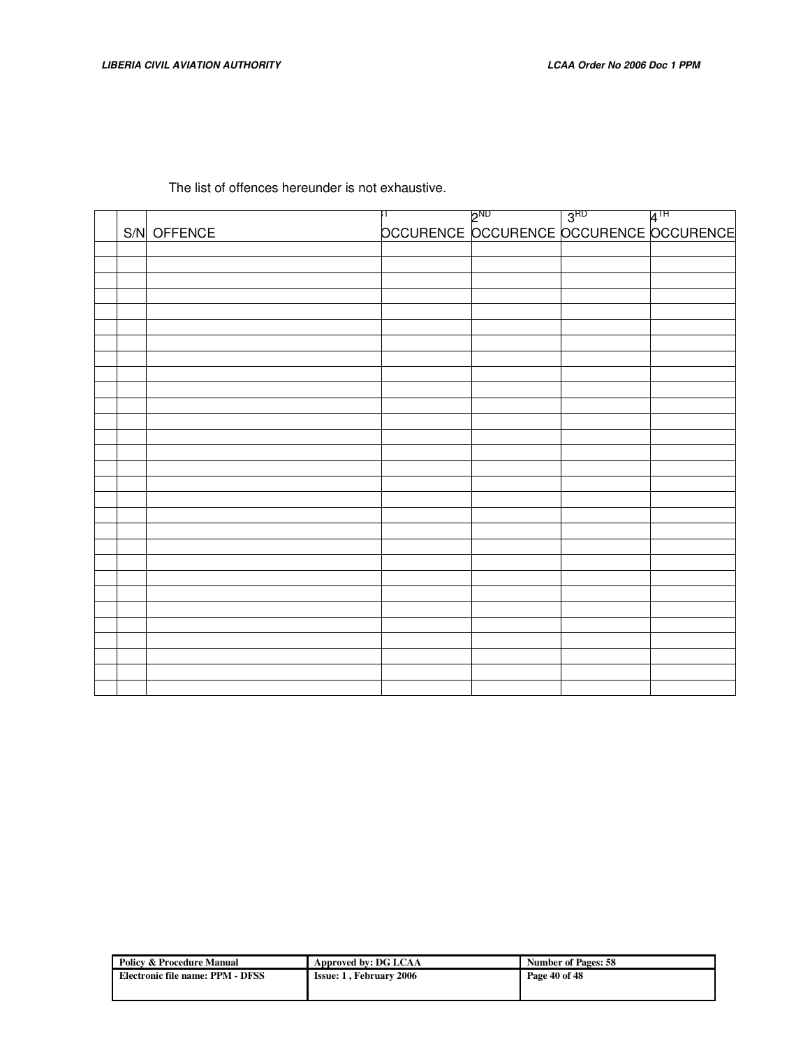The list of offences hereunder is not exhaustive.

| | S/N | OFFENCE | 1ST OCCURENCE | 2ND OCCURENCE | 3RD OCCURENCE | 4TH OCCURENCE |
|---|---|---|---|---|---|---|
| | | | | | | |
| | | | | | | |
| | | | | | | |
| | | | | | | |
| | | | | | | |
| | | | | | | |
| | | | | | | |
| | | | | | | |
| | | | | | | |
| | | | | | | |
| | | | | | | |
| | | | | | | |
| | | | | | | |
| | | | | | | |
| | | | | | | |
| | | | | | | |
| | | | | | | |
| | | | | | | |
| | | | | | | |
| | | | | | | |
| | | | | | | |
| | | | | | | |
| | | | | | | |
| | | | | | | |
| | | | | | | |
| | | | | | | |
| | | | | | | |
| | | | | | | |
| | | | | | | |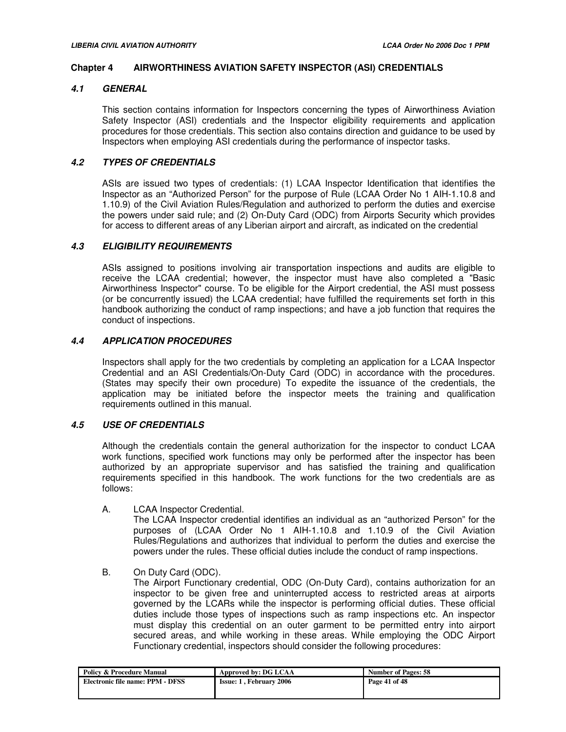## Chapter 4 AIRWORTHINESS AVIATION SAFETY INSPECTOR (ASI) CREDENTIALS

### *4.1 GENERAL*

This section contains information for Inspectors concerning the types of Airworthiness Aviation Safety Inspector (ASI) credentials and the Inspector eligibility requirements and application procedures for those credentials. This section also contains direction and guidance to be used by Inspectors when employing ASI credentials during the performance of inspector tasks.

### *4.2 TYPES OF CREDENTIALS*

ASIs are issued two types of credentials: (1) LCAA Inspector Identification that identifies the Inspector as an "Authorized Person" for the purpose of Rule (LCAA Order No 1 AIH-1.10.8 and 1.10.9) of the Civil Aviation Rules/Regulation and authorized to perform the duties and exercise the powers under said rule; and (2) On-Duty Card (ODC) from Airports Security which provides for access to different areas of any Liberian airport and aircraft, as indicated on the credential

### *4.3 ELIGIBILITY REQUIREMENTS*

ASIs assigned to positions involving air transportation inspections and audits are eligible to receive the LCAA credential; however, the inspector must have also completed a "Basic Airworthiness Inspector" course. To be eligible for the Airport credential, the ASI must possess (or be concurrently issued) the LCAA credential; have fulfilled the requirements set forth in this handbook authorizing the conduct of ramp inspections; and have a job function that requires the conduct of inspections.

### *4.4 APPLICATION PROCEDURES*

Inspectors shall apply for the two credentials by completing an application for a LCAA Inspector Credential and an ASI Credentials/On-Duty Card (ODC) in accordance with the procedures. (States may specify their own procedure) To expedite the issuance of the credentials, the application may be initiated before the inspector meets the training and qualification requirements outlined in this manual.

### *4.5 USE OF CREDENTIALS*

Although the credentials contain the general authorization for the inspector to conduct LCAA work functions, specified work functions may only be performed after the inspector has been authorized by an appropriate supervisor and has satisfied the training and qualification requirements specified in this handbook. The work functions for the two credentials are as follows:

A. LCAA Inspector Credential.
The LCAA Inspector credential identifies an individual as an "authorized Person" for the purposes of (LCAA Order No 1 AIH-1.10.8 and 1.10.9 of the Civil Aviation Rules/Regulations and authorizes that individual to perform the duties and exercise the powers under the rules. These official duties include the conduct of ramp inspections.

B. On Duty Card (ODC).
The Airport Functionary credential, ODC (On-Duty Card), contains authorization for an inspector to be given free and uninterrupted access to restricted areas at airports governed by the LCARs while the inspector is performing official duties. These official duties include those types of inspections such as ramp inspections etc. An inspector must display this credential on an outer garment to be permitted entry into airport secured areas, and while working in these areas. While employing the ODC Airport Functionary credential, inspectors should consider the following procedures: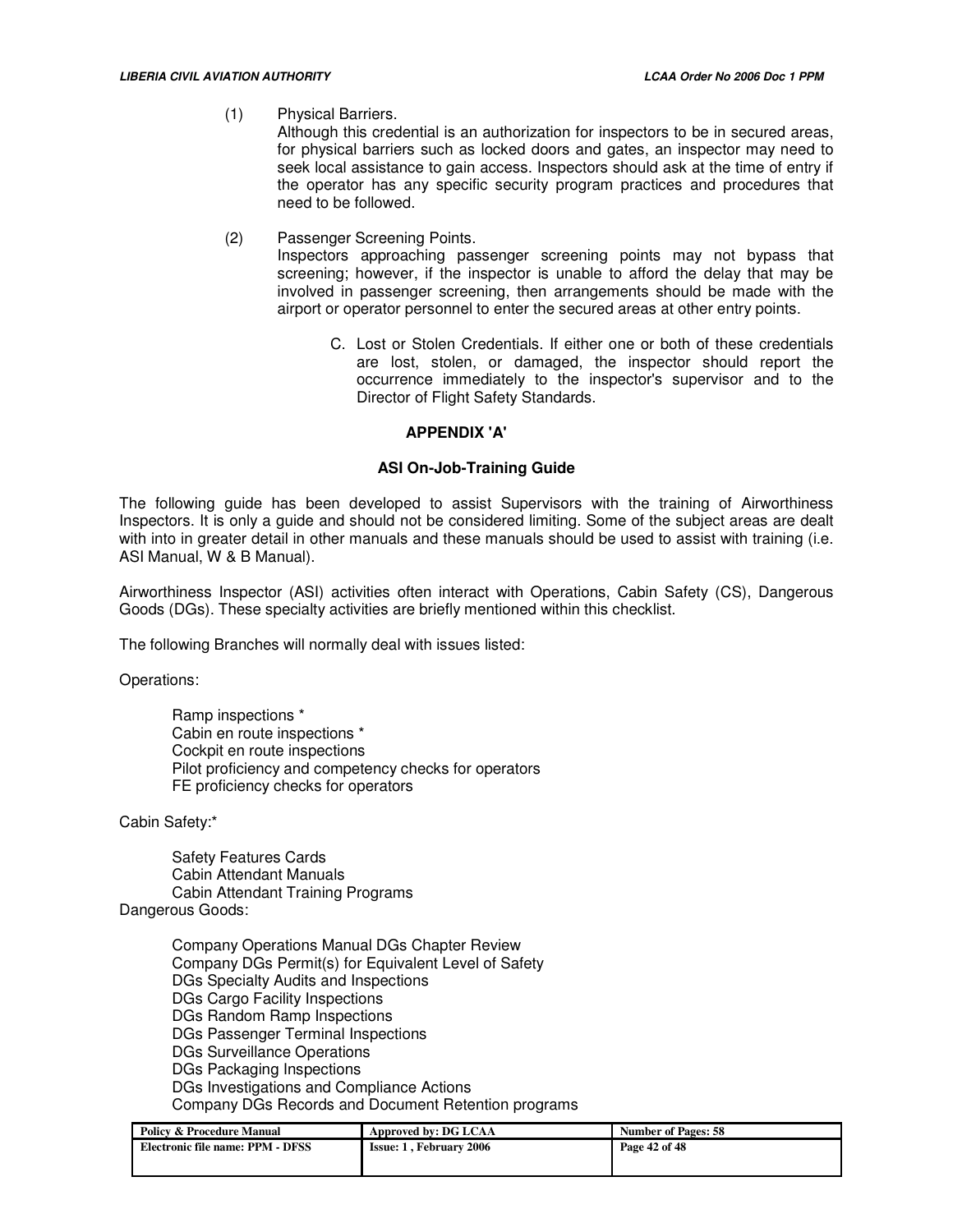(1) Physical Barriers.
Although this credential is an authorization for inspectors to be in secured areas, for physical barriers such as locked doors and gates, an inspector may need to seek local assistance to gain access. Inspectors should ask at the time of entry if the operator has any specific security program practices and procedures that need to be followed.

(2) Passenger Screening Points.
Inspectors approaching passenger screening points may not bypass that screening; however, if the inspector is unable to afford the delay that may be involved in passenger screening, then arrangements should be made with the airport or operator personnel to enter the secured areas at other entry points.

C. Lost or Stolen Credentials. If either one or both of these credentials are lost, stolen, or damaged, the inspector should report the occurrence immediately to the inspector's supervisor and to the Director of Flight Safety Standards.

## APPENDIX 'A'

### ASI On-Job-Training Guide

The following guide has been developed to assist Supervisors with the training of Airworthiness Inspectors. It is only a guide and should not be considered limiting. Some of the subject areas are dealt with into in greater detail in other manuals and these manuals should be used to assist with training (i.e. ASI Manual, W & B Manual).

Airworthiness Inspector (ASI) activities often interact with Operations, Cabin Safety (CS), Dangerous Goods (DGs). These specialty activities are briefly mentioned within this checklist.

The following Branches will normally deal with issues listed:

Operations:

- Ramp inspections *
- Cabin en route inspections *
- Cockpit en route inspections
- Pilot proficiency and competency checks for operators
- FE proficiency checks for operators

Cabin Safety:*

- Safety Features Cards
- Cabin Attendant Manuals
- Cabin Attendant Training Programs

Dangerous Goods:

- Company Operations Manual DGs Chapter Review
- Company DGs Permit(s) for Equivalent Level of Safety
- DGs Specialty Audits and Inspections
- DGs Cargo Facility Inspections
- DGs Random Ramp Inspections
- DGs Passenger Terminal Inspections
- DGs Surveillance Operations
- DGs Packaging Inspections
- DGs Investigations and Compliance Actions
- Company DGs Records and Document Retention programs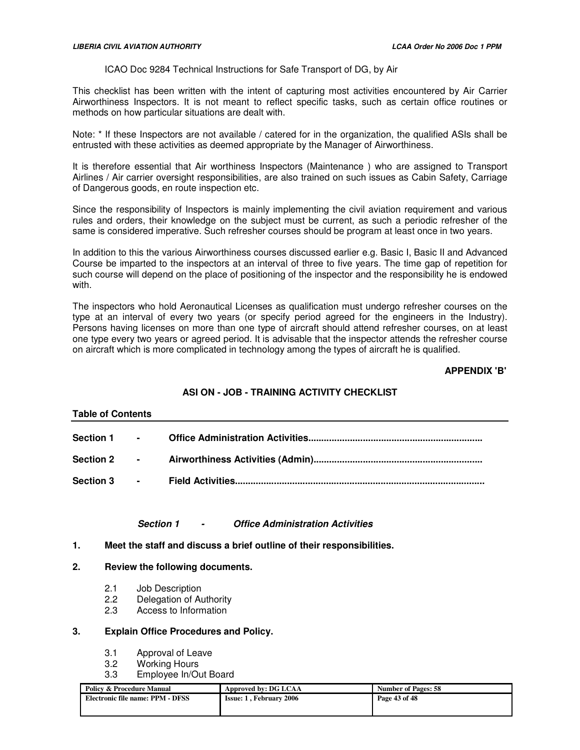ICAO Doc 9284 Technical Instructions for Safe Transport of DG, by Air

This checklist has been written with the intent of capturing most activities encountered by Air Carrier Airworthiness Inspectors. It is not meant to reflect specific tasks, such as certain office routines or methods on how particular situations are dealt with.

Note: * If these Inspectors are not available / catered for in the organization, the qualified ASIs shall be entrusted with these activities as deemed appropriate by the Manager of Airworthiness.

It is therefore essential that Air worthiness Inspectors (Maintenance ) who are assigned to Transport Airlines / Air carrier oversight responsibilities, are also trained on such issues as Cabin Safety, Carriage of Dangerous goods, en route inspection etc.

Since the responsibility of Inspectors is mainly implementing the civil aviation requirement and various rules and orders, their knowledge on the subject must be current, as such a periodic refresher of the same is considered imperative. Such refresher courses should be program at least once in two years.

In addition to this the various Airworthiness courses discussed earlier e.g. Basic I, Basic II and Advanced Course be imparted to the inspectors at an interval of three to five years. The time gap of repetition for such course will depend on the place of positioning of the inspector and the responsibility he is endowed with.

The inspectors who hold Aeronautical Licenses as qualification must undergo refresher courses on the type at an interval of every two years (or specify period agreed for the engineers in the Industry). Persons having licenses on more than one type of aircraft should attend refresher courses, on at least one type every two years or agreed period. It is advisable that the inspector attends the refresher course on aircraft which is more complicated in technology among the types of aircraft he is qualified.

**APPENDIX 'B'**

## ASI ON - JOB - TRAINING ACTIVITY CHECKLIST

**Table of Contents**

**Section 1 - Office Administration Activities...................................................................**

**Section 2 - Airworthiness Activities (Admin).................................................................**

**Section 3 - Field Activities................................................................................................**

### *Section 1 - Office Administration Activities*

**1. Meet the staff and discuss a brief outline of their responsibilities.**

**2. Review the following documents.**

- 2.1 Job Description
- 2.2 Delegation of Authority
- 2.3 Access to Information

**3. Explain Office Procedures and Policy.**

- 3.1 Approval of Leave
- 3.2 Working Hours
- 3.3 Employee In/Out Board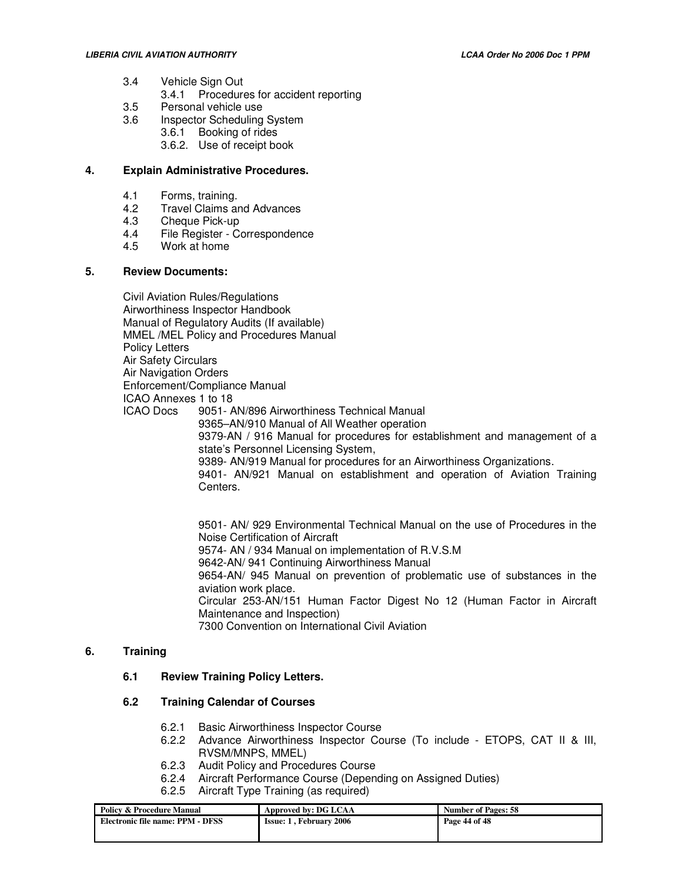3.4 Vehicle Sign Out
   3.4.1 Procedures for accident reporting
3.5 Personal vehicle use
3.6 Inspector Scheduling System
   3.6.1 Booking of rides
   3.6.2. Use of receipt book

**4. Explain Administrative Procedures.**

4.1 Forms, training.
4.2 Travel Claims and Advances
4.3 Cheque Pick-up
4.4 File Register - Correspondence
4.5 Work at home

**5. Review Documents:**

Civil Aviation Rules/Regulations
Airworthiness Inspector Handbook
Manual of Regulatory Audits (If available)
MMEL /MEL Policy and Procedures Manual
Policy Letters
Air Safety Circulars
Air Navigation Orders
Enforcement/Compliance Manual
ICAO Annexes 1 to 18
ICAO Docs 9051- AN/896 Airworthiness Technical Manual
9365–AN/910 Manual of All Weather operation
9379-AN / 916 Manual for procedures for establishment and management of a state's Personnel Licensing System,
9389- AN/919 Manual for procedures for an Airworthiness Organizations.
9401- AN/921 Manual on establishment and operation of Aviation Training Centers.

9501- AN/ 929 Environmental Technical Manual on the use of Procedures in the Noise Certification of Aircraft
9574- AN / 934 Manual on implementation of R.V.S.M
9642-AN/ 941 Continuing Airworthiness Manual
9654-AN/ 945 Manual on prevention of problematic use of substances in the aviation work place.
Circular 253-AN/151 Human Factor Digest No 12 (Human Factor in Aircraft Maintenance and Inspection)
7300 Convention on International Civil Aviation

**6. Training**

**6.1 Review Training Policy Letters.**

**6.2 Training Calendar of Courses**

6.2.1 Basic Airworthiness Inspector Course
6.2.2 Advance Airworthiness Inspector Course (To include - ETOPS, CAT II & III, RVSM/MNPS, MMEL)
6.2.3 Audit Policy and Procedures Course
6.2.4 Aircraft Performance Course (Depending on Assigned Duties)
6.2.5 Aircraft Type Training (as required)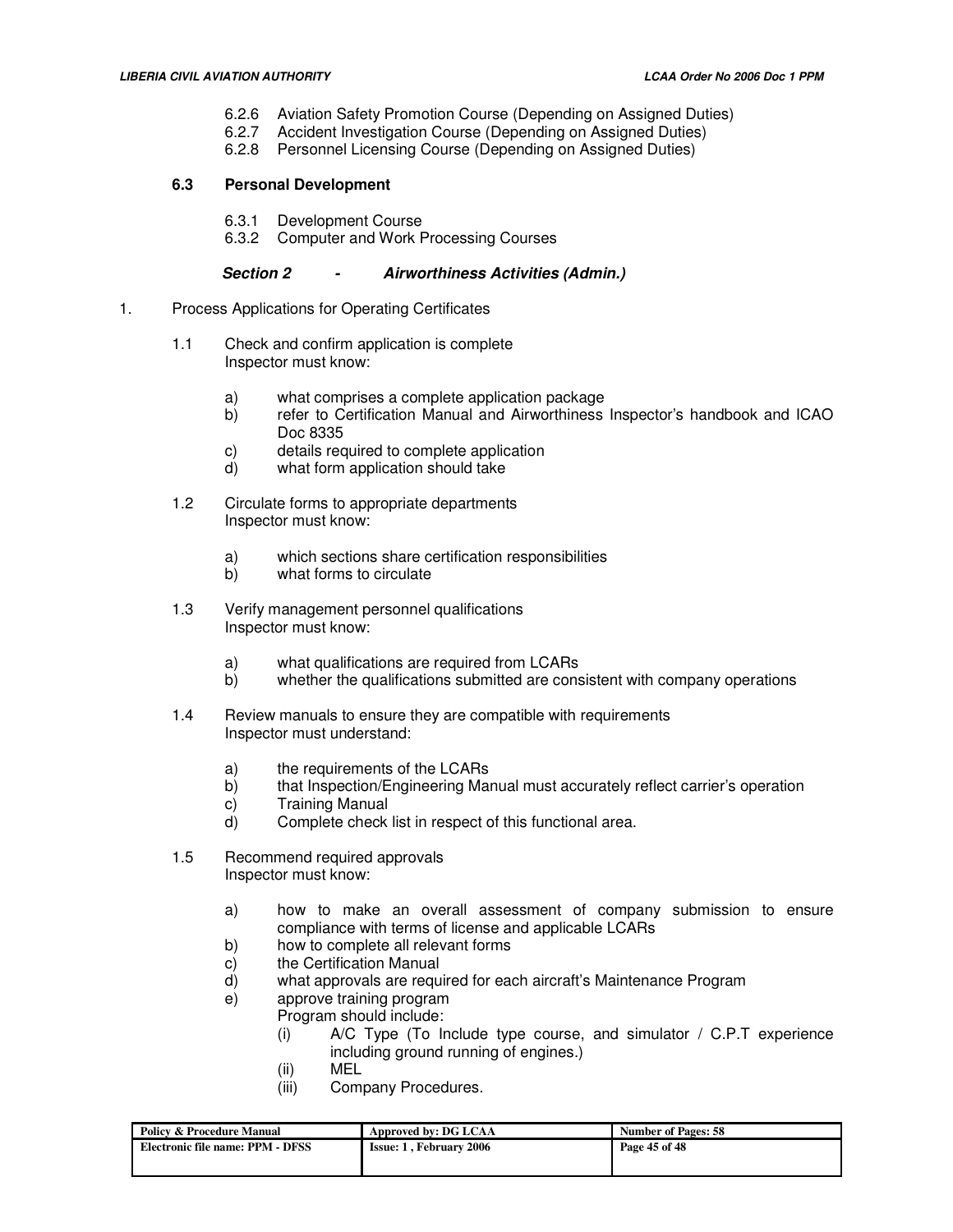6.2.6 Aviation Safety Promotion Course (Depending on Assigned Duties)
6.2.7 Accident Investigation Course (Depending on Assigned Duties)
6.2.8 Personnel Licensing Course (Depending on Assigned Duties)

**6.3 Personal Development**

6.3.1 Development Course
6.3.2 Computer and Work Processing Courses

***Section 2 - Airworthiness Activities (Admin.)***

1. Process Applications for Operating Certificates

1.1 Check and confirm application is complete
Inspector must know:

a) what comprises a complete application package
b) refer to Certification Manual and Airworthiness Inspector's handbook and ICAO Doc 8335
c) details required to complete application
d) what form application should take

1.2 Circulate forms to appropriate departments
Inspector must know:

a) which sections share certification responsibilities
b) what forms to circulate

1.3 Verify management personnel qualifications
Inspector must know:

a) what qualifications are required from LCARs
b) whether the qualifications submitted are consistent with company operations

1.4 Review manuals to ensure they are compatible with requirements
Inspector must understand:

a) the requirements of the LCARs
b) that Inspection/Engineering Manual must accurately reflect carrier's operation
c) Training Manual
d) Complete check list in respect of this functional area.

1.5 Recommend required approvals
Inspector must know:

a) how to make an overall assessment of company submission to ensure compliance with terms of license and applicable LCARs
b) how to complete all relevant forms
c) the Certification Manual
d) what approvals are required for each aircraft's Maintenance Program
e) approve training program
Program should include:
(i) A/C Type (To Include type course, and simulator / C.P.T experience including ground running of engines.)
(ii) MEL
(iii) Company Procedures.

| Policy & Procedure Manual | Approved by: DG LCAA | Number of Pages: 58 |
| --- | --- | --- |
| Electronic file name: PPM - DFSS | Issue: 1 , February 2006 | |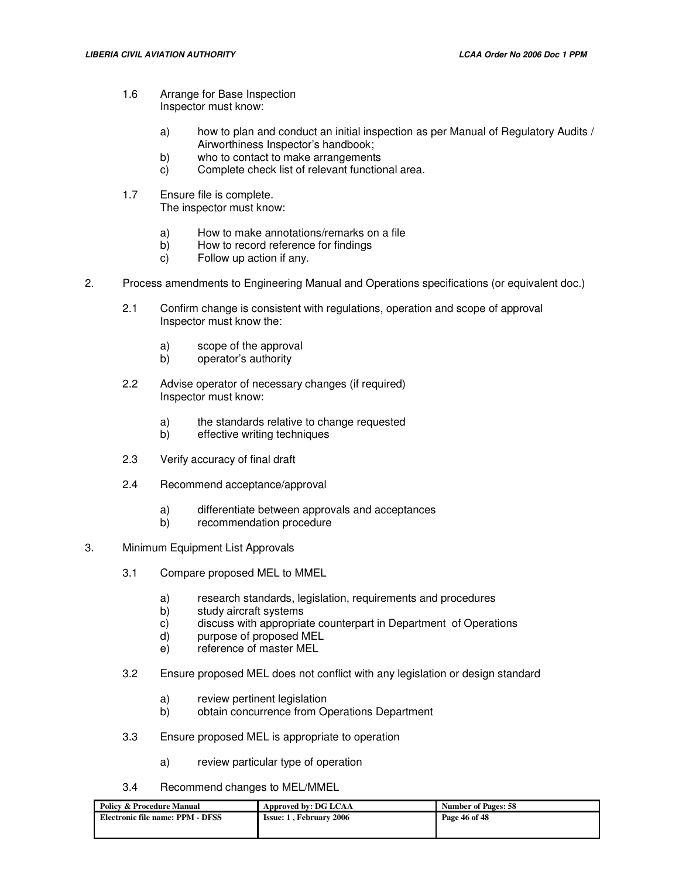1.6 Arrange for Base Inspection
Inspector must know:

a) how to plan and conduct an initial inspection as per Manual of Regulatory Audits / Airworthiness Inspector's handbook;
b) who to contact to make arrangements
c) Complete check list of relevant functional area.

1.7 Ensure file is complete.
The inspector must know:

a) How to make annotations/remarks on a file
b) How to record reference for findings
c) Follow up action if any.

2. Process amendments to Engineering Manual and Operations specifications (or equivalent doc.)

2.1 Confirm change is consistent with regulations, operation and scope of approval
Inspector must know the:

a) scope of the approval
b) operator's authority

2.2 Advise operator of necessary changes (if required)
Inspector must know:

a) the standards relative to change requested
b) effective writing techniques

2.3 Verify accuracy of final draft

2.4 Recommend acceptance/approval

a) differentiate between approvals and acceptances
b) recommendation procedure

3. Minimum Equipment List Approvals

3.1 Compare proposed MEL to MMEL

a) research standards, legislation, requirements and procedures
b) study aircraft systems
c) discuss with appropriate counterpart in Department of Operations
d) purpose of proposed MEL
e) reference of master MEL

3.2 Ensure proposed MEL does not conflict with any legislation or design standard

a) review pertinent legislation
b) obtain concurrence from Operations Department

3.3 Ensure proposed MEL is appropriate to operation

a) review particular type of operation

3.4 Recommend changes to MEL/MMEL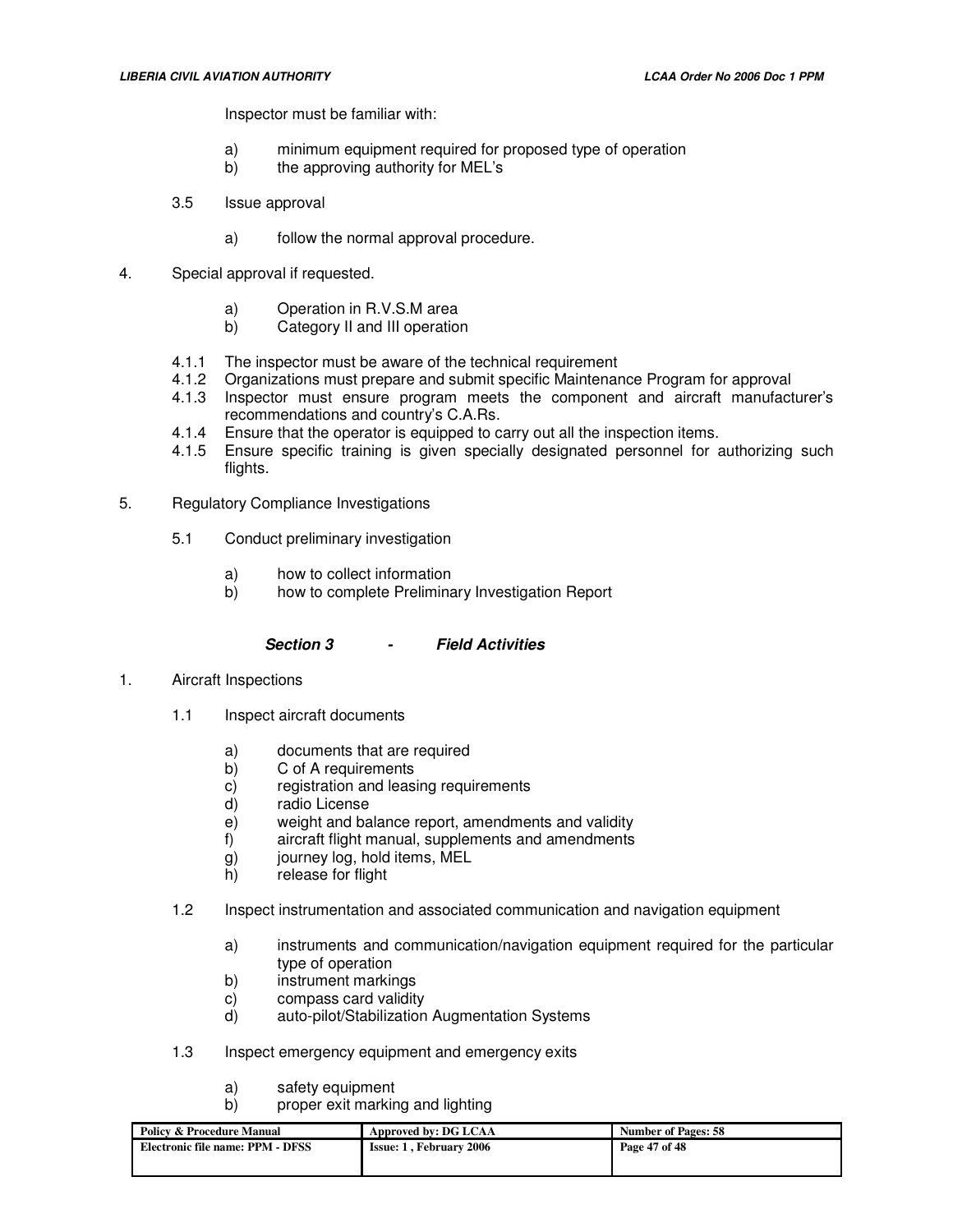Inspector must be familiar with:

a) minimum equipment required for proposed type of operation
b) the approving authority for MEL's

3.5 Issue approval

a) follow the normal approval procedure.

4. Special approval if requested.

a) Operation in R.V.S.M area
b) Category II and III operation

4.1.1 The inspector must be aware of the technical requirement
4.1.2 Organizations must prepare and submit specific Maintenance Program for approval
4.1.3 Inspector must ensure program meets the component and aircraft manufacturer's recommendations and country's C.A.Rs.
4.1.4 Ensure that the operator is equipped to carry out all the inspection items.
4.1.5 Ensure specific training is given specially designated personnel for authorizing such flights.

5. Regulatory Compliance Investigations

5.1 Conduct preliminary investigation

a) how to collect information
b) how to complete Preliminary Investigation Report

### *Section 3 - Field Activities*

1. Aircraft Inspections

1.1 Inspect aircraft documents

a) documents that are required
b) C of A requirements
c) registration and leasing requirements
d) radio License
e) weight and balance report, amendments and validity
f) aircraft flight manual, supplements and amendments
g) journey log, hold items, MEL
h) release for flight

1.2 Inspect instrumentation and associated communication and navigation equipment

a) instruments and communication/navigation equipment required for the particular type of operation
b) instrument markings
c) compass card validity
d) auto-pilot/Stabilization Augmentation Systems

1.3 Inspect emergency equipment and emergency exits

a) safety equipment
b) proper exit marking and lighting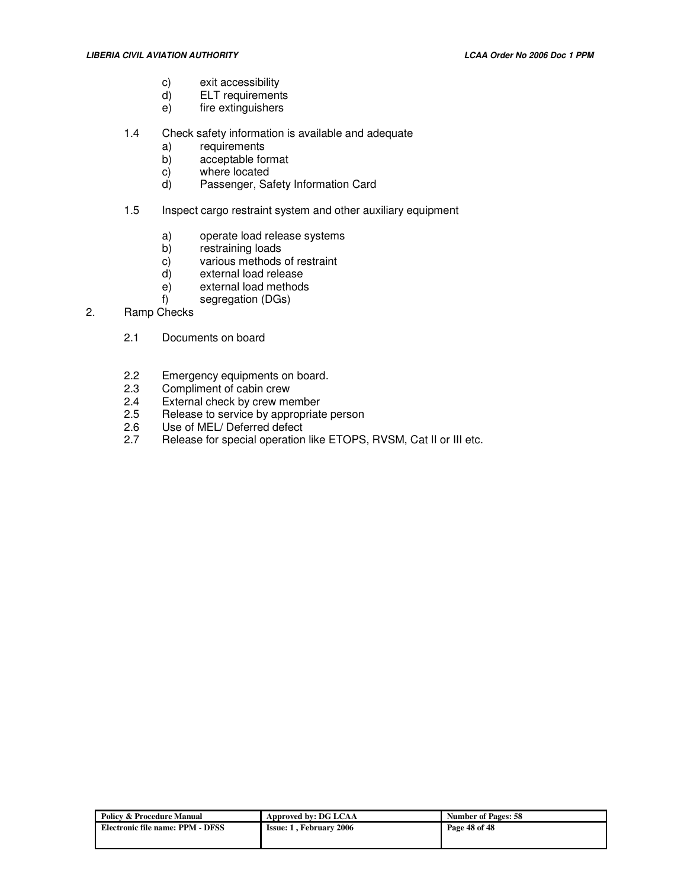c) exit accessibility
d) ELT requirements
e) fire extinguishers

1.4 Check safety information is available and adequate
a) requirements
b) acceptable format
c) where located
d) Passenger, Safety Information Card

1.5 Inspect cargo restraint system and other auxiliary equipment

a) operate load release systems
b) restraining loads
c) various methods of restraint
d) external load release
e) external load methods
f) segregation (DGs)

2. Ramp Checks

2.1 Documents on board

2.2 Emergency equipments on board.
2.3 Compliment of cabin crew
2.4 External check by crew member
2.5 Release to service by appropriate person
2.6 Use of MEL/ Deferred defect
2.7 Release for special operation like ETOPS, RVSM, Cat II or III etc.